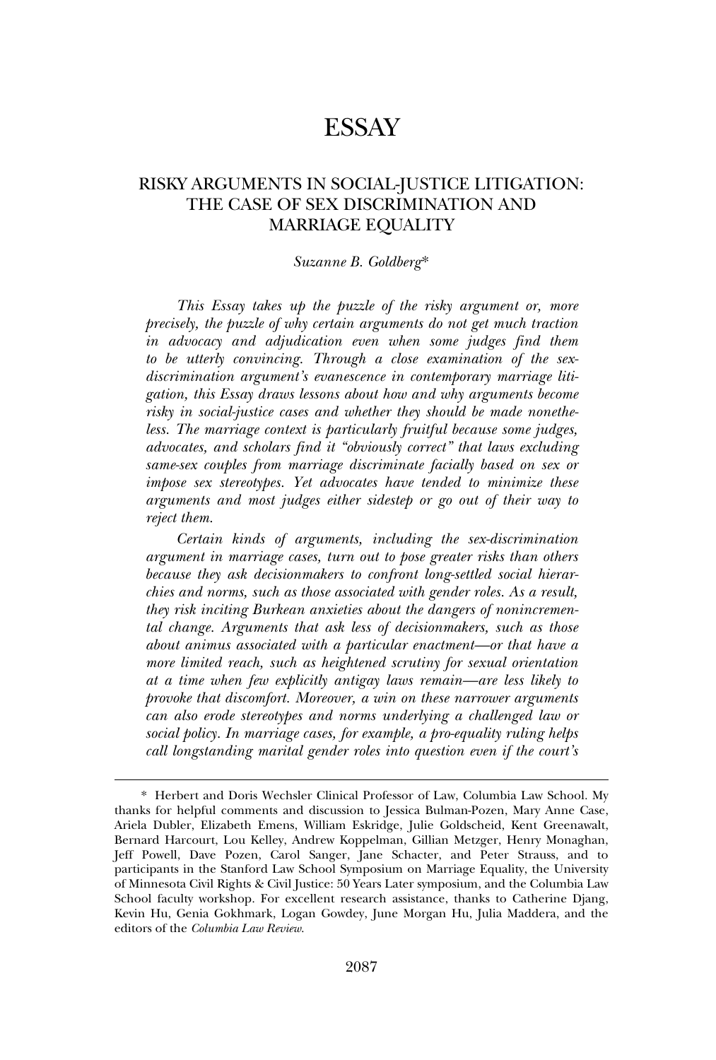# ESSAY

## RISKY ARGUMENTS IN SOCIAL-JUSTICE LITIGATION: THE CASE OF SEX DISCRIMINATION AND MARRIAGE EQUALITY

*Suzanne B. Goldberg**

*This Essay takes up the puzzle of the risky argument or, more precisely, the puzzle of why certain arguments do not get much traction in advocacy and adjudication even when some judges find them to be utterly convincing. Through a close examination of the sex-discrimination argument's evanescence in contemporary marriage litigation, this Essay draws lessons about how and why arguments become risky in social-justice cases and whether they should be made nonetheless. The marriage context is particularly fruitful because some judges, advocates, and scholars find it "obviously correct" that laws excluding same-sex couples from marriage discriminate facially based on sex or impose sex stereotypes. Yet advocates have tended to minimize these arguments and most judges either sidestep or go out of their way to reject them.*

*Certain kinds of arguments, including the sex-discrimination argument in marriage cases, turn out to pose greater risks than others because they ask decisionmakers to confront long-settled social hierarchies and norms, such as those associated with gender roles. As a result, they risk inciting Burkean anxieties about the dangers of nonincremental change. Arguments that ask less of decisionmakers, such as those about animus associated with a particular enactment—or that have a more limited reach, such as heightened scrutiny for sexual orientation at a time when few explicitly antigay laws remain—are less likely to provoke that discomfort. Moreover, a win on these narrower arguments can also erode stereotypes and norms underlying a challenged law or social policy. In marriage cases, for example, a pro-equality ruling helps call longstanding marital gender roles into question even if the court's*

---

\* Herbert and Doris Wechsler Clinical Professor of Law, Columbia Law School. My thanks for helpful comments and discussion to Jessica Bulman-Pozen, Mary Anne Case, Ariela Dubler, Elizabeth Emens, William Eskridge, Julie Goldscheid, Kent Greenawalt, Bernard Harcourt, Lou Kelley, Andrew Koppelman, Gillian Metzger, Henry Monaghan, Jeff Powell, Dave Pozen, Carol Sanger, Jane Schacter, and Peter Strauss, and to participants in the Stanford Law School Symposium on Marriage Equality, the University of Minnesota Civil Rights & Civil Justice: 50 Years Later symposium, and the Columbia Law School faculty workshop. For excellent research assistance, thanks to Catherine Djang, Kevin Hu, Genia Gokhmark, Logan Gowdey, June Morgan Hu, Julia Maddera, and the editors of the *Columbia Law Review*.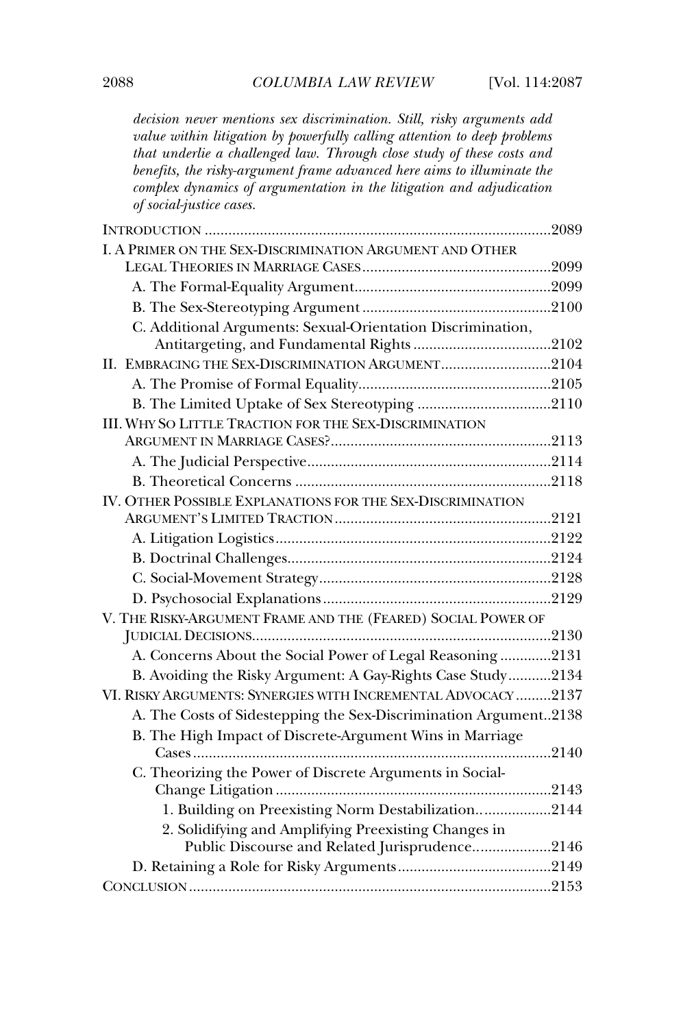*decision never mentions sex discrimination. Still, risky arguments add value within litigation by powerfully calling attention to deep problems that underlie a challenged law. Through close study of these costs and benefits, the risky-argument frame advanced here aims to illuminate the complex dynamics of argumentation in the litigation and adjudication of social-justice cases.*

INTRODUCTION .......... 2089

I. A PRIMER ON THE SEX-DISCRIMINATION ARGUMENT AND OTHER LEGAL THEORIES IN MARRIAGE CASES .......... 2099
- A. The Formal-Equality Argument .......... 2099
- B. The Sex-Stereotyping Argument .......... 2100
- C. Additional Arguments: Sexual-Orientation Discrimination, Antitargeting, and Fundamental Rights .......... 2102

II. EMBRACING THE SEX-DISCRIMINATION ARGUMENT .......... 2104
- A. The Promise of Formal Equality .......... 2105
- B. The Limited Uptake of Sex Stereotyping .......... 2110

III. WHY SO LITTLE TRACTION FOR THE SEX-DISCRIMINATION ARGUMENT IN MARRIAGE CASES? .......... 2113
- A. The Judicial Perspective .......... 2114
- B. Theoretical Concerns .......... 2118

IV. OTHER POSSIBLE EXPLANATIONS FOR THE SEX-DISCRIMINATION ARGUMENT'S LIMITED TRACTION .......... 2121
- A. Litigation Logistics .......... 2122
- B. Doctrinal Challenges .......... 2124
- C. Social-Movement Strategy .......... 2128
- D. Psychosocial Explanations .......... 2129

V. THE RISKY-ARGUMENT FRAME AND THE (FEARED) SOCIAL POWER OF JUDICIAL DECISIONS .......... 2130
- A. Concerns About the Social Power of Legal Reasoning .......... 2131
- B. Avoiding the Risky Argument: A Gay-Rights Case Study .......... 2134

VI. RISKY ARGUMENTS: SYNERGIES WITH INCREMENTAL ADVOCACY .......... 2137
- A. The Costs of Sidestepping the Sex-Discrimination Argument .......... 2138
- B. The High Impact of Discrete-Argument Wins in Marriage Cases .......... 2140
- C. Theorizing the Power of Discrete Arguments in Social-Change Litigation .......... 2143
  - 1. Building on Preexisting Norm Destabilization .......... 2144
  - 2. Solidifying and Amplifying Preexisting Changes in Public Discourse and Related Jurisprudence .......... 2146
- D. Retaining a Role for Risky Arguments .......... 2149

CONCLUSION .......... 2153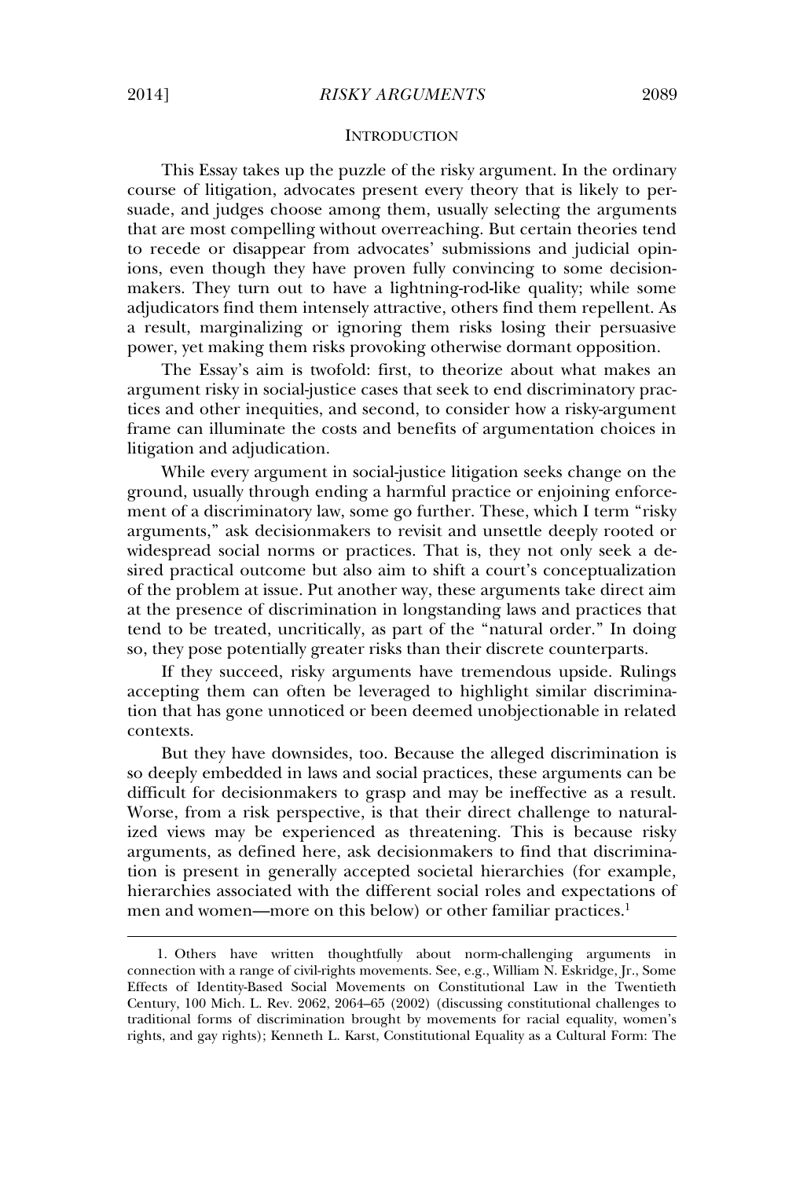## INTRODUCTION

This Essay takes up the puzzle of the risky argument. In the ordinary course of litigation, advocates present every theory that is likely to persuade, and judges choose among them, usually selecting the arguments that are most compelling without overreaching. But certain theories tend to recede or disappear from advocates' submissions and judicial opinions, even though they have proven fully convincing to some decisionmakers. They turn out to have a lightning-rod-like quality; while some adjudicators find them intensely attractive, others find them repellent. As a result, marginalizing or ignoring them risks losing their persuasive power, yet making them risks provoking otherwise dormant opposition.

The Essay's aim is twofold: first, to theorize about what makes an argument risky in social-justice cases that seek to end discriminatory practices and other inequities, and second, to consider how a risky-argument frame can illuminate the costs and benefits of argumentation choices in litigation and adjudication.

While every argument in social-justice litigation seeks change on the ground, usually through ending a harmful practice or enjoining enforcement of a discriminatory law, some go further. These, which I term "risky arguments," ask decisionmakers to revisit and unsettle deeply rooted or widespread social norms or practices. That is, they not only seek a desired practical outcome but also aim to shift a court's conceptualization of the problem at issue. Put another way, these arguments take direct aim at the presence of discrimination in longstanding laws and practices that tend to be treated, uncritically, as part of the "natural order." In doing so, they pose potentially greater risks than their discrete counterparts.

If they succeed, risky arguments have tremendous upside. Rulings accepting them can often be leveraged to highlight similar discrimination that has gone unnoticed or been deemed unobjectionable in related contexts.

But they have downsides, too. Because the alleged discrimination is so deeply embedded in laws and social practices, these arguments can be difficult for decisionmakers to grasp and may be ineffective as a result. Worse, from a risk perspective, is that their direct challenge to naturalized views may be experienced as threatening. This is because risky arguments, as defined here, ask decisionmakers to find that discrimination is present in generally accepted societal hierarchies (for example, hierarchies associated with the different social roles and expectations of men and women—more on this below) or other familiar practices.[1]

---

1. Others have written thoughtfully about norm-challenging arguments in connection with a range of civil-rights movements. See, e.g., William N. Eskridge, Jr., Some Effects of Identity-Based Social Movements on Constitutional Law in the Twentieth Century, 100 Mich. L. Rev. 2062, 2064–65 (2002) (discussing constitutional challenges to traditional forms of discrimination brought by movements for racial equality, women's rights, and gay rights); Kenneth L. Karst, Constitutional Equality as a Cultural Form: The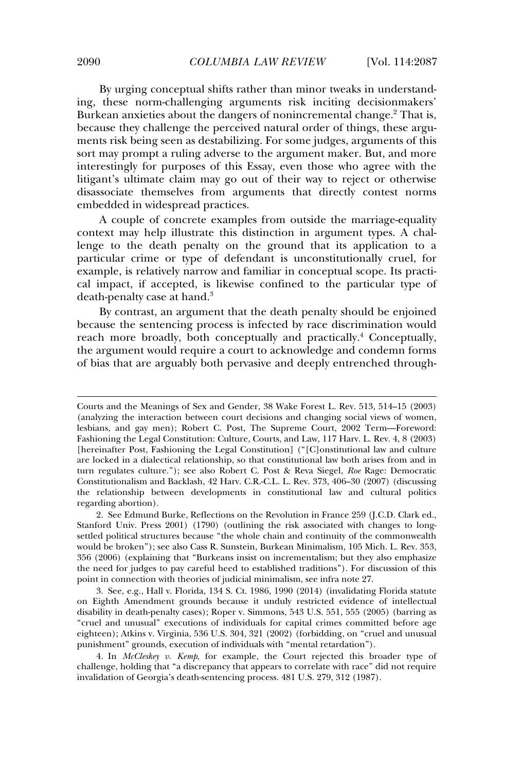By urging conceptual shifts rather than minor tweaks in understanding, these norm-challenging arguments risk inciting decisionmakers' Burkean anxieties about the dangers of nonincremental change.[2] That is, because they challenge the perceived natural order of things, these arguments risk being seen as destabilizing. For some judges, arguments of this sort may prompt a ruling adverse to the argument maker. But, and more interestingly for purposes of this Essay, even those who agree with the litigant's ultimate claim may go out of their way to reject or otherwise disassociate themselves from arguments that directly contest norms embedded in widespread practices.

A couple of concrete examples from outside the marriage-equality context may help illustrate this distinction in argument types. A challenge to the death penalty on the ground that its application to a particular crime or type of defendant is unconstitutionally cruel, for example, is relatively narrow and familiar in conceptual scope. Its practical impact, if accepted, is likewise confined to the particular type of death-penalty case at hand.[3]

By contrast, an argument that the death penalty should be enjoined because the sentencing process is infected by race discrimination would reach more broadly, both conceptually and practically.[4] Conceptually, the argument would require a court to acknowledge and condemn forms of bias that are arguably both pervasive and deeply entrenched through-

---

Courts and the Meanings of Sex and Gender, 38 Wake Forest L. Rev. 513, 514–15 (2003) (analyzing the interaction between court decisions and changing social views of women, lesbians, and gay men); Robert C. Post, The Supreme Court, 2002 Term—Foreword: Fashioning the Legal Constitution: Culture, Courts, and Law, 117 Harv. L. Rev. 4, 8 (2003) [hereinafter Post, Fashioning the Legal Constitution] ("[C]onstitutional law and culture are locked in a dialectical relationship, so that constitutional law both arises from and in turn regulates culture."); see also Robert C. Post & Reva Siegel, *Roe* Rage: Democratic Constitutionalism and Backlash, 42 Harv. C.R.-C.L. L. Rev. 373, 406–30 (2007) (discussing the relationship between developments in constitutional law and cultural politics regarding abortion).

2. See Edmund Burke, Reflections on the Revolution in France 259 (J.C.D. Clark ed., Stanford Univ. Press 2001) (1790) (outlining the risk associated with changes to long-settled political structures because "the whole chain and continuity of the commonwealth would be broken"); see also Cass R. Sunstein, Burkean Minimalism, 105 Mich. L. Rev. 353, 356 (2006) (explaining that "Burkeans insist on incrementalism; but they also emphasize the need for judges to pay careful heed to established traditions"). For discussion of this point in connection with theories of judicial minimalism, see infra note 27.

3. See, e.g., Hall v. Florida, 134 S. Ct. 1986, 1990 (2014) (invalidating Florida statute on Eighth Amendment grounds because it unduly restricted evidence of intellectual disability in death-penalty cases); Roper v. Simmons, 543 U.S. 551, 555 (2005) (barring as "cruel and unusual" executions of individuals for capital crimes committed before age eighteen); Atkins v. Virginia, 536 U.S. 304, 321 (2002) (forbidding, on "cruel and unusual punishment" grounds, execution of individuals with "mental retardation").

4. In *McCleskey v. Kemp*, for example, the Court rejected this broader type of challenge, holding that "a discrepancy that appears to correlate with race" did not require invalidation of Georgia's death-sentencing process. 481 U.S. 279, 312 (1987).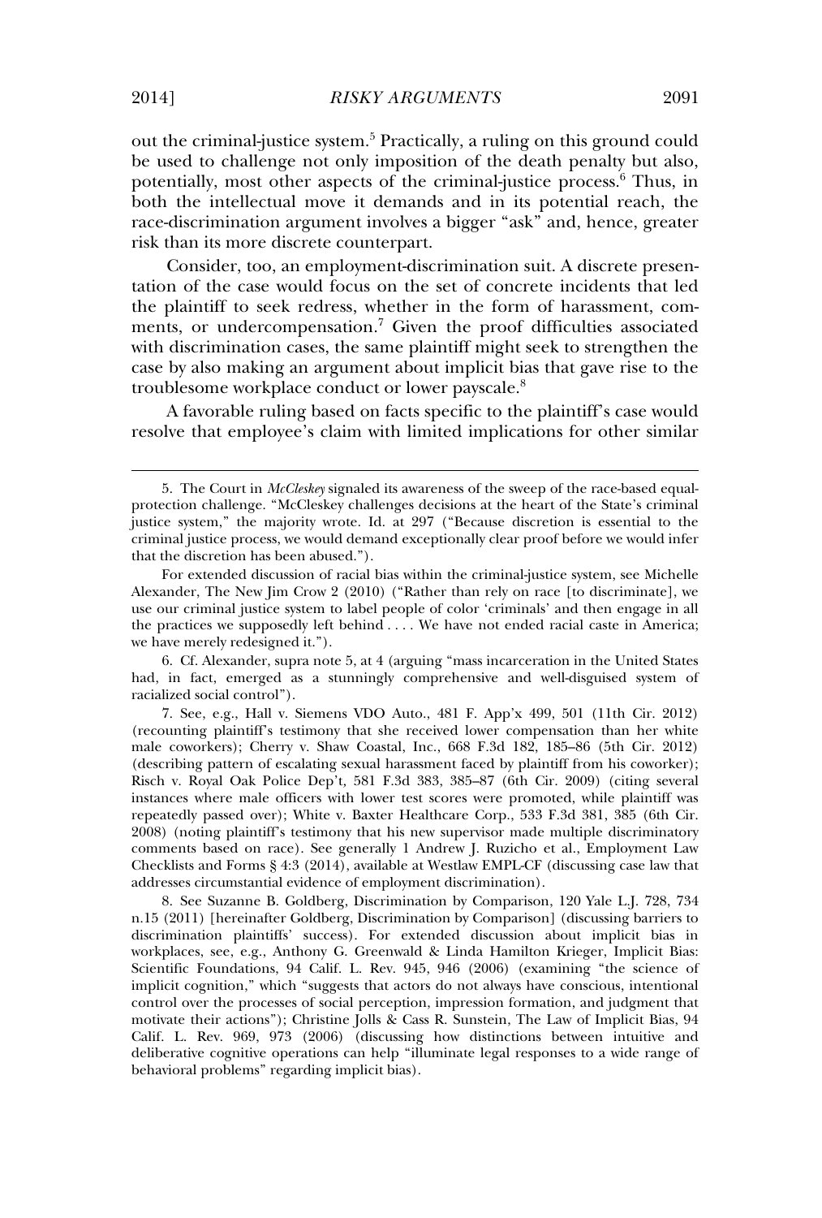out the criminal-justice system.[5] Practically, a ruling on this ground could be used to challenge not only imposition of the death penalty but also, potentially, most other aspects of the criminal-justice process.[6] Thus, in both the intellectual move it demands and in its potential reach, the race-discrimination argument involves a bigger "ask" and, hence, greater risk than its more discrete counterpart.

Consider, too, an employment-discrimination suit. A discrete presentation of the case would focus on the set of concrete incidents that led the plaintiff to seek redress, whether in the form of harassment, comments, or undercompensation.[7] Given the proof difficulties associated with discrimination cases, the same plaintiff might seek to strengthen the case by also making an argument about implicit bias that gave rise to the troublesome workplace conduct or lower payscale.[8]

A favorable ruling based on facts specific to the plaintiff's case would resolve that employee's claim with limited implications for other similar

---

5. The Court in *McCleskey* signaled its awareness of the sweep of the race-based equal-protection challenge. "McCleskey challenges decisions at the heart of the State's criminal justice system," the majority wrote. Id. at 297 ("Because discretion is essential to the criminal justice process, we would demand exceptionally clear proof before we would infer that the discretion has been abused.").

For extended discussion of racial bias within the criminal-justice system, see Michelle Alexander, The New Jim Crow 2 (2010) ("Rather than rely on race [to discriminate], we use our criminal justice system to label people of color 'criminals' and then engage in all the practices we supposedly left behind . . . . We have not ended racial caste in America; we have merely redesigned it.").

6. Cf. Alexander, supra note 5, at 4 (arguing "mass incarceration in the United States had, in fact, emerged as a stunningly comprehensive and well-disguised system of racialized social control").

7. See, e.g., Hall v. Siemens VDO Auto., 481 F. App'x 499, 501 (11th Cir. 2012) (recounting plaintiff's testimony that she received lower compensation than her white male coworkers); Cherry v. Shaw Coastal, Inc., 668 F.3d 182, 185–86 (5th Cir. 2012) (describing pattern of escalating sexual harassment faced by plaintiff from his coworker); Risch v. Royal Oak Police Dep't, 581 F.3d 383, 385–87 (6th Cir. 2009) (citing several instances where male officers with lower test scores were promoted, while plaintiff was repeatedly passed over); White v. Baxter Healthcare Corp., 533 F.3d 381, 385 (6th Cir. 2008) (noting plaintiff's testimony that his new supervisor made multiple discriminatory comments based on race). See generally 1 Andrew J. Ruzicho et al., Employment Law Checklists and Forms § 4:3 (2014), available at Westlaw EMPL-CF (discussing case law that addresses circumstantial evidence of employment discrimination).

8. See Suzanne B. Goldberg, Discrimination by Comparison, 120 Yale L.J. 728, 734 n.15 (2011) [hereinafter Goldberg, Discrimination by Comparison] (discussing barriers to discrimination plaintiffs' success). For extended discussion about implicit bias in workplaces, see, e.g., Anthony G. Greenwald & Linda Hamilton Krieger, Implicit Bias: Scientific Foundations, 94 Calif. L. Rev. 945, 946 (2006) (examining "the science of implicit cognition," which "suggests that actors do not always have conscious, intentional control over the processes of social perception, impression formation, and judgment that motivate their actions"); Christine Jolls & Cass R. Sunstein, The Law of Implicit Bias, 94 Calif. L. Rev. 969, 973 (2006) (discussing how distinctions between intuitive and deliberative cognitive operations can help "illuminate legal responses to a wide range of behavioral problems" regarding implicit bias).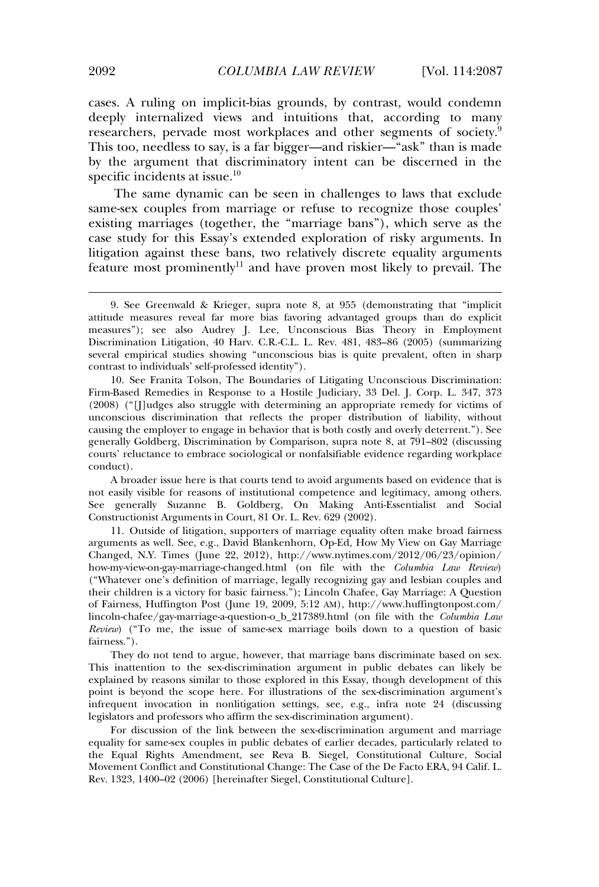cases. A ruling on implicit-bias grounds, by contrast, would condemn deeply internalized views and intuitions that, according to many researchers, pervade most workplaces and other segments of society.[9] This too, needless to say, is a far bigger—and riskier—"ask" than is made by the argument that discriminatory intent can be discerned in the specific incidents at issue.[10]

The same dynamic can be seen in challenges to laws that exclude same-sex couples from marriage or refuse to recognize those couples' existing marriages (together, the "marriage bans"), which serve as the case study for this Essay's extended exploration of risky arguments. In litigation against these bans, two relatively discrete equality arguments feature most prominently[11] and have proven most likely to prevail. The

---

9. See Greenwald & Krieger, supra note 8, at 955 (demonstrating that "implicit attitude measures reveal far more bias favoring advantaged groups than do explicit measures"); see also Audrey J. Lee, Unconscious Bias Theory in Employment Discrimination Litigation, 40 Harv. C.R.-C.L. L. Rev. 481, 483–86 (2005) (summarizing several empirical studies showing "unconscious bias is quite prevalent, often in sharp contrast to individuals' self-professed identity").

10. See Franita Tolson, The Boundaries of Litigating Unconscious Discrimination: Firm-Based Remedies in Response to a Hostile Judiciary, 33 Del. J. Corp. L. 347, 373 (2008) ("[J]udges also struggle with determining an appropriate remedy for victims of unconscious discrimination that reflects the proper distribution of liability, without causing the employer to engage in behavior that is both costly and overly deterrent."). See generally Goldberg, Discrimination by Comparison, supra note 8, at 791–802 (discussing courts' reluctance to embrace sociological or nonfalsifiable evidence regarding workplace conduct).

A broader issue here is that courts tend to avoid arguments based on evidence that is not easily visible for reasons of institutional competence and legitimacy, among others. See generally Suzanne B. Goldberg, On Making Anti-Essentialist and Social Constructionist Arguments in Court, 81 Or. L. Rev. 629 (2002).

11. Outside of litigation, supporters of marriage equality often make broad fairness arguments as well. See, e.g., David Blankenhorn, Op-Ed, How My View on Gay Marriage Changed, N.Y. Times (June 22, 2012), http://www.nytimes.com/2012/06/23/opinion/how-my-view-on-gay-marriage-changed.html (on file with the *Columbia Law Review*) ("Whatever one's definition of marriage, legally recognizing gay and lesbian couples and their children is a victory for basic fairness."); Lincoln Chafee, Gay Marriage: A Question of Fairness, Huffington Post (June 19, 2009, 5:12 AM), http://www.huffingtonpost.com/lincoln-chafee/gay-marriage-a-question-o_b_217389.html (on file with the *Columbia Law Review*) ("To me, the issue of same-sex marriage boils down to a question of basic fairness.").

They do not tend to argue, however, that marriage bans discriminate based on sex. This inattention to the sex-discrimination argument in public debates can likely be explained by reasons similar to those explored in this Essay, though development of this point is beyond the scope here. For illustrations of the sex-discrimination argument's infrequent invocation in nonlitigation settings, see, e.g., infra note 24 (discussing legislators and professors who affirm the sex-discrimination argument).

For discussion of the link between the sex-discrimination argument and marriage equality for same-sex couples in public debates of earlier decades, particularly related to the Equal Rights Amendment, see Reva B. Siegel, Constitutional Culture, Social Movement Conflict and Constitutional Change: The Case of the De Facto ERA, 94 Calif. L. Rev. 1323, 1400–02 (2006) [hereinafter Siegel, Constitutional Culture].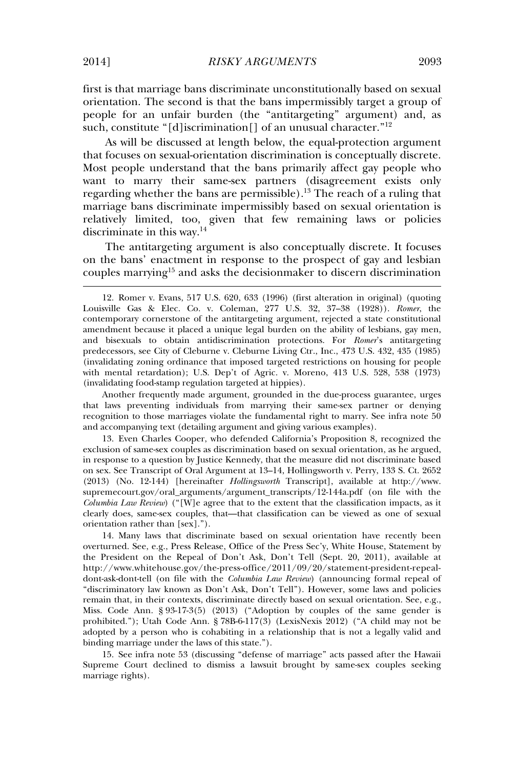first is that marriage bans discriminate unconstitutionally based on sexual orientation. The second is that the bans impermissibly target a group of people for an unfair burden (the "antitargeting" argument) and, as such, constitute "[d]iscrimination[] of an unusual character."[12]

As will be discussed at length below, the equal-protection argument that focuses on sexual-orientation discrimination is conceptually discrete. Most people understand that the bans primarily affect gay people who want to marry their same-sex partners (disagreement exists only regarding whether the bans are permissible).[13] The reach of a ruling that marriage bans discriminate impermissibly based on sexual orientation is relatively limited, too, given that few remaining laws or policies discriminate in this way.[14]

The antitargeting argument is also conceptually discrete. It focuses on the bans' enactment in response to the prospect of gay and lesbian couples marrying[15] and asks the decisionmaker to discern discrimination

---

12. Romer v. Evans, 517 U.S. 620, 633 (1996) (first alteration in original) (quoting Louisville Gas & Elec. Co. v. Coleman, 277 U.S. 32, 37–38 (1928)). *Romer*, the contemporary cornerstone of the antitargeting argument, rejected a state constitutional amendment because it placed a unique legal burden on the ability of lesbians, gay men, and bisexuals to obtain antidiscrimination protections. For *Romer*'s antitargeting predecessors, see City of Cleburne v. Cleburne Living Ctr., Inc., 473 U.S. 432, 435 (1985) (invalidating zoning ordinance that imposed targeted restrictions on housing for people with mental retardation); U.S. Dep't of Agric. v. Moreno, 413 U.S. 528, 538 (1973) (invalidating food-stamp regulation targeted at hippies).

Another frequently made argument, grounded in the due-process guarantee, urges that laws preventing individuals from marrying their same-sex partner or denying recognition to those marriages violate the fundamental right to marry. See infra note 50 and accompanying text (detailing argument and giving various examples).

13. Even Charles Cooper, who defended California's Proposition 8, recognized the exclusion of same-sex couples as discrimination based on sexual orientation, as he argued, in response to a question by Justice Kennedy, that the measure did not discriminate based on sex. See Transcript of Oral Argument at 13–14, Hollingsworth v. Perry, 133 S. Ct. 2652 (2013) (No. 12-144) [hereinafter *Hollingsworth* Transcript], available at http://www.supremecourt.gov/oral_arguments/argument_transcripts/12-144a.pdf (on file with the *Columbia Law Review*) ("[W]e agree that to the extent that the classification impacts, as it clearly does, same-sex couples, that—that classification can be viewed as one of sexual orientation rather than [sex].").

14. Many laws that discriminate based on sexual orientation have recently been overturned. See, e.g., Press Release, Office of the Press Sec'y, White House, Statement by the President on the Repeal of Don't Ask, Don't Tell (Sept. 20, 2011), available at http://www.whitehouse.gov/the-press-office/2011/09/20/statement-president-repeal-dont-ask-dont-tell (on file with the *Columbia Law Review*) (announcing formal repeal of "discriminatory law known as Don't Ask, Don't Tell"). However, some laws and policies remain that, in their contexts, discriminate directly based on sexual orientation. See, e.g., Miss. Code Ann. § 93-17-3(5) (2013) ("Adoption by couples of the same gender is prohibited."); Utah Code Ann. § 78B-6-117(3) (LexisNexis 2012) ("A child may not be adopted by a person who is cohabiting in a relationship that is not a legally valid and binding marriage under the laws of this state.").

15. See infra note 53 (discussing "defense of marriage" acts passed after the Hawaii Supreme Court declined to dismiss a lawsuit brought by same-sex couples seeking marriage rights).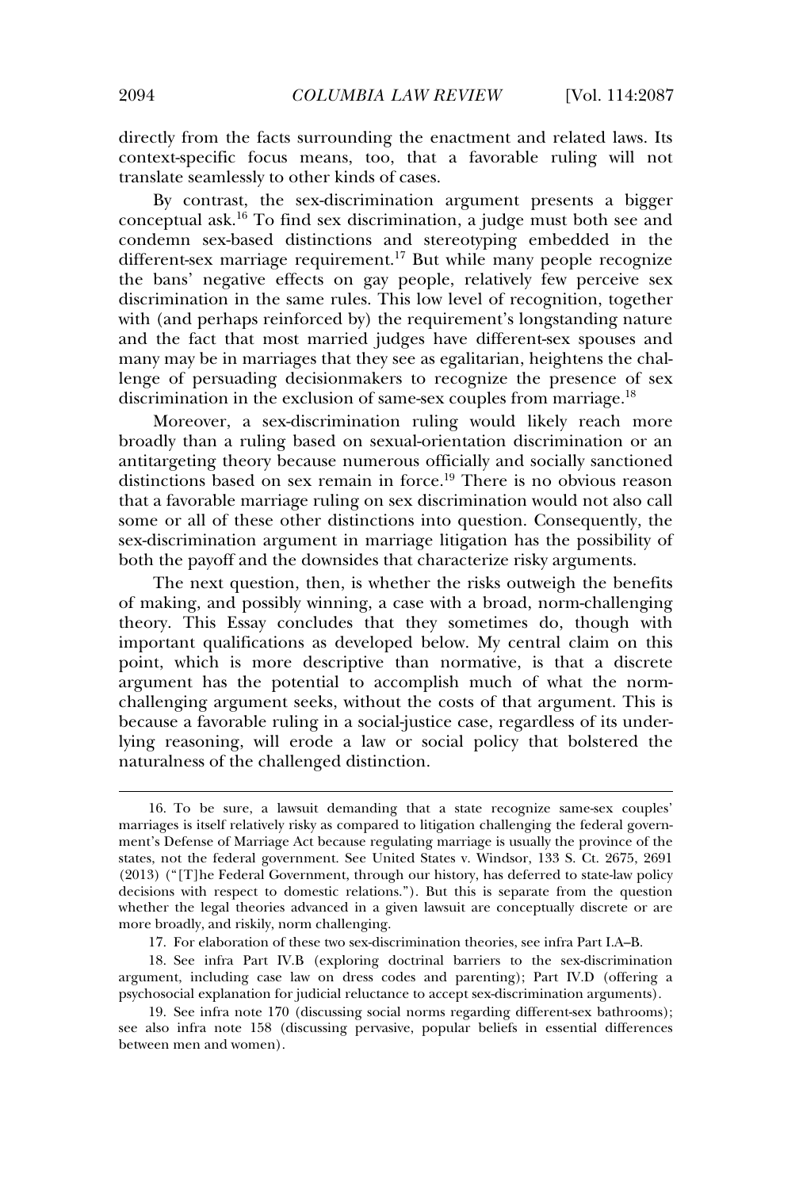directly from the facts surrounding the enactment and related laws. Its context-specific focus means, too, that a favorable ruling will not translate seamlessly to other kinds of cases.

By contrast, the sex-discrimination argument presents a bigger conceptual ask.[16] To find sex discrimination, a judge must both see and condemn sex-based distinctions and stereotyping embedded in the different-sex marriage requirement.[17] But while many people recognize the bans' negative effects on gay people, relatively few perceive sex discrimination in the same rules. This low level of recognition, together with (and perhaps reinforced by) the requirement's longstanding nature and the fact that most married judges have different-sex spouses and many may be in marriages that they see as egalitarian, heightens the challenge of persuading decisionmakers to recognize the presence of sex discrimination in the exclusion of same-sex couples from marriage.[18]

Moreover, a sex-discrimination ruling would likely reach more broadly than a ruling based on sexual-orientation discrimination or an antitargeting theory because numerous officially and socially sanctioned distinctions based on sex remain in force.[19] There is no obvious reason that a favorable marriage ruling on sex discrimination would not also call some or all of these other distinctions into question. Consequently, the sex-discrimination argument in marriage litigation has the possibility of both the payoff and the downsides that characterize risky arguments.

The next question, then, is whether the risks outweigh the benefits of making, and possibly winning, a case with a broad, norm-challenging theory. This Essay concludes that they sometimes do, though with important qualifications as developed below. My central claim on this point, which is more descriptive than normative, is that a discrete argument has the potential to accomplish much of what the norm-challenging argument seeks, without the costs of that argument. This is because a favorable ruling in a social-justice case, regardless of its underlying reasoning, will erode a law or social policy that bolstered the naturalness of the challenged distinction.

---

16. To be sure, a lawsuit demanding that a state recognize same-sex couples' marriages is itself relatively risky as compared to litigation challenging the federal government's Defense of Marriage Act because regulating marriage is usually the province of the states, not the federal government. See United States v. Windsor, 133 S. Ct. 2675, 2691 (2013) ("[T]he Federal Government, through our history, has deferred to state-law policy decisions with respect to domestic relations."). But this is separate from the question whether the legal theories advanced in a given lawsuit are conceptually discrete or are more broadly, and riskily, norm challenging.

17. For elaboration of these two sex-discrimination theories, see infra Part I.A–B.

18. See infra Part IV.B (exploring doctrinal barriers to the sex-discrimination argument, including case law on dress codes and parenting); Part IV.D (offering a psychosocial explanation for judicial reluctance to accept sex-discrimination arguments).

19. See infra note 170 (discussing social norms regarding different-sex bathrooms); see also infra note 158 (discussing pervasive, popular beliefs in essential differences between men and women).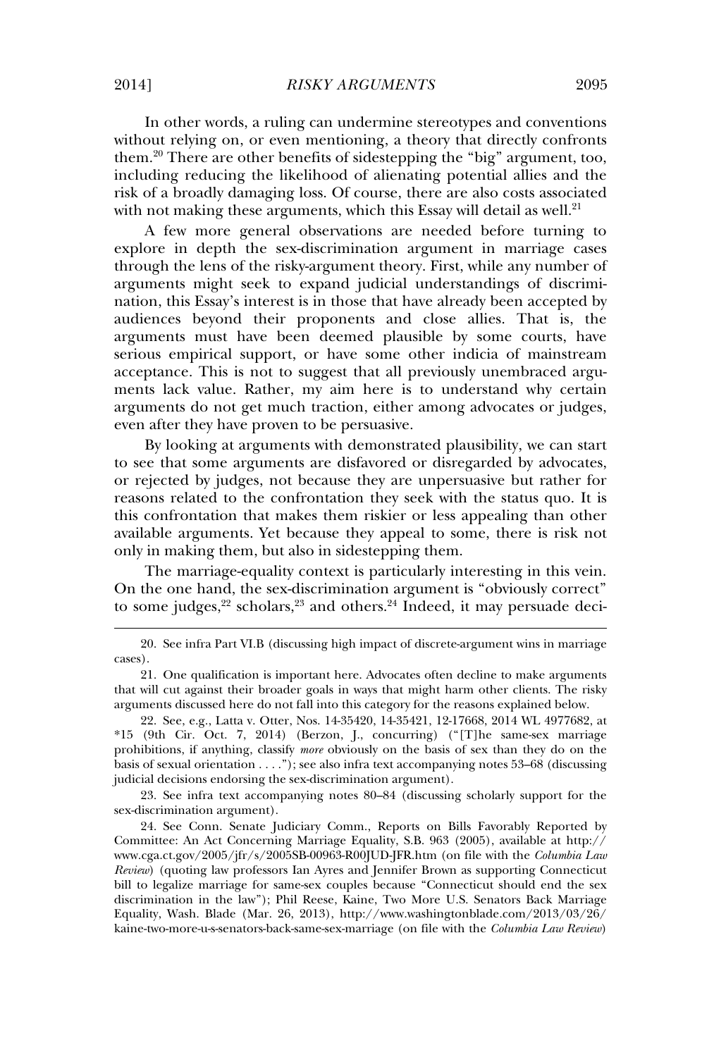In other words, a ruling can undermine stereotypes and conventions without relying on, or even mentioning, a theory that directly confronts them.[20] There are other benefits of sidestepping the "big" argument, too, including reducing the likelihood of alienating potential allies and the risk of a broadly damaging loss. Of course, there are also costs associated with not making these arguments, which this Essay will detail as well.[21]

A few more general observations are needed before turning to explore in depth the sex-discrimination argument in marriage cases through the lens of the risky-argument theory. First, while any number of arguments might seek to expand judicial understandings of discrimination, this Essay's interest is in those that have already been accepted by audiences beyond their proponents and close allies. That is, the arguments must have been deemed plausible by some courts, have serious empirical support, or have some other indicia of mainstream acceptance. This is not to suggest that all previously unembraced arguments lack value. Rather, my aim here is to understand why certain arguments do not get much traction, either among advocates or judges, even after they have proven to be persuasive.

By looking at arguments with demonstrated plausibility, we can start to see that some arguments are disfavored or disregarded by advocates, or rejected by judges, not because they are unpersuasive but rather for reasons related to the confrontation they seek with the status quo. It is this confrontation that makes them riskier or less appealing than other available arguments. Yet because they appeal to some, there is risk not only in making them, but also in sidestepping them.

The marriage-equality context is particularly interesting in this vein. On the one hand, the sex-discrimination argument is "obviously correct" to some judges,[22] scholars,[23] and others.[24] Indeed, it may persuade deci-

---

20. See infra Part VI.B (discussing high impact of discrete-argument wins in marriage cases).

21. One qualification is important here. Advocates often decline to make arguments that will cut against their broader goals in ways that might harm other clients. The risky arguments discussed here do not fall into this category for the reasons explained below.

22. See, e.g., Latta v. Otter, Nos. 14-35420, 14-35421, 12-17668, 2014 WL 4977682, at *15 (9th Cir. Oct. 7, 2014) (Berzon, J., concurring) ("[T]he same-sex marriage prohibitions, if anything, classify *more* obviously on the basis of sex than they do on the basis of sexual orientation . . . ."); see also infra text accompanying notes 53–68 (discussing judicial decisions endorsing the sex-discrimination argument).

23. See infra text accompanying notes 80–84 (discussing scholarly support for the sex-discrimination argument).

24. See Conn. Senate Judiciary Comm., Reports on Bills Favorably Reported by Committee: An Act Concerning Marriage Equality, S.B. 963 (2005), available at http://www.cga.ct.gov/2005/jfr/s/2005SB-00963-R00JUD-JFR.htm (on file with the *Columbia Law Review*) (quoting law professors Ian Ayres and Jennifer Brown as supporting Connecticut bill to legalize marriage for same-sex couples because "Connecticut should end the sex discrimination in the law"); Phil Reese, Kaine, Two More U.S. Senators Back Marriage Equality, Wash. Blade (Mar. 26, 2013), http://www.washingtonblade.com/2013/03/26/kaine-two-more-u-s-senators-back-same-sex-marriage (on file with the *Columbia Law Review*)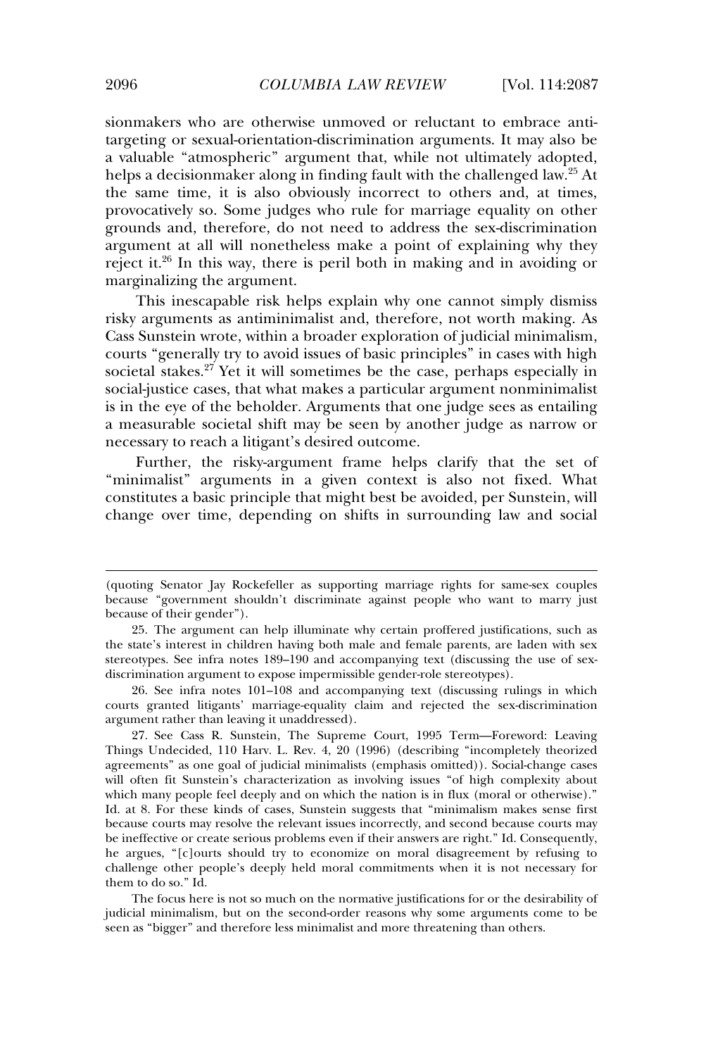sionmakers who are otherwise unmoved or reluctant to embrace anti-targeting or sexual-orientation-discrimination arguments. It may also be a valuable "atmospheric" argument that, while not ultimately adopted, helps a decisionmaker along in finding fault with the challenged law.[25] At the same time, it is also obviously incorrect to others and, at times, provocatively so. Some judges who rule for marriage equality on other grounds and, therefore, do not need to address the sex-discrimination argument at all will nonetheless make a point of explaining why they reject it.[26] In this way, there is peril both in making and in avoiding or marginalizing the argument.

This inescapable risk helps explain why one cannot simply dismiss risky arguments as antiminimalist and, therefore, not worth making. As Cass Sunstein wrote, within a broader exploration of judicial minimalism, courts "generally try to avoid issues of basic principles" in cases with high societal stakes.[27] Yet it will sometimes be the case, perhaps especially in social-justice cases, that what makes a particular argument nonminimalist is in the eye of the beholder. Arguments that one judge sees as entailing a measurable societal shift may be seen by another judge as narrow or necessary to reach a litigant's desired outcome.

Further, the risky-argument frame helps clarify that the set of "minimalist" arguments in a given context is also not fixed. What constitutes a basic principle that might best be avoided, per Sunstein, will change over time, depending on shifts in surrounding law and social

---

(quoting Senator Jay Rockefeller as supporting marriage rights for same-sex couples because "government shouldn't discriminate against people who want to marry just because of their gender").

25. The argument can help illuminate why certain proffered justifications, such as the state's interest in children having both male and female parents, are laden with sex stereotypes. See infra notes 189–190 and accompanying text (discussing the use of sex-discrimination argument to expose impermissible gender-role stereotypes).

26. See infra notes 101–108 and accompanying text (discussing rulings in which courts granted litigants' marriage-equality claim and rejected the sex-discrimination argument rather than leaving it unaddressed).

27. See Cass R. Sunstein, The Supreme Court, 1995 Term—Foreword: Leaving Things Undecided, 110 Harv. L. Rev. 4, 20 (1996) (describing "incompletely theorized agreements" as one goal of judicial minimalists (emphasis omitted)). Social-change cases will often fit Sunstein's characterization as involving issues "of high complexity about which many people feel deeply and on which the nation is in flux (moral or otherwise)." Id. at 8. For these kinds of cases, Sunstein suggests that "minimalism makes sense first because courts may resolve the relevant issues incorrectly, and second because courts may be ineffective or create serious problems even if their answers are right." Id. Consequently, he argues, "[c]ourts should try to economize on moral disagreement by refusing to challenge other people's deeply held moral commitments when it is not necessary for them to do so." Id.

The focus here is not so much on the normative justifications for or the desirability of judicial minimalism, but on the second-order reasons why some arguments come to be seen as "bigger" and therefore less minimalist and more threatening than others.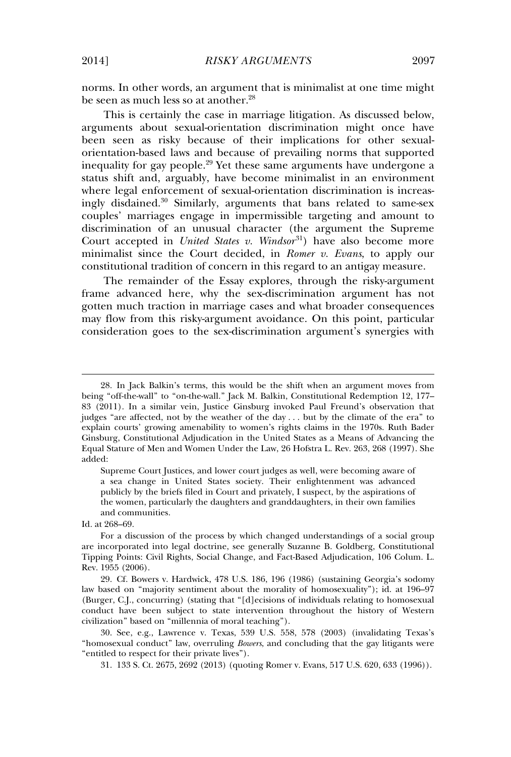norms. In other words, an argument that is minimalist at one time might be seen as much less so at another.[28]

This is certainly the case in marriage litigation. As discussed below, arguments about sexual-orientation discrimination might once have been seen as risky because of their implications for other sexual-orientation-based laws and because of prevailing norms that supported inequality for gay people.[29] Yet these same arguments have undergone a status shift and, arguably, have become minimalist in an environment where legal enforcement of sexual-orientation discrimination is increasingly disdained.[30] Similarly, arguments that bans related to same-sex couples' marriages engage in impermissible targeting and amount to discrimination of an unusual character (the argument the Supreme Court accepted in *United States v. Windsor*[31]) have also become more minimalist since the Court decided, in *Romer v. Evans*, to apply our constitutional tradition of concern in this regard to an antigay measure.

The remainder of the Essay explores, through the risky-argument frame advanced here, why the sex-discrimination argument has not gotten much traction in marriage cases and what broader consequences may flow from this risky-argument avoidance. On this point, particular consideration goes to the sex-discrimination argument's synergies with

---

28. In Jack Balkin's terms, this would be the shift when an argument moves from being "off-the-wall" to "on-the-wall." Jack M. Balkin, Constitutional Redemption 12, 177–83 (2011). In a similar vein, Justice Ginsburg invoked Paul Freund's observation that judges "are affected, not by the weather of the day . . . but by the climate of the era" to explain courts' growing amenability to women's rights claims in the 1970s. Ruth Bader Ginsburg, Constitutional Adjudication in the United States as a Means of Advancing the Equal Stature of Men and Women Under the Law, 26 Hofstra L. Rev. 263, 268 (1997). She added:

> Supreme Court Justices, and lower court judges as well, were becoming aware of a sea change in United States society. Their enlightenment was advanced publicly by the briefs filed in Court and privately, I suspect, by the aspirations of the women, particularly the daughters and granddaughters, in their own families and communities.

Id. at 268–69.

For a discussion of the process by which changed understandings of a social group are incorporated into legal doctrine, see generally Suzanne B. Goldberg, Constitutional Tipping Points: Civil Rights, Social Change, and Fact-Based Adjudication, 106 Colum. L. Rev. 1955 (2006).

29. Cf. Bowers v. Hardwick, 478 U.S. 186, 196 (1986) (sustaining Georgia's sodomy law based on "majority sentiment about the morality of homosexuality"); id. at 196–97 (Burger, C.J., concurring) (stating that "[d]ecisions of individuals relating to homosexual conduct have been subject to state intervention throughout the history of Western civilization" based on "millennia of moral teaching").

30. See, e.g., Lawrence v. Texas, 539 U.S. 558, 578 (2003) (invalidating Texas's "homosexual conduct" law, overruling *Bowers*, and concluding that the gay litigants were "entitled to respect for their private lives").

31. 133 S. Ct. 2675, 2692 (2013) (quoting Romer v. Evans, 517 U.S. 620, 633 (1996)).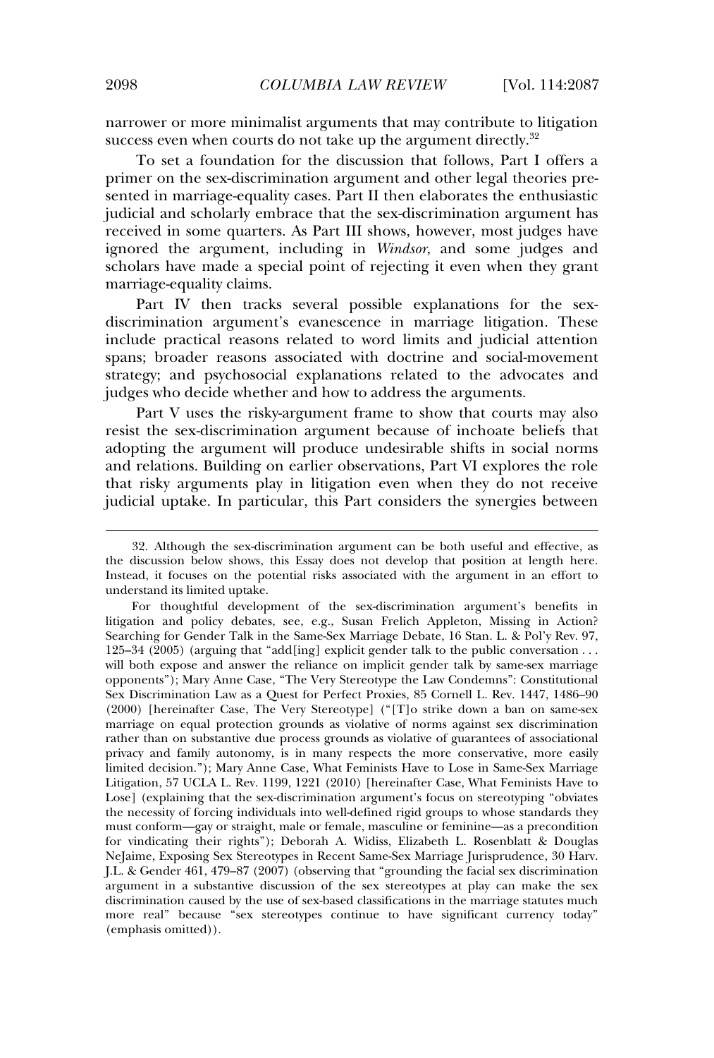narrower or more minimalist arguments that may contribute to litigation success even when courts do not take up the argument directly.[32]

To set a foundation for the discussion that follows, Part I offers a primer on the sex-discrimination argument and other legal theories presented in marriage-equality cases. Part II then elaborates the enthusiastic judicial and scholarly embrace that the sex-discrimination argument has received in some quarters. As Part III shows, however, most judges have ignored the argument, including in *Windsor*, and some judges and scholars have made a special point of rejecting it even when they grant marriage-equality claims.

Part IV then tracks several possible explanations for the sex-discrimination argument's evanescence in marriage litigation. These include practical reasons related to word limits and judicial attention spans; broader reasons associated with doctrine and social-movement strategy; and psychosocial explanations related to the advocates and judges who decide whether and how to address the arguments.

Part V uses the risky-argument frame to show that courts may also resist the sex-discrimination argument because of inchoate beliefs that adopting the argument will produce undesirable shifts in social norms and relations. Building on earlier observations, Part VI explores the role that risky arguments play in litigation even when they do not receive judicial uptake. In particular, this Part considers the synergies between

---

32. Although the sex-discrimination argument can be both useful and effective, as the discussion below shows, this Essay does not develop that position at length here. Instead, it focuses on the potential risks associated with the argument in an effort to understand its limited uptake.

For thoughtful development of the sex-discrimination argument's benefits in litigation and policy debates, see, e.g., Susan Frelich Appleton, Missing in Action? Searching for Gender Talk in the Same-Sex Marriage Debate, 16 Stan. L. & Pol'y Rev. 97, 125–34 (2005) (arguing that "add[ing] explicit gender talk to the public conversation . . . will both expose and answer the reliance on implicit gender talk by same-sex marriage opponents"); Mary Anne Case, "The Very Stereotype the Law Condemns": Constitutional Sex Discrimination Law as a Quest for Perfect Proxies, 85 Cornell L. Rev. 1447, 1486–90 (2000) [hereinafter Case, The Very Stereotype] ("[T]o strike down a ban on same-sex marriage on equal protection grounds as violative of norms against sex discrimination rather than on substantive due process grounds as violative of guarantees of associational privacy and family autonomy, is in many respects the more conservative, more easily limited decision."); Mary Anne Case, What Feminists Have to Lose in Same-Sex Marriage Litigation, 57 UCLA L. Rev. 1199, 1221 (2010) [hereinafter Case, What Feminists Have to Lose] (explaining that the sex-discrimination argument's focus on stereotyping "obviates the necessity of forcing individuals into well-defined rigid groups to whose standards they must conform—gay or straight, male or female, masculine or feminine—as a precondition for vindicating their rights"); Deborah A. Widiss, Elizabeth L. Rosenblatt & Douglas NeJaime, Exposing Sex Stereotypes in Recent Same-Sex Marriage Jurisprudence, 30 Harv. J.L. & Gender 461, 479–87 (2007) (observing that "grounding the facial sex discrimination argument in a substantive discussion of the sex stereotypes at play can make the sex discrimination caused by the use of sex-based classifications in the marriage statutes much more real" because "sex stereotypes continue to have significant currency today" (emphasis omitted)).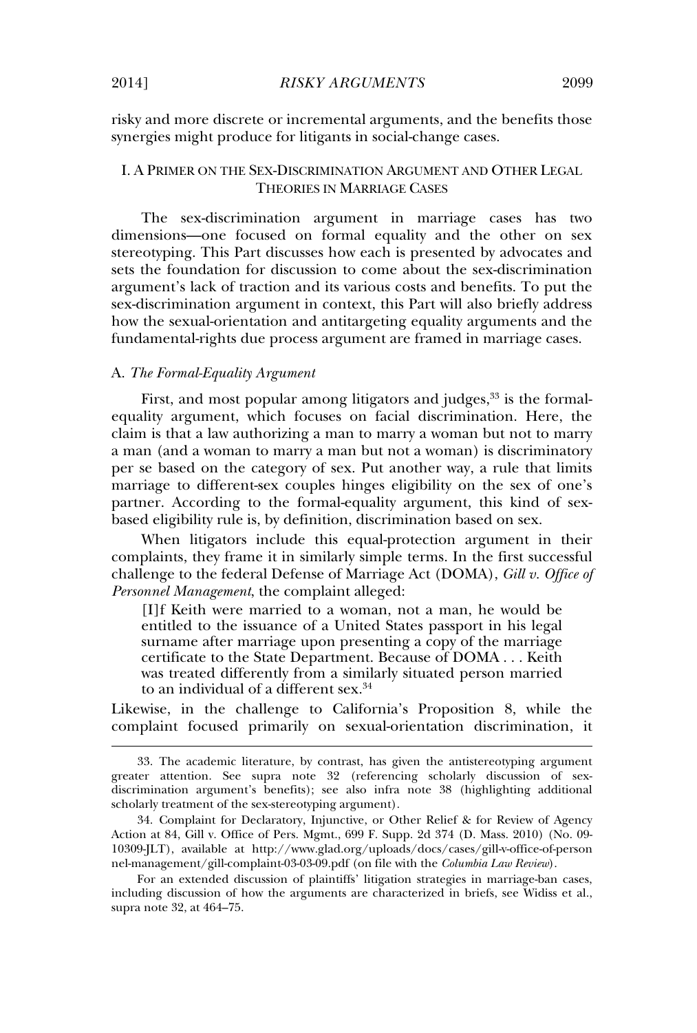risky and more discrete or incremental arguments, and the benefits those synergies might produce for litigants in social-change cases.

## I. A Primer on the Sex-Discrimination Argument and Other Legal Theories in Marriage Cases

The sex-discrimination argument in marriage cases has two dimensions—one focused on formal equality and the other on sex stereotyping. This Part discusses how each is presented by advocates and sets the foundation for discussion to come about the sex-discrimination argument's lack of traction and its various costs and benefits. To put the sex-discrimination argument in context, this Part will also briefly address how the sexual-orientation and antitargeting equality arguments and the fundamental-rights due process argument are framed in marriage cases.

### A. *The Formal-Equality Argument*

First, and most popular among litigators and judges,[33] is the formal-equality argument, which focuses on facial discrimination. Here, the claim is that a law authorizing a man to marry a woman but not to marry a man (and a woman to marry a man but not a woman) is discriminatory per se based on the category of sex. Put another way, a rule that limits marriage to different-sex couples hinges eligibility on the sex of one's partner. According to the formal-equality argument, this kind of sex-based eligibility rule is, by definition, discrimination based on sex.

When litigators include this equal-protection argument in their complaints, they frame it in similarly simple terms. In the first successful challenge to the federal Defense of Marriage Act (DOMA), *Gill v. Office of Personnel Management*, the complaint alleged:

> [I]f Keith were married to a woman, not a man, he would be entitled to the issuance of a United States passport in his legal surname after marriage upon presenting a copy of the marriage certificate to the State Department. Because of DOMA . . . Keith was treated differently from a similarly situated person married to an individual of a different sex.[34]

Likewise, in the challenge to California's Proposition 8, while the complaint focused primarily on sexual-orientation discrimination, it

---

33. The academic literature, by contrast, has given the antistereotyping argument greater attention. See supra note 32 (referencing scholarly discussion of sex-discrimination argument's benefits); see also infra note 38 (highlighting additional scholarly treatment of the sex-stereotyping argument).

34. Complaint for Declaratory, Injunctive, or Other Relief & for Review of Agency Action at 84, Gill v. Office of Pers. Mgmt., 699 F. Supp. 2d 374 (D. Mass. 2010) (No. 09-10309-JLT), available at http://www.glad.org/uploads/docs/cases/gill-v-office-of-personnel-management/gill-complaint-03-03-09.pdf (on file with the *Columbia Law Review*).

For an extended discussion of plaintiffs' litigation strategies in marriage-ban cases, including discussion of how the arguments are characterized in briefs, see Widiss et al., supra note 32, at 464–75.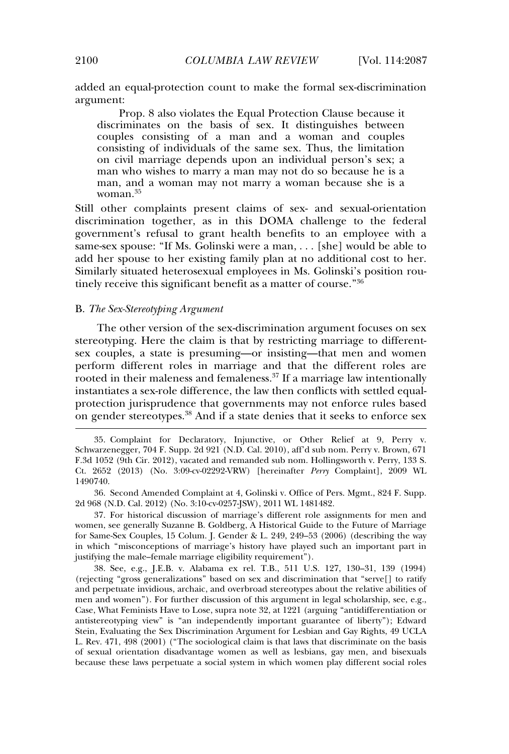added an equal-protection count to make the formal sex-discrimination argument:

> Prop. 8 also violates the Equal Protection Clause because it discriminates on the basis of sex. It distinguishes between couples consisting of a man and a woman and couples consisting of individuals of the same sex. Thus, the limitation on civil marriage depends upon an individual person's sex; a man who wishes to marry a man may not do so because he is a man, and a woman may not marry a woman because she is a woman.[35]

Still other complaints present claims of sex- and sexual-orientation discrimination together, as in this DOMA challenge to the federal government's refusal to grant health benefits to an employee with a same-sex spouse: "If Ms. Golinski were a man, . . . [she] would be able to add her spouse to her existing family plan at no additional cost to her. Similarly situated heterosexual employees in Ms. Golinski's position routinely receive this significant benefit as a matter of course."[36]

### B. *The Sex-Stereotyping Argument*

The other version of the sex-discrimination argument focuses on sex stereotyping. Here the claim is that by restricting marriage to different-sex couples, a state is presuming—or insisting—that men and women perform different roles in marriage and that the different roles are rooted in their maleness and femaleness.[37] If a marriage law intentionally instantiates a sex-role difference, the law then conflicts with settled equal-protection jurisprudence that governments may not enforce rules based on gender stereotypes.[38] And if a state denies that it seeks to enforce sex

---

35. Complaint for Declaratory, Injunctive, or Other Relief at 9, Perry v. Schwarzenegger, 704 F. Supp. 2d 921 (N.D. Cal. 2010), aff'd sub nom. Perry v. Brown, 671 F.3d 1052 (9th Cir. 2012), vacated and remanded sub nom. Hollingsworth v. Perry, 133 S. Ct. 2652 (2013) (No. 3:09-cv-02292-VRW) [hereinafter *Perry* Complaint], 2009 WL 1490740.

36. Second Amended Complaint at 4, Golinski v. Office of Pers. Mgmt., 824 F. Supp. 2d 968 (N.D. Cal. 2012) (No. 3:10-cv-0257-JSW), 2011 WL 1481482.

37. For historical discussion of marriage's different role assignments for men and women, see generally Suzanne B. Goldberg, A Historical Guide to the Future of Marriage for Same-Sex Couples, 15 Colum. J. Gender & L. 249, 249–53 (2006) (describing the way in which "misconceptions of marriage's history have played such an important part in justifying the male–female marriage eligibility requirement").

38. See, e.g., J.E.B. v. Alabama ex rel. T.B., 511 U.S. 127, 130–31, 139 (1994) (rejecting "gross generalizations" based on sex and discrimination that "serve[] to ratify and perpetuate invidious, archaic, and overbroad stereotypes about the relative abilities of men and women"). For further discussion of this argument in legal scholarship, see, e.g., Case, What Feminists Have to Lose, supra note 32, at 1221 (arguing "antidifferentiation or antistereotyping view" is "an independently important guarantee of liberty"); Edward Stein, Evaluating the Sex Discrimination Argument for Lesbian and Gay Rights, 49 UCLA L. Rev. 471, 498 (2001) ("The sociological claim is that laws that discriminate on the basis of sexual orientation disadvantage women as well as lesbians, gay men, and bisexuals because these laws perpetuate a social system in which women play different social roles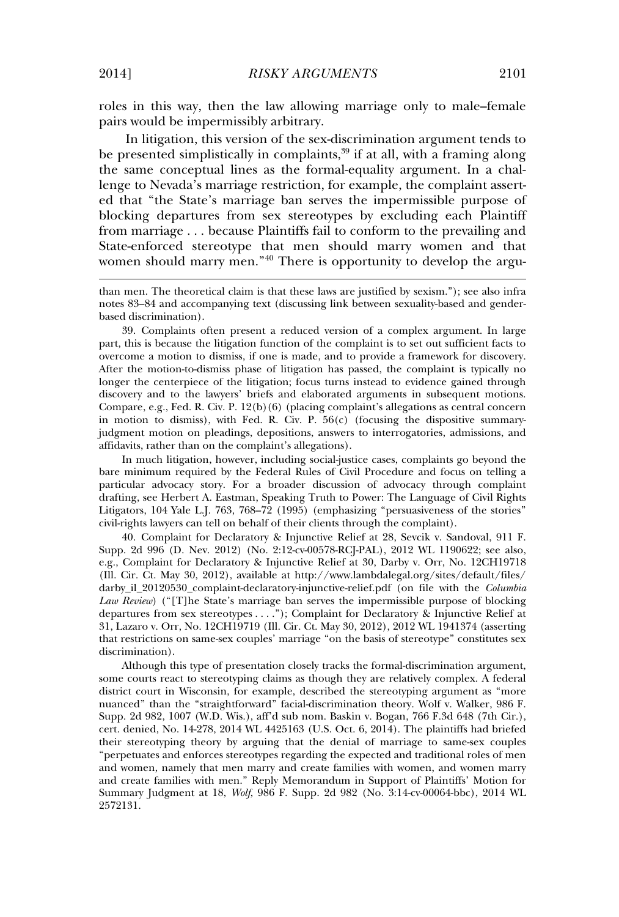roles in this way, then the law allowing marriage only to male–female pairs would be impermissibly arbitrary.

In litigation, this version of the sex-discrimination argument tends to be presented simplistically in complaints,[39] if at all, with a framing along the same conceptual lines as the formal-equality argument. In a challenge to Nevada's marriage restriction, for example, the complaint asserted that "the State's marriage ban serves the impermissible purpose of blocking departures from sex stereotypes by excluding each Plaintiff from marriage . . . because Plaintiffs fail to conform to the prevailing and State-enforced stereotype that men should marry women and that women should marry men."[40] There is opportunity to develop the argu-

---

than men. The theoretical claim is that these laws are justified by sexism."); see also infra notes 83–84 and accompanying text (discussing link between sexuality-based and gender-based discrimination).

39. Complaints often present a reduced version of a complex argument. In large part, this is because the litigation function of the complaint is to set out sufficient facts to overcome a motion to dismiss, if one is made, and to provide a framework for discovery. After the motion-to-dismiss phase of litigation has passed, the complaint is typically no longer the centerpiece of the litigation; focus turns instead to evidence gained through discovery and to the lawyers' briefs and elaborated arguments in subsequent motions. Compare, e.g., Fed. R. Civ. P. 12(b)(6) (placing complaint's allegations as central concern in motion to dismiss), with Fed. R. Civ. P. 56(c) (focusing the dispositive summary-judgment motion on pleadings, depositions, answers to interrogatories, admissions, and affidavits, rather than on the complaint's allegations).

In much litigation, however, including social-justice cases, complaints go beyond the bare minimum required by the Federal Rules of Civil Procedure and focus on telling a particular advocacy story. For a broader discussion of advocacy through complaint drafting, see Herbert A. Eastman, Speaking Truth to Power: The Language of Civil Rights Litigators, 104 Yale L.J. 763, 768–72 (1995) (emphasizing "persuasiveness of the stories" civil-rights lawyers can tell on behalf of their clients through the complaint).

40. Complaint for Declaratory & Injunctive Relief at 28, Sevcik v. Sandoval, 911 F. Supp. 2d 996 (D. Nev. 2012) (No. 2:12-cv-00578-RCJ-PAL), 2012 WL 1190622; see also, e.g., Complaint for Declaratory & Injunctive Relief at 30, Darby v. Orr, No. 12CH19718 (Ill. Cir. Ct. May 30, 2012), available at http://www.lambdalegal.org/sites/default/files/darby_il_20120530_complaint-declaratory-injunctive-relief.pdf (on file with the *Columbia Law Review*) ("[T]he State's marriage ban serves the impermissible purpose of blocking departures from sex stereotypes . . . ."); Complaint for Declaratory & Injunctive Relief at 31, Lazaro v. Orr, No. 12CH19719 (Ill. Cir. Ct. May 30, 2012), 2012 WL 1941374 (asserting that restrictions on same-sex couples' marriage "on the basis of stereotype" constitutes sex discrimination).

Although this type of presentation closely tracks the formal-discrimination argument, some courts react to stereotyping claims as though they are relatively complex. A federal district court in Wisconsin, for example, described the stereotyping argument as "more nuanced" than the "straightforward" facial-discrimination theory. Wolf v. Walker, 986 F. Supp. 2d 982, 1007 (W.D. Wis.), aff'd sub nom. Baskin v. Bogan, 766 F.3d 648 (7th Cir.), cert. denied, No. 14-278, 2014 WL 4425163 (U.S. Oct. 6, 2014). The plaintiffs had briefed their stereotyping theory by arguing that the denial of marriage to same-sex couples "perpetuates and enforces stereotypes regarding the expected and traditional roles of men and women, namely that men marry and create families with women, and women marry and create families with men." Reply Memorandum in Support of Plaintiffs' Motion for Summary Judgment at 18, *Wolf*, 986 F. Supp. 2d 982 (No. 3:14-cv-00064-bbc), 2014 WL 2572131.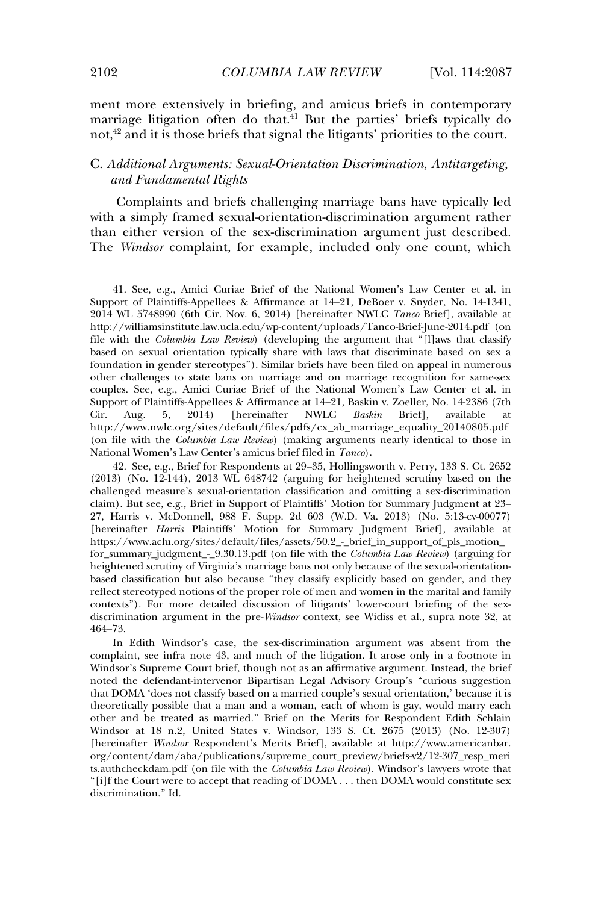ment more extensively in briefing, and amicus briefs in contemporary marriage litigation often do that.[41] But the parties' briefs typically do not,[42] and it is those briefs that signal the litigants' priorities to the court.

### C. *Additional Arguments: Sexual-Orientation Discrimination, Antitargeting, and Fundamental Rights*

Complaints and briefs challenging marriage bans have typically led with a simply framed sexual-orientation-discrimination argument rather than either version of the sex-discrimination argument just described. The *Windsor* complaint, for example, included only one count, which

---

41. See, e.g., Amici Curiae Brief of the National Women's Law Center et al. in Support of Plaintiffs-Appellees & Affirmance at 14–21, DeBoer v. Snyder, No. 14-1341, 2014 WL 5748990 (6th Cir. Nov. 6, 2014) [hereinafter NWLC *Tanco* Brief], available at http://williamsinstitute.law.ucla.edu/wp-content/uploads/Tanco-Brief-June-2014.pdf (on file with the *Columbia Law Review*) (developing the argument that "[l]aws that classify based on sexual orientation typically share with laws that discriminate based on sex a foundation in gender stereotypes"). Similar briefs have been filed on appeal in numerous other challenges to state bans on marriage and on marriage recognition for same-sex couples. See, e.g., Amici Curiae Brief of the National Women's Law Center et al. in Support of Plaintiffs-Appellees & Affirmance at 14–21, Baskin v. Zoeller, No. 14-2386 (7th Cir. Aug. 5, 2014) [hereinafter NWLC *Baskin* Brief], available at http://www.nwlc.org/sites/default/files/pdfs/cx_ab_marriage_equality_20140805.pdf (on file with the *Columbia Law Review*) (making arguments nearly identical to those in National Women's Law Center's amicus brief filed in *Tanco*).

42. See, e.g., Brief for Respondents at 29–35, Hollingsworth v. Perry, 133 S. Ct. 2652 (2013) (No. 12-144), 2013 WL 648742 (arguing for heightened scrutiny based on the challenged measure's sexual-orientation classification and omitting a sex-discrimination claim). But see, e.g., Brief in Support of Plaintiffs' Motion for Summary Judgment at 23–27, Harris v. McDonnell, 988 F. Supp. 2d 603 (W.D. Va. 2013) (No. 5:13-cv-00077) [hereinafter *Harris* Plaintiffs' Motion for Summary Judgment Brief], available at https://www.aclu.org/sites/default/files/assets/50.2_-_brief_in_support_of_pls_motion_for_summary_judgment_-_9.30.13.pdf (on file with the *Columbia Law Review*) (arguing for heightened scrutiny of Virginia's marriage bans not only because of the sexual-orientation-based classification but also because "they classify explicitly based on gender, and they reflect stereotyped notions of the proper role of men and women in the marital and family contexts"). For more detailed discussion of litigants' lower-court briefing of the sex-discrimination argument in the pre-*Windsor* context, see Widiss et al., supra note 32, at 464–73.

In Edith Windsor's case, the sex-discrimination argument was absent from the complaint, see infra note 43, and much of the litigation. It arose only in a footnote in Windsor's Supreme Court brief, though not as an affirmative argument. Instead, the brief noted the defendant-intervenor Bipartisan Legal Advisory Group's "curious suggestion that DOMA 'does not classify based on a married couple's sexual orientation,' because it is theoretically possible that a man and a woman, each of whom is gay, would marry each other and be treated as married." Brief on the Merits for Respondent Edith Schlain Windsor at 18 n.2, United States v. Windsor, 133 S. Ct. 2675 (2013) (No. 12-307) [hereinafter *Windsor* Respondent's Merits Brief], available at http://www.americanbar.org/content/dam/aba/publications/supreme_court_preview/briefs-v2/12-307_resp_merits.authcheckdam.pdf (on file with the *Columbia Law Review*). Windsor's lawyers wrote that "[i]f the Court were to accept that reading of DOMA . . . then DOMA would constitute sex discrimination." Id.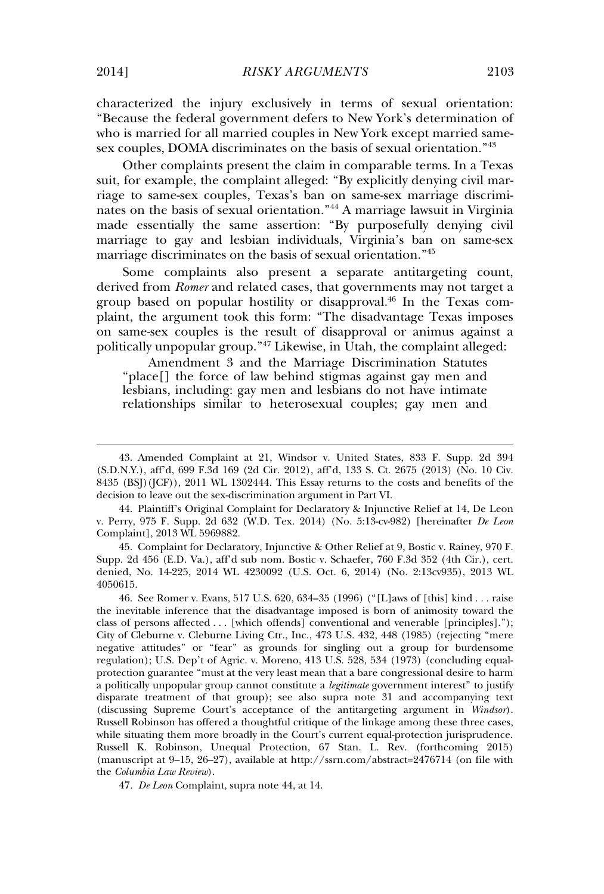characterized the injury exclusively in terms of sexual orientation: "Because the federal government defers to New York's determination of who is married for all married couples in New York except married same-sex couples, DOMA discriminates on the basis of sexual orientation."[43]

Other complaints present the claim in comparable terms. In a Texas suit, for example, the complaint alleged: "By explicitly denying civil marriage to same-sex couples, Texas's ban on same-sex marriage discriminates on the basis of sexual orientation."[44] A marriage lawsuit in Virginia made essentially the same assertion: "By purposefully denying civil marriage to gay and lesbian individuals, Virginia's ban on same-sex marriage discriminates on the basis of sexual orientation."[45]

Some complaints also present a separate antitargeting count, derived from *Romer* and related cases, that governments may not target a group based on popular hostility or disapproval.[46] In the Texas complaint, the argument took this form: "The disadvantage Texas imposes on same-sex couples is the result of disapproval or animus against a politically unpopular group."[47] Likewise, in Utah, the complaint alleged:

> Amendment 3 and the Marriage Discrimination Statutes "place[] the force of law behind stigmas against gay men and lesbians, including: gay men and lesbians do not have intimate relationships similar to heterosexual couples; gay men and

---

43. Amended Complaint at 21, Windsor v. United States, 833 F. Supp. 2d 394 (S.D.N.Y.), aff'd, 699 F.3d 169 (2d Cir. 2012), aff'd, 133 S. Ct. 2675 (2013) (No. 10 Civ. 8435 (BSJ)(JCF)), 2011 WL 1302444. This Essay returns to the costs and benefits of the decision to leave out the sex-discrimination argument in Part VI.

44. Plaintiff's Original Complaint for Declaratory & Injunctive Relief at 14, De Leon v. Perry, 975 F. Supp. 2d 632 (W.D. Tex. 2014) (No. 5:13-cv-982) [hereinafter *De Leon* Complaint], 2013 WL 5969882.

45. Complaint for Declaratory, Injunctive & Other Relief at 9, Bostic v. Rainey, 970 F. Supp. 2d 456 (E.D. Va.), aff'd sub nom. Bostic v. Schaefer, 760 F.3d 352 (4th Cir.), cert. denied, No. 14-225, 2014 WL 4230092 (U.S. Oct. 6, 2014) (No. 2:13cv935), 2013 WL 4050615.

46. See Romer v. Evans, 517 U.S. 620, 634–35 (1996) ("[L]aws of [this] kind . . . raise the inevitable inference that the disadvantage imposed is born of animosity toward the class of persons affected . . . [which offends] conventional and venerable [principles]."); City of Cleburne v. Cleburne Living Ctr., Inc., 473 U.S. 432, 448 (1985) (rejecting "mere negative attitudes" or "fear" as grounds for singling out a group for burdensome regulation); U.S. Dep't of Agric. v. Moreno, 413 U.S. 528, 534 (1973) (concluding equal-protection guarantee "must at the very least mean that a bare congressional desire to harm a politically unpopular group cannot constitute a *legitimate* government interest" to justify disparate treatment of that group); see also supra note 31 and accompanying text (discussing Supreme Court's acceptance of the antitargeting argument in *Windsor*). Russell Robinson has offered a thoughtful critique of the linkage among these three cases, while situating them more broadly in the Court's current equal-protection jurisprudence. Russell K. Robinson, Unequal Protection, 67 Stan. L. Rev. (forthcoming 2015) (manuscript at 9–15, 26–27), available at http://ssrn.com/abstract=2476714 (on file with the *Columbia Law Review*).

47. *De Leon* Complaint, supra note 44, at 14.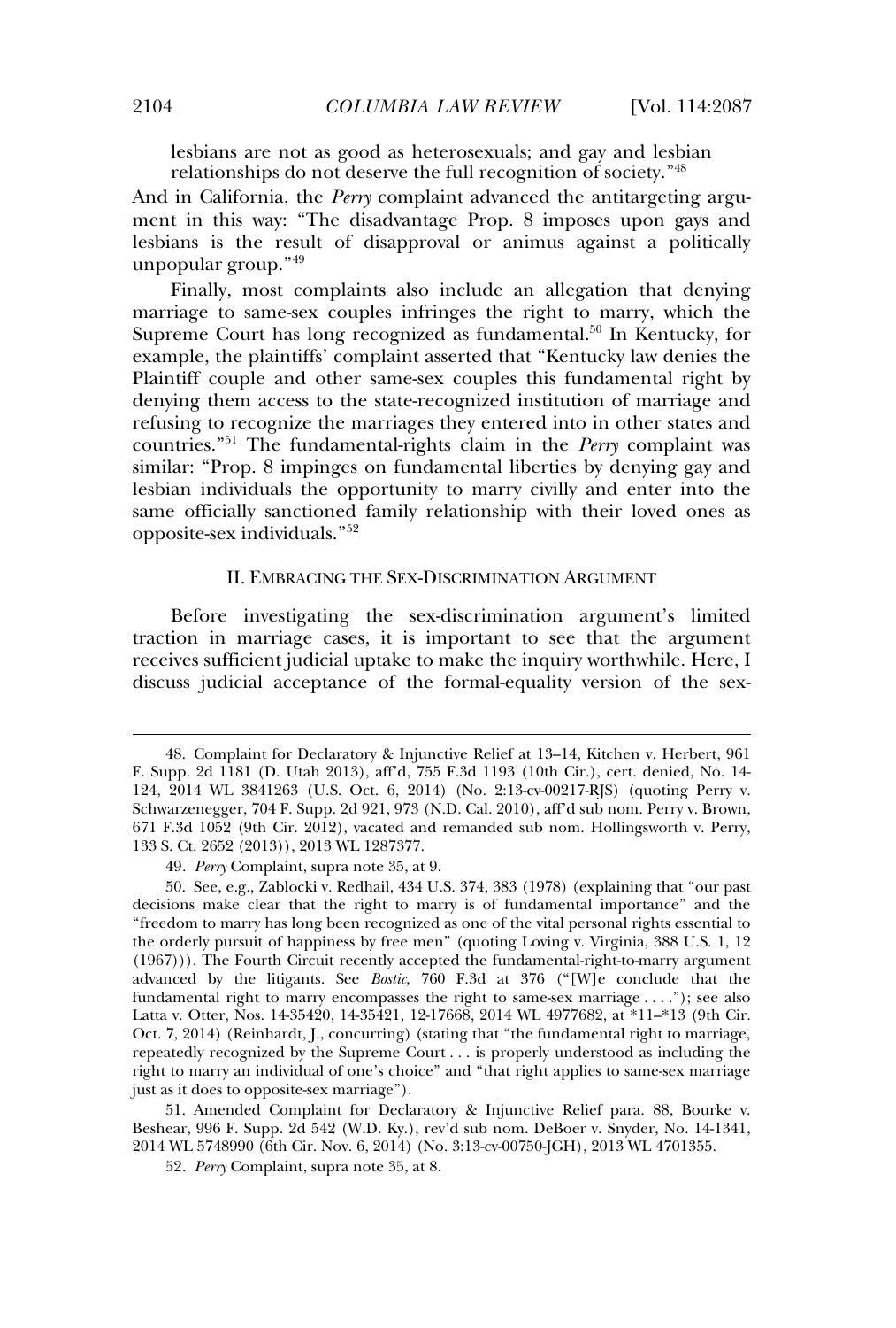lesbians are not as good as heterosexuals; and gay and lesbian relationships do not deserve the full recognition of society."[48]

And in California, the *Perry* complaint advanced the antitargeting argument in this way: "The disadvantage Prop. 8 imposes upon gays and lesbians is the result of disapproval or animus against a politically unpopular group."[49]

Finally, most complaints also include an allegation that denying marriage to same-sex couples infringes the right to marry, which the Supreme Court has long recognized as fundamental.[50] In Kentucky, for example, the plaintiffs' complaint asserted that "Kentucky law denies the Plaintiff couple and other same-sex couples this fundamental right by denying them access to the state-recognized institution of marriage and refusing to recognize the marriages they entered into in other states and countries."[51] The fundamental-rights claim in the *Perry* complaint was similar: "Prop. 8 impinges on fundamental liberties by denying gay and lesbian individuals the opportunity to marry civilly and enter into the same officially sanctioned family relationship with their loved ones as opposite-sex individuals."[52]

## II. EMBRACING THE SEX-DISCRIMINATION ARGUMENT

Before investigating the sex-discrimination argument's limited traction in marriage cases, it is important to see that the argument receives sufficient judicial uptake to make the inquiry worthwhile. Here, I discuss judicial acceptance of the formal-equality version of the sex-

---

48. Complaint for Declaratory & Injunctive Relief at 13–14, Kitchen v. Herbert, 961 F. Supp. 2d 1181 (D. Utah 2013), aff'd, 755 F.3d 1193 (10th Cir.), cert. denied, No. 14-124, 2014 WL 3841263 (U.S. Oct. 6, 2014) (No. 2:13-cv-00217-RJS) (quoting Perry v. Schwarzenegger, 704 F. Supp. 2d 921, 973 (N.D. Cal. 2010), aff'd sub nom. Perry v. Brown, 671 F.3d 1052 (9th Cir. 2012), vacated and remanded sub nom. Hollingsworth v. Perry, 133 S. Ct. 2652 (2013)), 2013 WL 1287377.

49. *Perry* Complaint, supra note 35, at 9.

50. See, e.g., Zablocki v. Redhail, 434 U.S. 374, 383 (1978) (explaining that "our past decisions make clear that the right to marry is of fundamental importance" and the "freedom to marry has long been recognized as one of the vital personal rights essential to the orderly pursuit of happiness by free men" (quoting Loving v. Virginia, 388 U.S. 1, 12 (1967))). The Fourth Circuit recently accepted the fundamental-right-to-marry argument advanced by the litigants. See *Bostic*, 760 F.3d at 376 ("[W]e conclude that the fundamental right to marry encompasses the right to same-sex marriage . . . ."); see also Latta v. Otter, Nos. 14-35420, 14-35421, 12-17668, 2014 WL 4977682, at *11–*13 (9th Cir. Oct. 7, 2014) (Reinhardt, J., concurring) (stating that "the fundamental right to marriage, repeatedly recognized by the Supreme Court . . . is properly understood as including the right to marry an individual of one's choice" and "that right applies to same-sex marriage just as it does to opposite-sex marriage").

51. Amended Complaint for Declaratory & Injunctive Relief para. 88, Bourke v. Beshear, 996 F. Supp. 2d 542 (W.D. Ky.), rev'd sub nom. DeBoer v. Snyder, No. 14-1341, 2014 WL 5748990 (6th Cir. Nov. 6, 2014) (No. 3:13-cv-00750-JGH), 2013 WL 4701355.

52. *Perry* Complaint, supra note 35, at 8.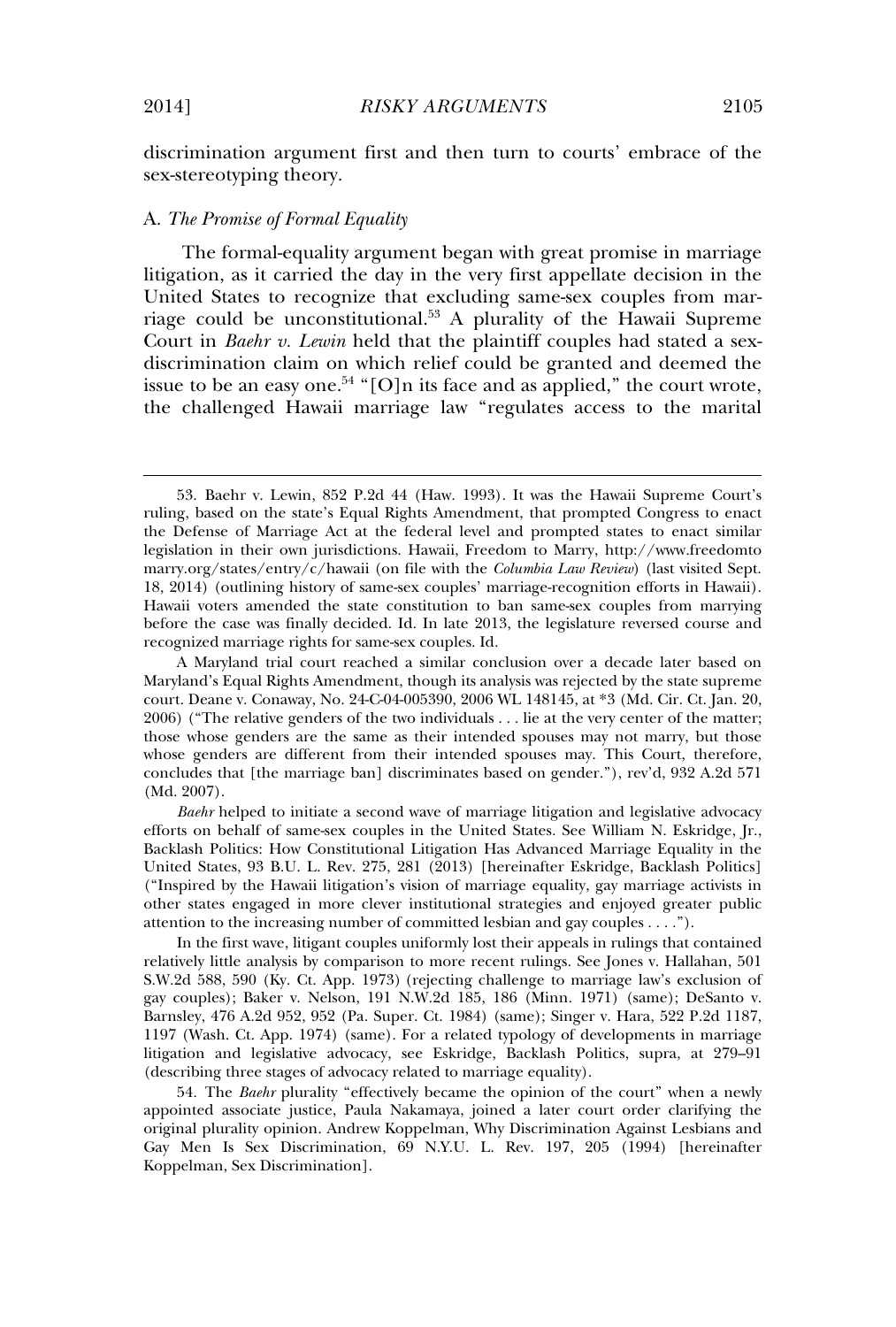discrimination argument first and then turn to courts' embrace of the sex-stereotyping theory.

### A. *The Promise of Formal Equality*

The formal-equality argument began with great promise in marriage litigation, as it carried the day in the very first appellate decision in the United States to recognize that excluding same-sex couples from marriage could be unconstitutional.[53] A plurality of the Hawaii Supreme Court in *Baehr v. Lewin* held that the plaintiff couples had stated a sex-discrimination claim on which relief could be granted and deemed the issue to be an easy one.[54] "[O]n its face and as applied," the court wrote, the challenged Hawaii marriage law "regulates access to the marital

---

53. Baehr v. Lewin, 852 P.2d 44 (Haw. 1993). It was the Hawaii Supreme Court's ruling, based on the state's Equal Rights Amendment, that prompted Congress to enact the Defense of Marriage Act at the federal level and prompted states to enact similar legislation in their own jurisdictions. Hawaii, Freedom to Marry, http://www.freedomtomarry.org/states/entry/c/hawaii (on file with the *Columbia Law Review*) (last visited Sept. 18, 2014) (outlining history of same-sex couples' marriage-recognition efforts in Hawaii). Hawaii voters amended the state constitution to ban same-sex couples from marrying before the case was finally decided. Id. In late 2013, the legislature reversed course and recognized marriage rights for same-sex couples. Id.

A Maryland trial court reached a similar conclusion over a decade later based on Maryland's Equal Rights Amendment, though its analysis was rejected by the state supreme court. Deane v. Conaway, No. 24-C-04-005390, 2006 WL 148145, at *3 (Md. Cir. Ct. Jan. 20, 2006) ("The relative genders of the two individuals . . . lie at the very center of the matter; those whose genders are the same as their intended spouses may not marry, but those whose genders are different from their intended spouses may. This Court, therefore, concludes that [the marriage ban] discriminates based on gender."), rev'd, 932 A.2d 571 (Md. 2007).

*Baehr* helped to initiate a second wave of marriage litigation and legislative advocacy efforts on behalf of same-sex couples in the United States. See William N. Eskridge, Jr., Backlash Politics: How Constitutional Litigation Has Advanced Marriage Equality in the United States, 93 B.U. L. Rev. 275, 281 (2013) [hereinafter Eskridge, Backlash Politics] ("Inspired by the Hawaii litigation's vision of marriage equality, gay marriage activists in other states engaged in more clever institutional strategies and enjoyed greater public attention to the increasing number of committed lesbian and gay couples . . . .").

In the first wave, litigant couples uniformly lost their appeals in rulings that contained relatively little analysis by comparison to more recent rulings. See Jones v. Hallahan, 501 S.W.2d 588, 590 (Ky. Ct. App. 1973) (rejecting challenge to marriage law's exclusion of gay couples); Baker v. Nelson, 191 N.W.2d 185, 186 (Minn. 1971) (same); DeSanto v. Barnsley, 476 A.2d 952, 952 (Pa. Super. Ct. 1984) (same); Singer v. Hara, 522 P.2d 1187, 1197 (Wash. Ct. App. 1974) (same). For a related typology of developments in marriage litigation and legislative advocacy, see Eskridge, Backlash Politics, supra, at 279–91 (describing three stages of advocacy related to marriage equality).

54. The *Baehr* plurality "effectively became the opinion of the court" when a newly appointed associate justice, Paula Nakamaya, joined a later court order clarifying the original plurality opinion. Andrew Koppelman, Why Discrimination Against Lesbians and Gay Men Is Sex Discrimination, 69 N.Y.U. L. Rev. 197, 205 (1994) [hereinafter Koppelman, Sex Discrimination].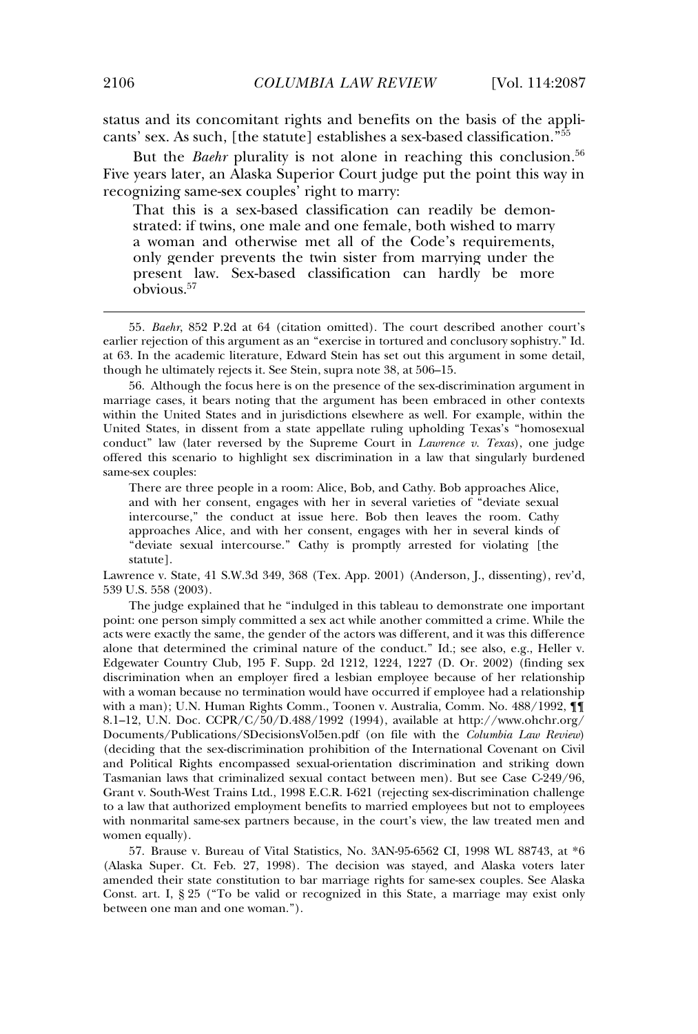status and its concomitant rights and benefits on the basis of the applicants' sex. As such, [the statute] establishes a sex-based classification."[55]

But the *Baehr* plurality is not alone in reaching this conclusion.[56] Five years later, an Alaska Superior Court judge put the point this way in recognizing same-sex couples' right to marry:

> That this is a sex-based classification can readily be demonstrated: if twins, one male and one female, both wished to marry a woman and otherwise met all of the Code's requirements, only gender prevents the twin sister from marrying under the present law. Sex-based classification can hardly be more obvious.[57]

---

55. *Baehr*, 852 P.2d at 64 (citation omitted). The court described another court's earlier rejection of this argument as an "exercise in tortured and conclusory sophistry." Id. at 63. In the academic literature, Edward Stein has set out this argument in some detail, though he ultimately rejects it. See Stein, supra note 38, at 506–15.

56. Although the focus here is on the presence of the sex-discrimination argument in marriage cases, it bears noting that the argument has been embraced in other contexts within the United States and in jurisdictions elsewhere as well. For example, within the United States, in dissent from a state appellate ruling upholding Texas's "homosexual conduct" law (later reversed by the Supreme Court in *Lawrence v. Texas*), one judge offered this scenario to highlight sex discrimination in a law that singularly burdened same-sex couples:

> There are three people in a room: Alice, Bob, and Cathy. Bob approaches Alice, and with her consent, engages with her in several varieties of "deviate sexual intercourse," the conduct at issue here. Bob then leaves the room. Cathy approaches Alice, and with her consent, engages with her in several kinds of "deviate sexual intercourse." Cathy is promptly arrested for violating [the statute].

Lawrence v. State, 41 S.W.3d 349, 368 (Tex. App. 2001) (Anderson, J., dissenting), rev'd, 539 U.S. 558 (2003).

The judge explained that he "indulged in this tableau to demonstrate one important point: one person simply committed a sex act while another committed a crime. While the acts were exactly the same, the gender of the actors was different, and it was this difference alone that determined the criminal nature of the conduct." Id.; see also, e.g., Heller v. Edgewater Country Club, 195 F. Supp. 2d 1212, 1224, 1227 (D. Or. 2002) (finding sex discrimination when an employer fired a lesbian employee because of her relationship with a woman because no termination would have occurred if employee had a relationship with a man); U.N. Human Rights Comm., Toonen v. Australia, Comm. No. 488/1992, ¶¶ 8.1–12, U.N. Doc. CCPR/C/50/D.488/1992 (1994), available at http://www.ohchr.org/Documents/Publications/SDecisionsVol5en.pdf (on file with the *Columbia Law Review*) (deciding that the sex-discrimination prohibition of the International Covenant on Civil and Political Rights encompassed sexual-orientation discrimination and striking down Tasmanian laws that criminalized sexual contact between men). But see Case C-249/96, Grant v. South-West Trains Ltd., 1998 E.C.R. I-621 (rejecting sex-discrimination challenge to a law that authorized employment benefits to married employees but not to employees with nonmarital same-sex partners because, in the court's view, the law treated men and women equally).

57. Brause v. Bureau of Vital Statistics, No. 3AN-95-6562 CI, 1998 WL 88743, at *6 (Alaska Super. Ct. Feb. 27, 1998). The decision was stayed, and Alaska voters later amended their state constitution to bar marriage rights for same-sex couples. See Alaska Const. art. I, § 25 ("To be valid or recognized in this State, a marriage may exist only between one man and one woman.").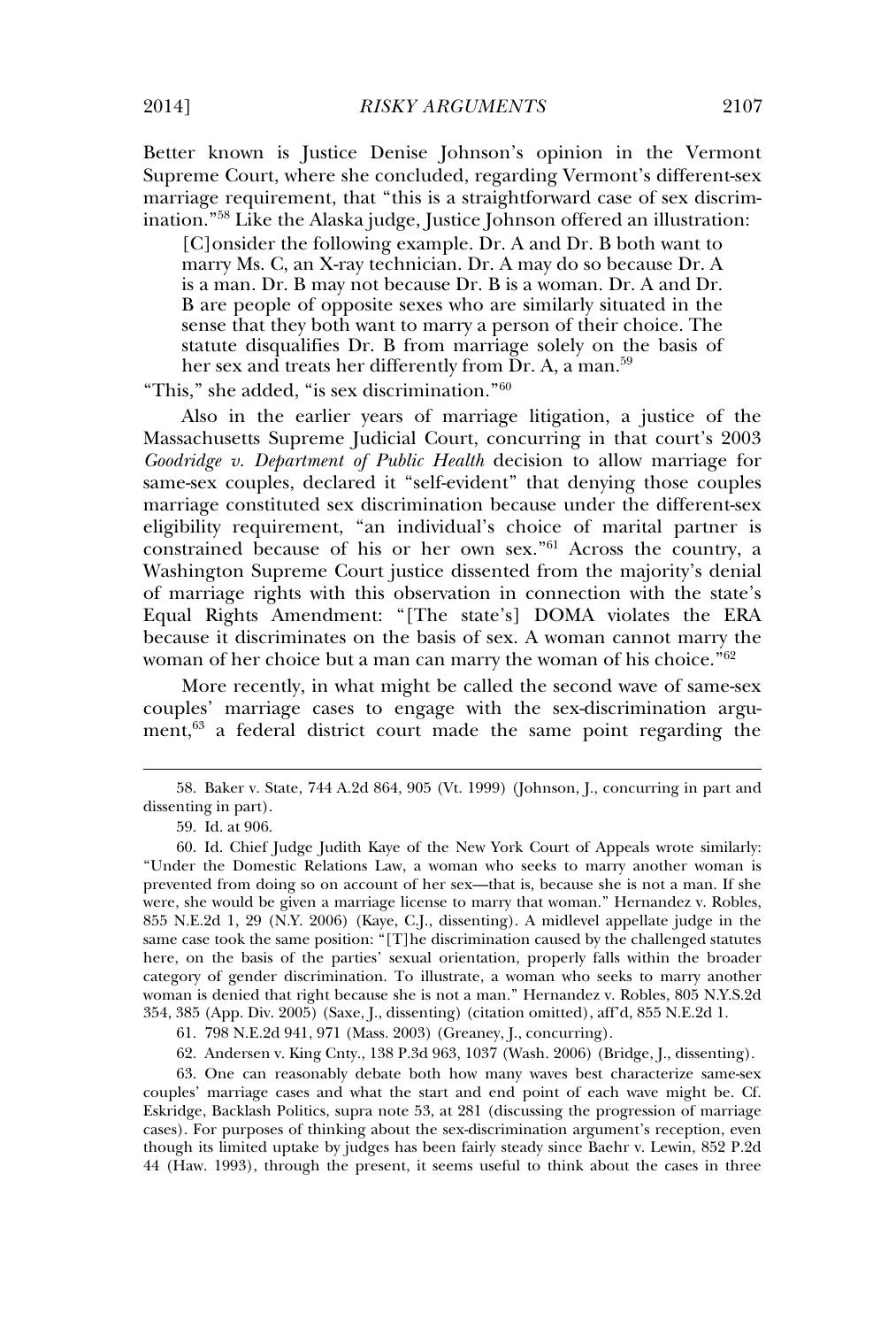Better known is Justice Denise Johnson's opinion in the Vermont Supreme Court, where she concluded, regarding Vermont's different-sex marriage requirement, that "this is a straightforward case of sex discrimination."[58] Like the Alaska judge, Justice Johnson offered an illustration:

> [C]onsider the following example. Dr. A and Dr. B both want to marry Ms. C, an X-ray technician. Dr. A may do so because Dr. A is a man. Dr. B may not because Dr. B is a woman. Dr. A and Dr. B are people of opposite sexes who are similarly situated in the sense that they both want to marry a person of their choice. The statute disqualifies Dr. B from marriage solely on the basis of her sex and treats her differently from Dr. A, a man.[59]

"This," she added, "is sex discrimination."[60]

Also in the earlier years of marriage litigation, a justice of the Massachusetts Supreme Judicial Court, concurring in that court's 2003 *Goodridge v. Department of Public Health* decision to allow marriage for same-sex couples, declared it "self-evident" that denying those couples marriage constituted sex discrimination because under the different-sex eligibility requirement, "an individual's choice of marital partner is constrained because of his or her own sex."[61] Across the country, a Washington Supreme Court justice dissented from the majority's denial of marriage rights with this observation in connection with the state's Equal Rights Amendment: "[The state's] DOMA violates the ERA because it discriminates on the basis of sex. A woman cannot marry the woman of her choice but a man can marry the woman of his choice."[62]

More recently, in what might be called the second wave of same-sex couples' marriage cases to engage with the sex-discrimination argument,[63] a federal district court made the same point regarding the

---

58. Baker v. State, 744 A.2d 864, 905 (Vt. 1999) (Johnson, J., concurring in part and dissenting in part).

59. Id. at 906.

60. Id. Chief Judge Judith Kaye of the New York Court of Appeals wrote similarly: "Under the Domestic Relations Law, a woman who seeks to marry another woman is prevented from doing so on account of her sex—that is, because she is not a man. If she were, she would be given a marriage license to marry that woman." Hernandez v. Robles, 855 N.E.2d 1, 29 (N.Y. 2006) (Kaye, C.J., dissenting). A midlevel appellate judge in the same case took the same position: "[T]he discrimination caused by the challenged statutes here, on the basis of the parties' sexual orientation, properly falls within the broader category of gender discrimination. To illustrate, a woman who seeks to marry another woman is denied that right because she is not a man." Hernandez v. Robles, 805 N.Y.S.2d 354, 385 (App. Div. 2005) (Saxe, J., dissenting) (citation omitted), aff'd, 855 N.E.2d 1.

61. 798 N.E.2d 941, 971 (Mass. 2003) (Greaney, J., concurring).

62. Andersen v. King Cnty., 138 P.3d 963, 1037 (Wash. 2006) (Bridge, J., dissenting).

63. One can reasonably debate both how many waves best characterize same-sex couples' marriage cases and what the start and end point of each wave might be. Cf. Eskridge, Backlash Politics, supra note 53, at 281 (discussing the progression of marriage cases). For purposes of thinking about the sex-discrimination argument's reception, even though its limited uptake by judges has been fairly steady since Baehr v. Lewin, 852 P.2d 44 (Haw. 1993), through the present, it seems useful to think about the cases in three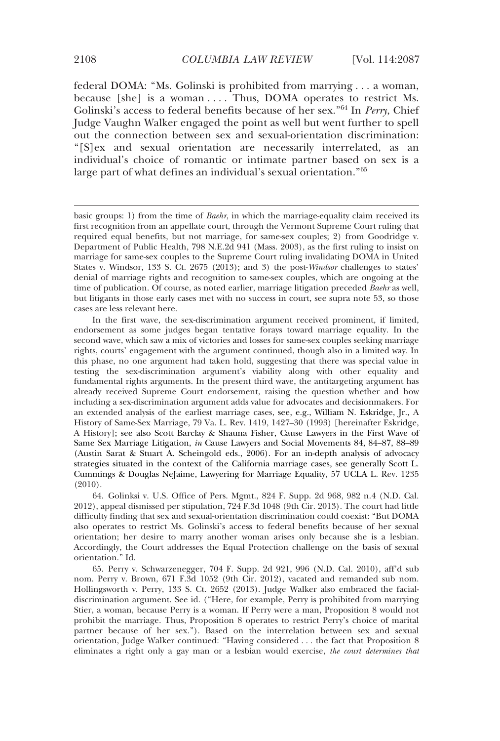federal DOMA: "Ms. Golinski is prohibited from marrying . . . a woman, because [she] is a woman . . . . Thus, DOMA operates to restrict Ms. Golinski's access to federal benefits because of her sex."[64] In *Perry*, Chief Judge Vaughn Walker engaged the point as well but went further to spell out the connection between sex and sexual-orientation discrimination: "[S]ex and sexual orientation are necessarily interrelated, as an individual's choice of romantic or intimate partner based on sex is a large part of what defines an individual's sexual orientation."[65]

---

basic groups: 1) from the time of *Baehr*, in which the marriage-equality claim received its first recognition from an appellate court, through the Vermont Supreme Court ruling that required equal benefits, but not marriage, for same-sex couples; 2) from Goodridge v. Department of Public Health, 798 N.E.2d 941 (Mass. 2003), as the first ruling to insist on marriage for same-sex couples to the Supreme Court ruling invalidating DOMA in United States v. Windsor, 133 S. Ct. 2675 (2013); and 3) the post-*Windsor* challenges to states' denial of marriage rights and recognition to same-sex couples, which are ongoing at the time of publication. Of course, as noted earlier, marriage litigation preceded *Baehr* as well, but litigants in those early cases met with no success in court, see supra note 53, so those cases are less relevant here.

In the first wave, the sex-discrimination argument received prominent, if limited, endorsement as some judges began tentative forays toward marriage equality. In the second wave, which saw a mix of victories and losses for same-sex couples seeking marriage rights, courts' engagement with the argument continued, though also in a limited way. In this phase, no one argument had taken hold, suggesting that there was special value in testing the sex-discrimination argument's viability along with other equality and fundamental rights arguments. In the present third wave, the antitargeting argument has already received Supreme Court endorsement, raising the question whether and how including a sex-discrimination argument adds value for advocates and decisionmakers. For an extended analysis of the earliest marriage cases, see, e.g., William N. Eskridge, Jr., A History of Same-Sex Marriage, 79 Va. L. Rev. 1419, 1427–30 (1993) [hereinafter Eskridge, A History]; see also Scott Barclay & Shauna Fisher, Cause Lawyers in the First Wave of Same Sex Marriage Litigation, *in* Cause Lawyers and Social Movements 84, 84–87, 88–89 (Austin Sarat & Stuart A. Scheingold eds., 2006). For an in-depth analysis of advocacy strategies situated in the context of the California marriage cases, see generally Scott L. Cummings & Douglas NeJaime, Lawyering for Marriage Equality, 57 UCLA L. Rev. 1235 (2010).

64. Golinksi v. U.S. Office of Pers. Mgmt., 824 F. Supp. 2d 968, 982 n.4 (N.D. Cal. 2012), appeal dismissed per stipulation, 724 F.3d 1048 (9th Cir. 2013). The court had little difficulty finding that sex and sexual-orientation discrimination could coexist: "But DOMA also operates to restrict Ms. Golinski's access to federal benefits because of her sexual orientation; her desire to marry another woman arises only because she is a lesbian. Accordingly, the Court addresses the Equal Protection challenge on the basis of sexual orientation." Id.

65. Perry v. Schwarzenegger, 704 F. Supp. 2d 921, 996 (N.D. Cal. 2010), aff'd sub nom. Perry v. Brown, 671 F.3d 1052 (9th Cir. 2012), vacated and remanded sub nom. Hollingsworth v. Perry, 133 S. Ct. 2652 (2013). Judge Walker also embraced the facial-discrimination argument. See id. ("Here, for example, Perry is prohibited from marrying Stier, a woman, because Perry is a woman. If Perry were a man, Proposition 8 would not prohibit the marriage. Thus, Proposition 8 operates to restrict Perry's choice of marital partner because of her sex."). Based on the interrelation between sex and sexual orientation, Judge Walker continued: "Having considered . . . the fact that Proposition 8 eliminates a right only a gay man or a lesbian would exercise, *the court determines that*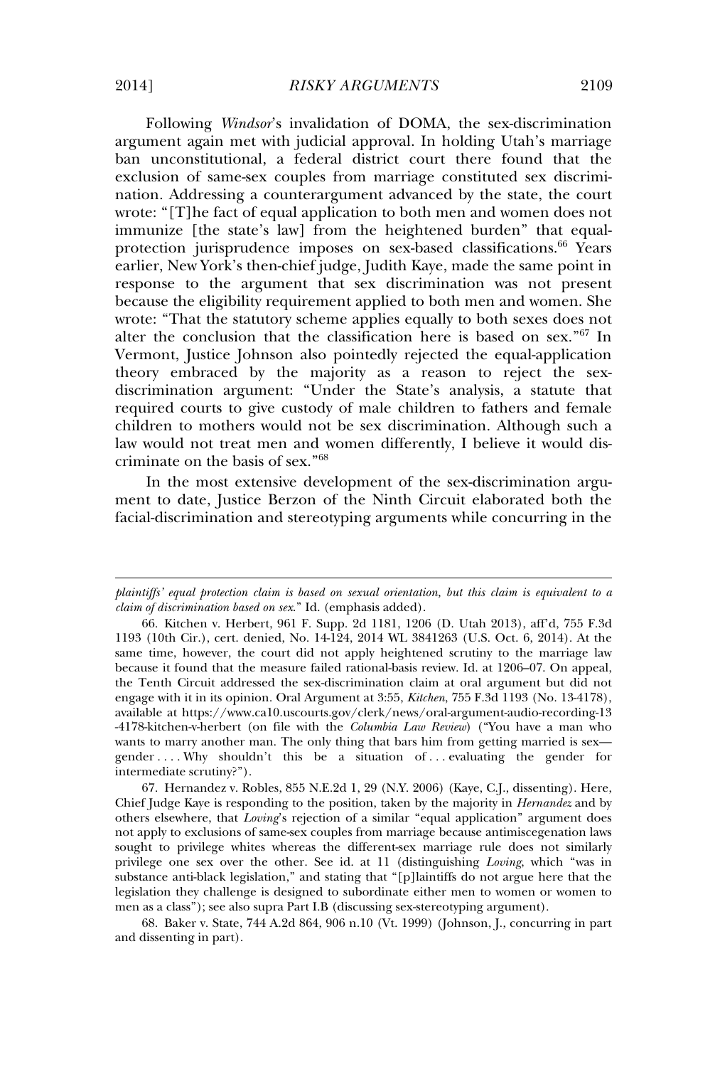Following *Windsor*'s invalidation of DOMA, the sex-discrimination argument again met with judicial approval. In holding Utah's marriage ban unconstitutional, a federal district court there found that the exclusion of same-sex couples from marriage constituted sex discrimination. Addressing a counterargument advanced by the state, the court wrote: "[T]he fact of equal application to both men and women does not immunize [the state's law] from the heightened burden" that equal-protection jurisprudence imposes on sex-based classifications.[66] Years earlier, New York's then-chief judge, Judith Kaye, made the same point in response to the argument that sex discrimination was not present because the eligibility requirement applied to both men and women. She wrote: "That the statutory scheme applies equally to both sexes does not alter the conclusion that the classification here is based on sex."[67] In Vermont, Justice Johnson also pointedly rejected the equal-application theory embraced by the majority as a reason to reject the sex-discrimination argument: "Under the State's analysis, a statute that required courts to give custody of male children to fathers and female children to mothers would not be sex discrimination. Although such a law would not treat men and women differently, I believe it would discriminate on the basis of sex."[68]

In the most extensive development of the sex-discrimination argument to date, Justice Berzon of the Ninth Circuit elaborated both the facial-discrimination and stereotyping arguments while concurring in the

---

*plaintiffs' equal protection claim is based on sexual orientation, but this claim is equivalent to a claim of discrimination based on sex*." Id. (emphasis added).

66. Kitchen v. Herbert, 961 F. Supp. 2d 1181, 1206 (D. Utah 2013), aff'd, 755 F.3d 1193 (10th Cir.), cert. denied, No. 14-124, 2014 WL 3841263 (U.S. Oct. 6, 2014). At the same time, however, the court did not apply heightened scrutiny to the marriage law because it found that the measure failed rational-basis review. Id. at 1206–07. On appeal, the Tenth Circuit addressed the sex-discrimination claim at oral argument but did not engage with it in its opinion. Oral Argument at 3:55, *Kitchen*, 755 F.3d 1193 (No. 13-4178), available at https://www.ca10.uscourts.gov/clerk/news/oral-argument-audio-recording-13-4178-kitchen-v-herbert (on file with the *Columbia Law Review*) ("You have a man who wants to marry another man. The only thing that bars him from getting married is sex—gender . . . . Why shouldn't this be a situation of . . . evaluating the gender for intermediate scrutiny?").

67. Hernandez v. Robles, 855 N.E.2d 1, 29 (N.Y. 2006) (Kaye, C.J., dissenting). Here, Chief Judge Kaye is responding to the position, taken by the majority in *Hernandez* and by others elsewhere, that *Loving*'s rejection of a similar "equal application" argument does not apply to exclusions of same-sex couples from marriage because antimiscegenation laws sought to privilege whites whereas the different-sex marriage rule does not similarly privilege one sex over the other. See id. at 11 (distinguishing *Loving*, which "was in substance anti-black legislation," and stating that "[p]laintiffs do not argue here that the legislation they challenge is designed to subordinate either men to women or women to men as a class"); see also supra Part I.B (discussing sex-stereotyping argument).

68. Baker v. State, 744 A.2d 864, 906 n.10 (Vt. 1999) (Johnson, J., concurring in part and dissenting in part).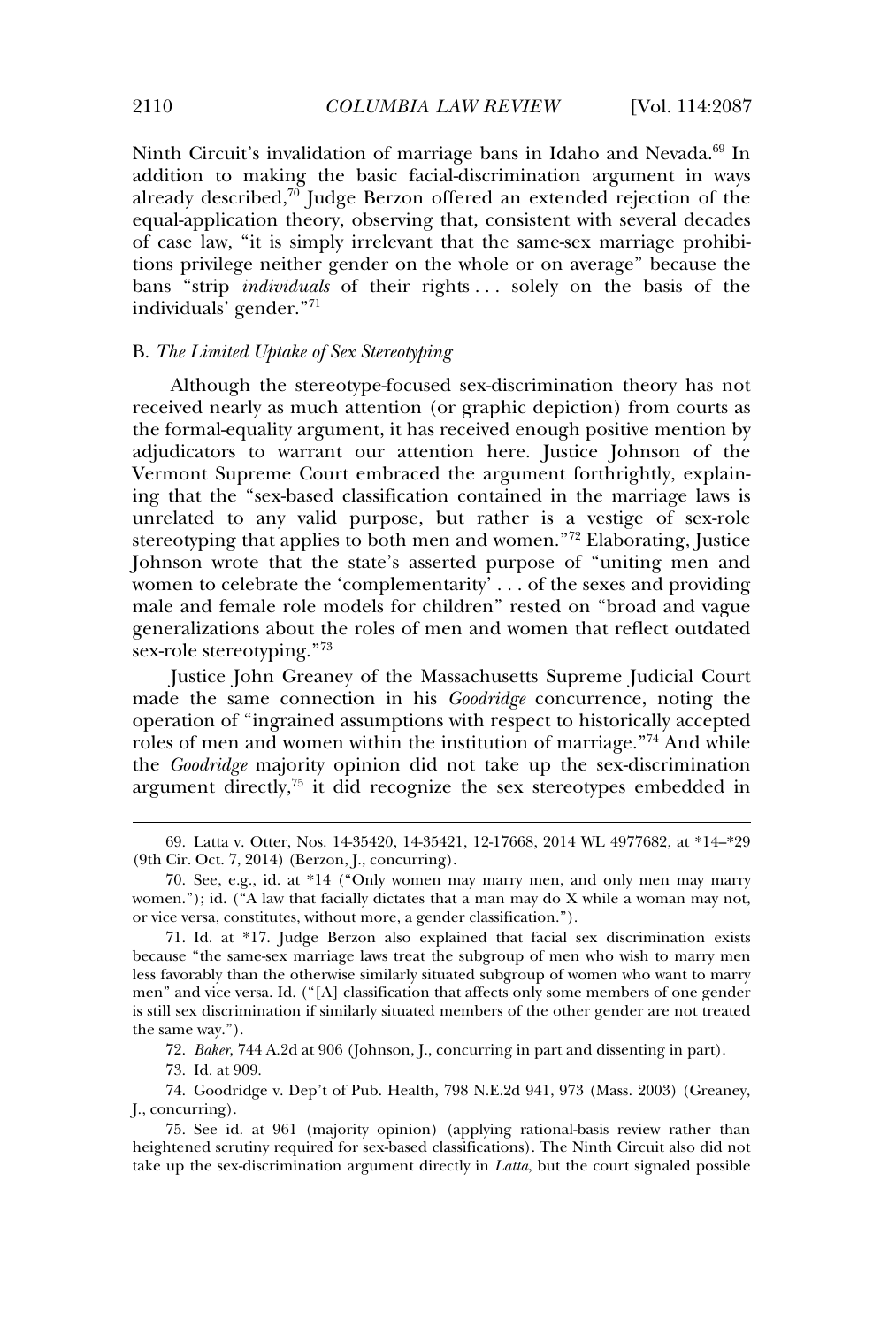Ninth Circuit's invalidation of marriage bans in Idaho and Nevada.[69] In addition to making the basic facial-discrimination argument in ways already described,[70] Judge Berzon offered an extended rejection of the equal-application theory, observing that, consistent with several decades of case law, "it is simply irrelevant that the same-sex marriage prohibitions privilege neither gender on the whole or on average" because the bans "strip *individuals* of their rights . . . solely on the basis of the individuals' gender."[71]

### B. *The Limited Uptake of Sex Stereotyping*

Although the stereotype-focused sex-discrimination theory has not received nearly as much attention (or graphic depiction) from courts as the formal-equality argument, it has received enough positive mention by adjudicators to warrant our attention here. Justice Johnson of the Vermont Supreme Court embraced the argument forthrightly, explaining that the "sex-based classification contained in the marriage laws is unrelated to any valid purpose, but rather is a vestige of sex-role stereotyping that applies to both men and women."[72] Elaborating, Justice Johnson wrote that the state's asserted purpose of "uniting men and women to celebrate the 'complementarity' . . . of the sexes and providing male and female role models for children" rested on "broad and vague generalizations about the roles of men and women that reflect outdated sex-role stereotyping."[73]

Justice John Greaney of the Massachusetts Supreme Judicial Court made the same connection in his *Goodridge* concurrence, noting the operation of "ingrained assumptions with respect to historically accepted roles of men and women within the institution of marriage."[74] And while the *Goodridge* majority opinion did not take up the sex-discrimination argument directly,[75] it did recognize the sex stereotypes embedded in

---

69. Latta v. Otter, Nos. 14-35420, 14-35421, 12-17668, 2014 WL 4977682, at *14–*29 (9th Cir. Oct. 7, 2014) (Berzon, J., concurring).

70. See, e.g., id. at *14 ("Only women may marry men, and only men may marry women."); id. ("A law that facially dictates that a man may do X while a woman may not, or vice versa, constitutes, without more, a gender classification.").

71. Id. at *17. Judge Berzon also explained that facial sex discrimination exists because "the same-sex marriage laws treat the subgroup of men who wish to marry men less favorably than the otherwise similarly situated subgroup of women who want to marry men" and vice versa. Id. ("[A] classification that affects only some members of one gender is still sex discrimination if similarly situated members of the other gender are not treated the same way.").

72. *Baker*, 744 A.2d at 906 (Johnson, J., concurring in part and dissenting in part).

73. Id. at 909.

74. Goodridge v. Dep't of Pub. Health, 798 N.E.2d 941, 973 (Mass. 2003) (Greaney, J., concurring).

75. See id. at 961 (majority opinion) (applying rational-basis review rather than heightened scrutiny required for sex-based classifications). The Ninth Circuit also did not take up the sex-discrimination argument directly in *Latta*, but the court signaled possible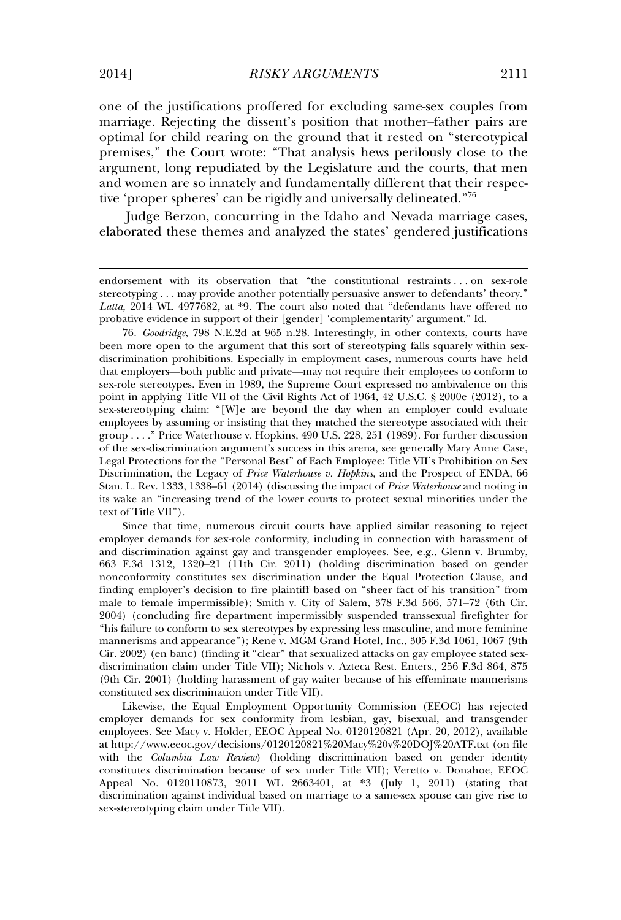one of the justifications proffered for excluding same-sex couples from marriage. Rejecting the dissent's position that mother–father pairs are optimal for child rearing on the ground that it rested on "stereotypical premises," the Court wrote: "That analysis hews perilously close to the argument, long repudiated by the Legislature and the courts, that men and women are so innately and fundamentally different that their respective 'proper spheres' can be rigidly and universally delineated."[76]

Judge Berzon, concurring in the Idaho and Nevada marriage cases, elaborated these themes and analyzed the states' gendered justifications

---

endorsement with its observation that "the constitutional restraints . . . on sex-role stereotyping . . . may provide another potentially persuasive answer to defendants' theory." *Latta*, 2014 WL 4977682, at *9. The court also noted that "defendants have offered no probative evidence in support of their [gender] 'complementarity' argument." Id.

76. *Goodridge*, 798 N.E.2d at 965 n.28. Interestingly, in other contexts, courts have been more open to the argument that this sort of stereotyping falls squarely within sex-discrimination prohibitions. Especially in employment cases, numerous courts have held that employers—both public and private—may not require their employees to conform to sex-role stereotypes. Even in 1989, the Supreme Court expressed no ambivalence on this point in applying Title VII of the Civil Rights Act of 1964, 42 U.S.C. § 2000e (2012), to a sex-stereotyping claim: "[W]e are beyond the day when an employer could evaluate employees by assuming or insisting that they matched the stereotype associated with their group . . . ." Price Waterhouse v. Hopkins, 490 U.S. 228, 251 (1989). For further discussion of the sex-discrimination argument's success in this arena, see generally Mary Anne Case, Legal Protections for the "Personal Best" of Each Employee: Title VII's Prohibition on Sex Discrimination, the Legacy of *Price Waterhouse v. Hopkins*, and the Prospect of ENDA, 66 Stan. L. Rev. 1333, 1338–61 (2014) (discussing the impact of *Price Waterhouse* and noting in its wake an "increasing trend of the lower courts to protect sexual minorities under the text of Title VII").

Since that time, numerous circuit courts have applied similar reasoning to reject employer demands for sex-role conformity, including in connection with harassment of and discrimination against gay and transgender employees. See, e.g., Glenn v. Brumby, 663 F.3d 1312, 1320–21 (11th Cir. 2011) (holding discrimination based on gender nonconformity constitutes sex discrimination under the Equal Protection Clause, and finding employer's decision to fire plaintiff based on "sheer fact of his transition" from male to female impermissible); Smith v. City of Salem, 378 F.3d 566, 571–72 (6th Cir. 2004) (concluding fire department impermissibly suspended transsexual firefighter for "his failure to conform to sex stereotypes by expressing less masculine, and more feminine mannerisms and appearance"); Rene v. MGM Grand Hotel, Inc., 305 F.3d 1061, 1067 (9th Cir. 2002) (en banc) (finding it "clear" that sexualized attacks on gay employee stated sex-discrimination claim under Title VII); Nichols v. Azteca Rest. Enters., 256 F.3d 864, 875 (9th Cir. 2001) (holding harassment of gay waiter because of his effeminate mannerisms constituted sex discrimination under Title VII).

Likewise, the Equal Employment Opportunity Commission (EEOC) has rejected employer demands for sex conformity from lesbian, gay, bisexual, and transgender employees. See Macy v. Holder, EEOC Appeal No. 0120120821 (Apr. 20, 2012), available at http://www.eeoc.gov/decisions/0120120821%20Macy%20v%20DOJ%20ATF.txt (on file with the *Columbia Law Review*) (holding discrimination based on gender identity constitutes discrimination because of sex under Title VII); Veretto v. Donahoe, EEOC Appeal No. 0120110873, 2011 WL 2663401, at *3 (July 1, 2011) (stating that discrimination against individual based on marriage to a same-sex spouse can give rise to sex-stereotyping claim under Title VII).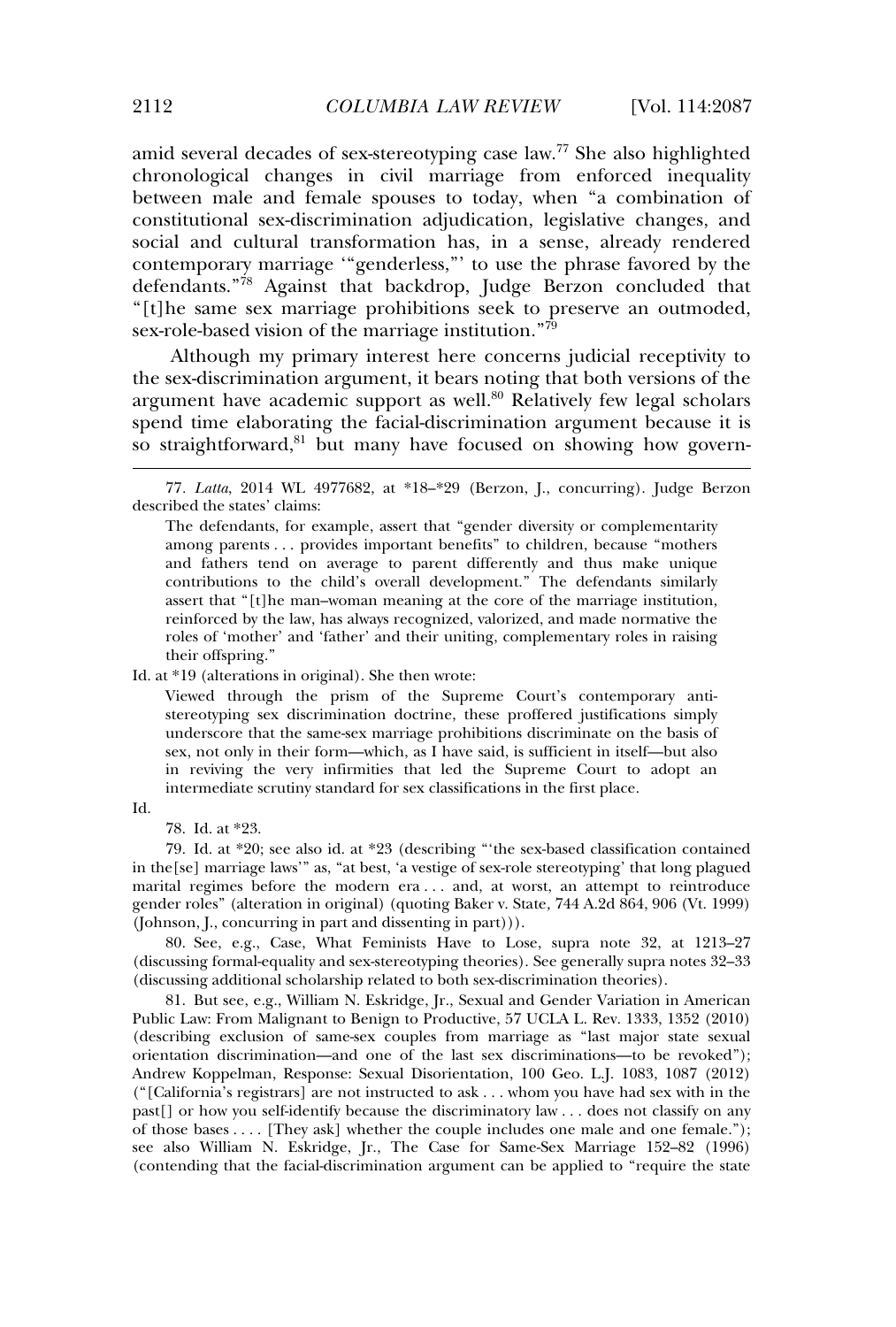amid several decades of sex-stereotyping case law.[77] She also highlighted chronological changes in civil marriage from enforced inequality between male and female spouses to today, when "a combination of constitutional sex-discrimination adjudication, legislative changes, and social and cultural transformation has, in a sense, already rendered contemporary marriage '"genderless,"' to use the phrase favored by the defendants."[78] Against that backdrop, Judge Berzon concluded that "[t]he same sex marriage prohibitions seek to preserve an outmoded, sex-role-based vision of the marriage institution."[79]

Although my primary interest here concerns judicial receptivity to the sex-discrimination argument, it bears noting that both versions of the argument have academic support as well.[80] Relatively few legal scholars spend time elaborating the facial-discrimination argument because it is so straightforward,[81] but many have focused on showing how govern-

---

77. *Latta*, 2014 WL 4977682, at *18–*29 (Berzon, J., concurring). Judge Berzon described the states' claims:

> The defendants, for example, assert that "gender diversity or complementarity among parents . . . provides important benefits" to children, because "mothers and fathers tend on average to parent differently and thus make unique contributions to the child's overall development." The defendants similarly assert that "[t]he man–woman meaning at the core of the marriage institution, reinforced by the law, has always recognized, valorized, and made normative the roles of 'mother' and 'father' and their uniting, complementary roles in raising their offspring."

Id. at *19 (alterations in original). She then wrote:

> Viewed through the prism of the Supreme Court's contemporary anti-stereotyping sex discrimination doctrine, these proffered justifications simply underscore that the same-sex marriage prohibitions discriminate on the basis of sex, not only in their form—which, as I have said, is sufficient in itself—but also in reviving the very infirmities that led the Supreme Court to adopt an intermediate scrutiny standard for sex classifications in the first place.

Id.

78. Id. at *23.

79. Id. at *20; see also id. at *23 (describing "'the sex-based classification contained in the[se] marriage laws'" as, "at best, 'a vestige of sex-role stereotyping' that long plagued marital regimes before the modern era . . . and, at worst, an attempt to reintroduce gender roles" (alteration in original) (quoting Baker v. State, 744 A.2d 864, 906 (Vt. 1999) (Johnson, J., concurring in part and dissenting in part))).

80. See, e.g., Case, What Feminists Have to Lose, supra note 32, at 1213–27 (discussing formal-equality and sex-stereotyping theories). See generally supra notes 32–33 (discussing additional scholarship related to both sex-discrimination theories).

81. But see, e.g., William N. Eskridge, Jr., Sexual and Gender Variation in American Public Law: From Malignant to Benign to Productive, 57 UCLA L. Rev. 1333, 1352 (2010) (describing exclusion of same-sex couples from marriage as "last major state sexual orientation discrimination—and one of the last sex discriminations—to be revoked"); Andrew Koppelman, Response: Sexual Disorientation, 100 Geo. L.J. 1083, 1087 (2012) ("[California's registrars] are not instructed to ask . . . whom you have had sex with in the past[] or how you self-identify because the discriminatory law . . . does not classify on any of those bases . . . . [They ask] whether the couple includes one male and one female."); see also William N. Eskridge, Jr., The Case for Same-Sex Marriage 152–82 (1996) (contending that the facial-discrimination argument can be applied to "require the state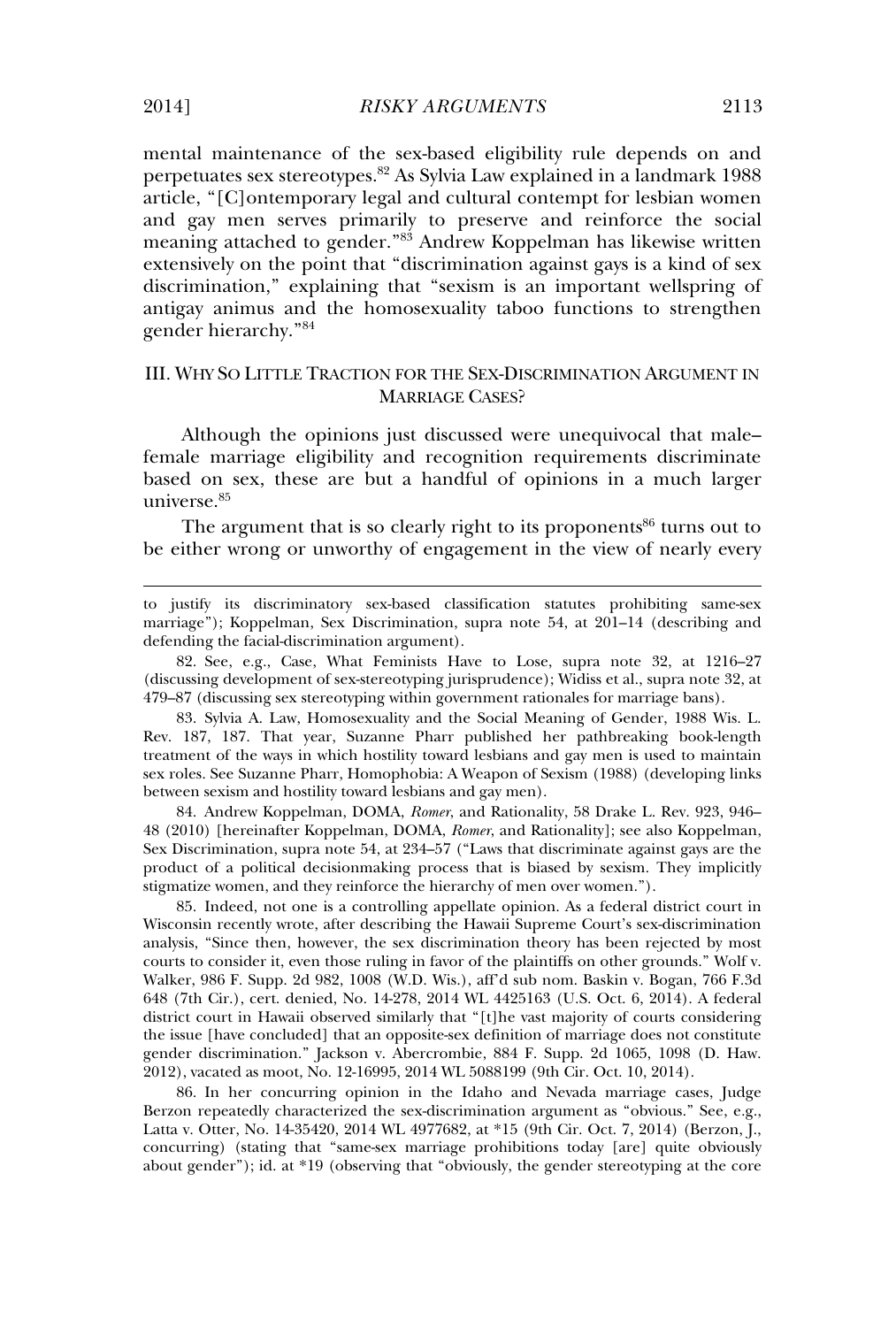mental maintenance of the sex-based eligibility rule depends on and perpetuates sex stereotypes.[82] As Sylvia Law explained in a landmark 1988 article, "[C]ontemporary legal and cultural contempt for lesbian women and gay men serves primarily to preserve and reinforce the social meaning attached to gender."[83] Andrew Koppelman has likewise written extensively on the point that "discrimination against gays is a kind of sex discrimination," explaining that "sexism is an important wellspring of antigay animus and the homosexuality taboo functions to strengthen gender hierarchy."[84]

## III. WHY SO LITTLE TRACTION FOR THE SEX-DISCRIMINATION ARGUMENT IN MARRIAGE CASES?

Although the opinions just discussed were unequivocal that male–female marriage eligibility and recognition requirements discriminate based on sex, these are but a handful of opinions in a much larger universe.[85]

The argument that is so clearly right to its proponents[86] turns out to be either wrong or unworthy of engagement in the view of nearly every

---

to justify its discriminatory sex-based classification statutes prohibiting same-sex marriage"); Koppelman, Sex Discrimination, supra note 54, at 201–14 (describing and defending the facial-discrimination argument).

82. See, e.g., Case, What Feminists Have to Lose, supra note 32, at 1216–27 (discussing development of sex-stereotyping jurisprudence); Widiss et al., supra note 32, at 479–87 (discussing sex stereotyping within government rationales for marriage bans).

83. Sylvia A. Law, Homosexuality and the Social Meaning of Gender, 1988 Wis. L. Rev. 187, 187. That year, Suzanne Pharr published her pathbreaking book-length treatment of the ways in which hostility toward lesbians and gay men is used to maintain sex roles. See Suzanne Pharr, Homophobia: A Weapon of Sexism (1988) (developing links between sexism and hostility toward lesbians and gay men).

84. Andrew Koppelman, DOMA, *Romer*, and Rationality, 58 Drake L. Rev. 923, 946–48 (2010) [hereinafter Koppelman, DOMA, *Romer*, and Rationality]; see also Koppelman, Sex Discrimination, supra note 54, at 234–57 ("Laws that discriminate against gays are the product of a political decisionmaking process that is biased by sexism. They implicitly stigmatize women, and they reinforce the hierarchy of men over women.").

85. Indeed, not one is a controlling appellate opinion. As a federal district court in Wisconsin recently wrote, after describing the Hawaii Supreme Court's sex-discrimination analysis, "Since then, however, the sex discrimination theory has been rejected by most courts to consider it, even those ruling in favor of the plaintiffs on other grounds." Wolf v. Walker, 986 F. Supp. 2d 982, 1008 (W.D. Wis.), aff'd sub nom. Baskin v. Bogan, 766 F.3d 648 (7th Cir.), cert. denied, No. 14-278, 2014 WL 4425163 (U.S. Oct. 6, 2014). A federal district court in Hawaii observed similarly that "[t]he vast majority of courts considering the issue [have concluded] that an opposite-sex definition of marriage does not constitute gender discrimination." Jackson v. Abercrombie, 884 F. Supp. 2d 1065, 1098 (D. Haw. 2012), vacated as moot, No. 12-16995, 2014 WL 5088199 (9th Cir. Oct. 10, 2014).

86. In her concurring opinion in the Idaho and Nevada marriage cases, Judge Berzon repeatedly characterized the sex-discrimination argument as "obvious." See, e.g., Latta v. Otter, No. 14-35420, 2014 WL 4977682, at *15 (9th Cir. Oct. 7, 2014) (Berzon, J., concurring) (stating that "same-sex marriage prohibitions today [are] quite obviously about gender"); id. at *19 (observing that "obviously, the gender stereotyping at the core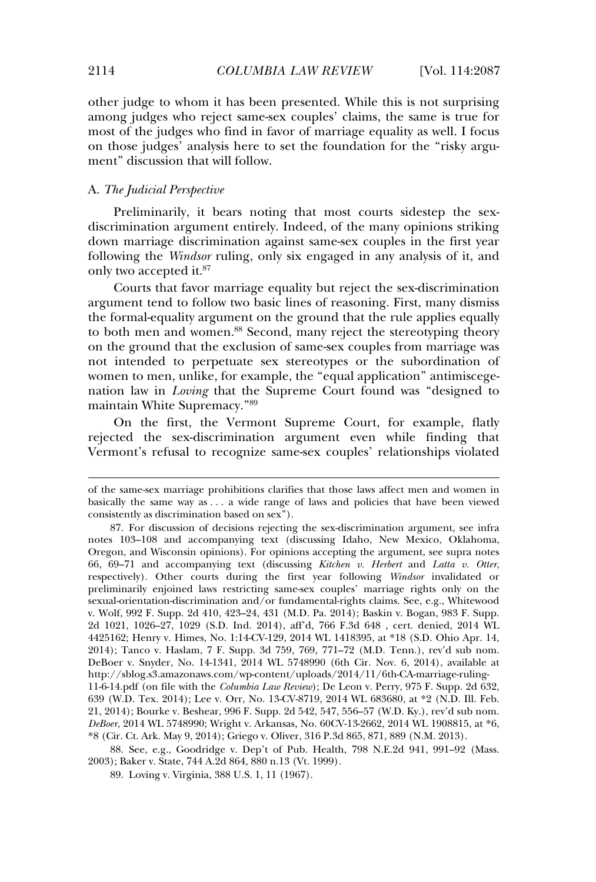other judge to whom it has been presented. While this is not surprising among judges who reject same-sex couples' claims, the same is true for most of the judges who find in favor of marriage equality as well. I focus on those judges' analysis here to set the foundation for the "risky argument" discussion that will follow.

## A. *The Judicial Perspective*

Preliminarily, it bears noting that most courts sidestep the sex-discrimination argument entirely. Indeed, of the many opinions striking down marriage discrimination against same-sex couples in the first year following the *Windsor* ruling, only six engaged in any analysis of it, and only two accepted it.[87]

Courts that favor marriage equality but reject the sex-discrimination argument tend to follow two basic lines of reasoning. First, many dismiss the formal-equality argument on the ground that the rule applies equally to both men and women.[88] Second, many reject the stereotyping theory on the ground that the exclusion of same-sex couples from marriage was not intended to perpetuate sex stereotypes or the subordination of women to men, unlike, for example, the "equal application" antimiscegenation law in *Loving* that the Supreme Court found was "designed to maintain White Supremacy."[89]

On the first, the Vermont Supreme Court, for example, flatly rejected the sex-discrimination argument even while finding that Vermont's refusal to recognize same-sex couples' relationships violated

---

of the same-sex marriage prohibitions clarifies that those laws affect men and women in basically the same way as . . . a wide range of laws and policies that have been viewed consistently as discrimination based on sex").

87. For discussion of decisions rejecting the sex-discrimination argument, see infra notes 103–108 and accompanying text (discussing Idaho, New Mexico, Oklahoma, Oregon, and Wisconsin opinions). For opinions accepting the argument, see supra notes 66, 69–71 and accompanying text (discussing *Kitchen v. Herbert* and *Latta v. Otter*, respectively). Other courts during the first year following *Windsor* invalidated or preliminarily enjoined laws restricting same-sex couples' marriage rights only on the sexual-orientation-discrimination and/or fundamental-rights claims. See, e.g., Whitewood v. Wolf, 992 F. Supp. 2d 410, 423–24, 431 (M.D. Pa. 2014); Baskin v. Bogan, 983 F. Supp. 2d 1021, 1026–27, 1029 (S.D. Ind. 2014), aff'd, 766 F.3d 648 , cert. denied, 2014 WL 4425162; Henry v. Himes, No. 1:14-CV-129, 2014 WL 1418395, at *18 (S.D. Ohio Apr. 14, 2014); Tanco v. Haslam, 7 F. Supp. 3d 759, 769, 771–72 (M.D. Tenn.), rev'd sub nom. DeBoer v. Snyder, No. 14-1341, 2014 WL 5748990 (6th Cir. Nov. 6, 2014), available at http://sblog.s3.amazonaws.com/wp-content/uploads/2014/11/6th-CA-marriage-ruling-11-6-14.pdf (on file with the *Columbia Law Review*); De Leon v. Perry, 975 F. Supp. 2d 632, 639 (W.D. Tex. 2014); Lee v. Orr, No. 13-CV-8719, 2014 WL 683680, at *2 (N.D. Ill. Feb. 21, 2014); Bourke v. Beshear, 996 F. Supp. 2d 542, 547, 556–57 (W.D. Ky.), rev'd sub nom. *DeBoer*, 2014 WL 5748990; Wright v. Arkansas, No. 60CV-13-2662, 2014 WL 1908815, at *6, *8 (Cir. Ct. Ark. May 9, 2014); Griego v. Oliver, 316 P.3d 865, 871, 889 (N.M. 2013).

88. See, e.g., Goodridge v. Dep't of Pub. Health, 798 N.E.2d 941, 991–92 (Mass. 2003); Baker v. State, 744 A.2d 864, 880 n.13 (Vt. 1999).

89. Loving v. Virginia, 388 U.S. 1, 11 (1967).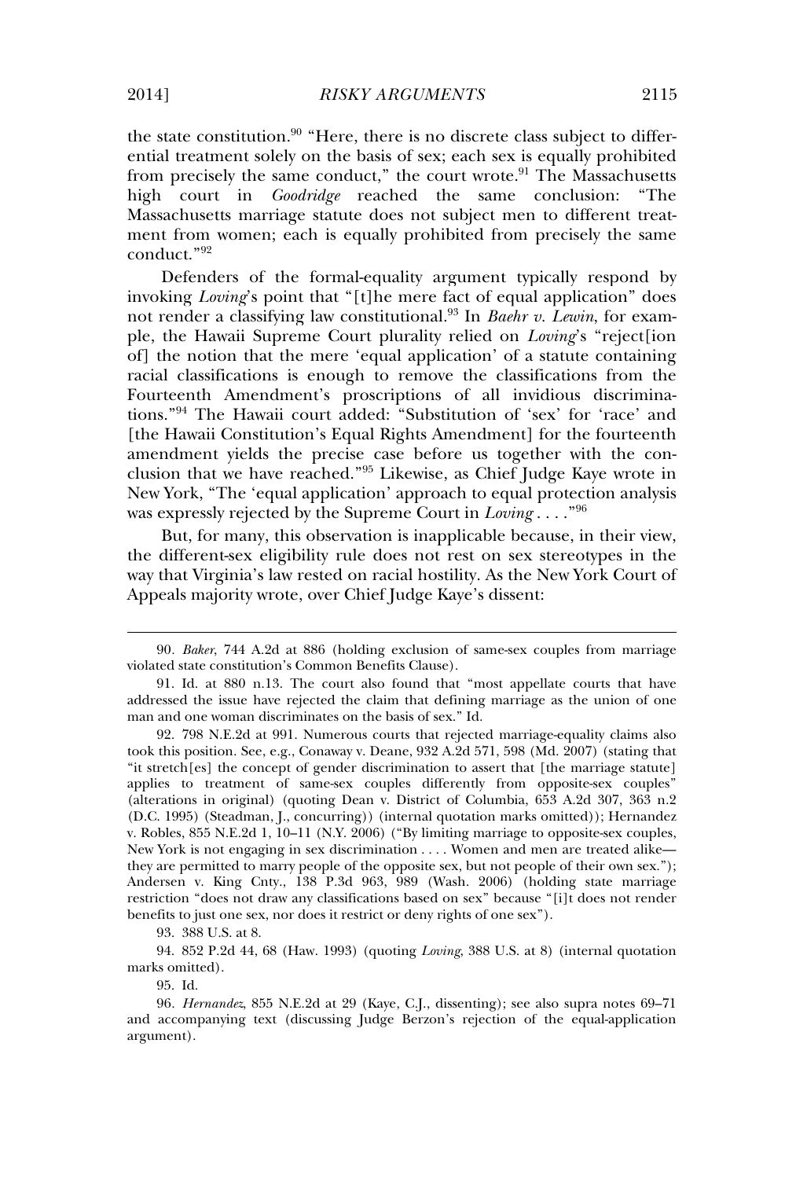the state constitution.[90] "Here, there is no discrete class subject to differential treatment solely on the basis of sex; each sex is equally prohibited from precisely the same conduct," the court wrote.[91] The Massachusetts high court in *Goodridge* reached the same conclusion: "The Massachusetts marriage statute does not subject men to different treatment from women; each is equally prohibited from precisely the same conduct."[92]

Defenders of the formal-equality argument typically respond by invoking *Loving*'s point that "[t]he mere fact of equal application" does not render a classifying law constitutional.[93] In *Baehr v. Lewin*, for example, the Hawaii Supreme Court plurality relied on *Loving*'s "reject[ion of] the notion that the mere 'equal application' of a statute containing racial classifications is enough to remove the classifications from the Fourteenth Amendment's proscriptions of all invidious discriminations."[94] The Hawaii court added: "Substitution of 'sex' for 'race' and [the Hawaii Constitution's Equal Rights Amendment] for the fourteenth amendment yields the precise case before us together with the conclusion that we have reached."[95] Likewise, as Chief Judge Kaye wrote in New York, "The 'equal application' approach to equal protection analysis was expressly rejected by the Supreme Court in *Loving* . . . ."[96]

But, for many, this observation is inapplicable because, in their view, the different-sex eligibility rule does not rest on sex stereotypes in the way that Virginia's law rested on racial hostility. As the New York Court of Appeals majority wrote, over Chief Judge Kaye's dissent:

---

90. *Baker*, 744 A.2d at 886 (holding exclusion of same-sex couples from marriage violated state constitution's Common Benefits Clause).

91. Id. at 880 n.13. The court also found that "most appellate courts that have addressed the issue have rejected the claim that defining marriage as the union of one man and one woman discriminates on the basis of sex." Id.

92. 798 N.E.2d at 991. Numerous courts that rejected marriage-equality claims also took this position. See, e.g., Conaway v. Deane, 932 A.2d 571, 598 (Md. 2007) (stating that "it stretch[es] the concept of gender discrimination to assert that [the marriage statute] applies to treatment of same-sex couples differently from opposite-sex couples" (alterations in original) (quoting Dean v. District of Columbia, 653 A.2d 307, 363 n.2 (D.C. 1995) (Steadman, J., concurring)) (internal quotation marks omitted)); Hernandez v. Robles, 855 N.E.2d 1, 10–11 (N.Y. 2006) ("By limiting marriage to opposite-sex couples, New York is not engaging in sex discrimination . . . . Women and men are treated alike—they are permitted to marry people of the opposite sex, but not people of their own sex."); Andersen v. King Cnty., 138 P.3d 963, 989 (Wash. 2006) (holding state marriage restriction "does not draw any classifications based on sex" because "[i]t does not render benefits to just one sex, nor does it restrict or deny rights of one sex").

93. 388 U.S. at 8.

94. 852 P.2d 44, 68 (Haw. 1993) (quoting *Loving*, 388 U.S. at 8) (internal quotation marks omitted).

95. Id.

96. *Hernandez*, 855 N.E.2d at 29 (Kaye, C.J., dissenting); see also supra notes 69–71 and accompanying text (discussing Judge Berzon's rejection of the equal-application argument).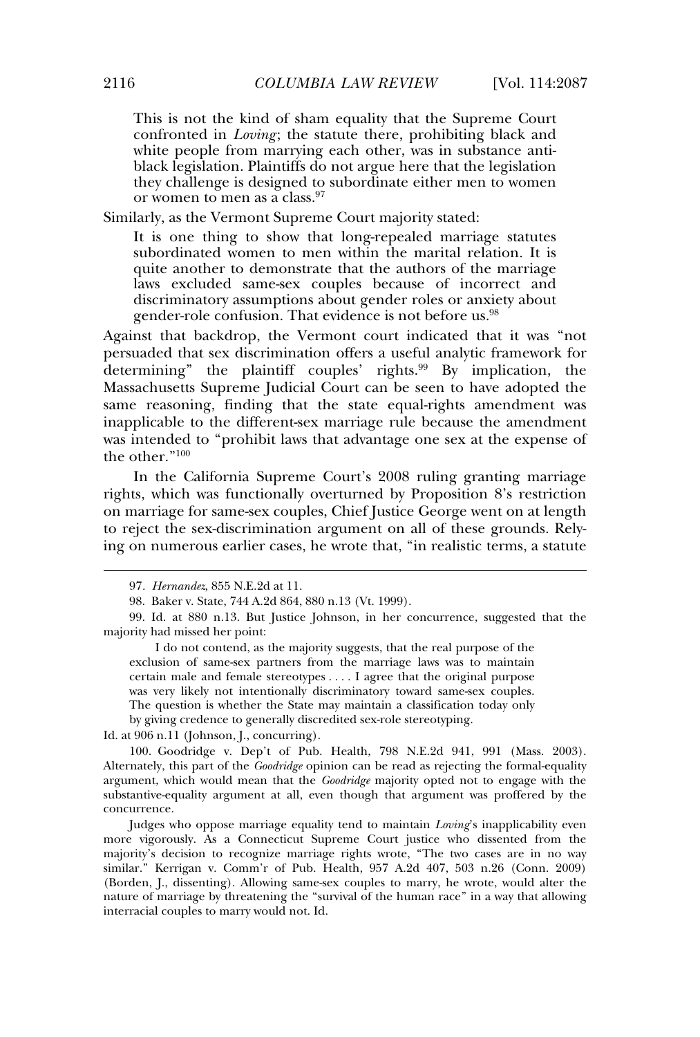> This is not the kind of sham equality that the Supreme Court confronted in *Loving*; the statute there, prohibiting black and white people from marrying each other, was in substance anti-black legislation. Plaintiffs do not argue here that the legislation they challenge is designed to subordinate either men to women or women to men as a class.[97]

Similarly, as the Vermont Supreme Court majority stated:

> It is one thing to show that long-repealed marriage statutes subordinated women to men within the marital relation. It is quite another to demonstrate that the authors of the marriage laws excluded same-sex couples because of incorrect and discriminatory assumptions about gender roles or anxiety about gender-role confusion. That evidence is not before us.[98]

Against that backdrop, the Vermont court indicated that it was "not persuaded that sex discrimination offers a useful analytic framework for determining" the plaintiff couples' rights.[99] By implication, the Massachusetts Supreme Judicial Court can be seen to have adopted the same reasoning, finding that the state equal-rights amendment was inapplicable to the different-sex marriage rule because the amendment was intended to "prohibit laws that advantage one sex at the expense of the other."[100]

In the California Supreme Court's 2008 ruling granting marriage rights, which was functionally overturned by Proposition 8's restriction on marriage for same-sex couples, Chief Justice George went on at length to reject the sex-discrimination argument on all of these grounds. Relying on numerous earlier cases, he wrote that, "in realistic terms, a statute

---

97. *Hernandez*, 855 N.E.2d at 11.

98. Baker v. State, 744 A.2d 864, 880 n.13 (Vt. 1999).

99. Id. at 880 n.13. But Justice Johnson, in her concurrence, suggested that the majority had missed her point:

> I do not contend, as the majority suggests, that the real purpose of the exclusion of same-sex partners from the marriage laws was to maintain certain male and female stereotypes . . . . I agree that the original purpose was very likely not intentionally discriminatory toward same-sex couples. The question is whether the State may maintain a classification today only by giving credence to generally discredited sex-role stereotyping.

Id. at 906 n.11 (Johnson, J., concurring).

100. Goodridge v. Dep't of Pub. Health, 798 N.E.2d 941, 991 (Mass. 2003). Alternately, this part of the *Goodridge* opinion can be read as rejecting the formal-equality argument, which would mean that the *Goodridge* majority opted not to engage with the substantive-equality argument at all, even though that argument was proffered by the concurrence.

Judges who oppose marriage equality tend to maintain *Loving*'s inapplicability even more vigorously. As a Connecticut Supreme Court justice who dissented from the majority's decision to recognize marriage rights wrote, "The two cases are in no way similar." Kerrigan v. Comm'r of Pub. Health, 957 A.2d 407, 503 n.26 (Conn. 2009) (Borden, J., dissenting). Allowing same-sex couples to marry, he wrote, would alter the nature of marriage by threatening the "survival of the human race" in a way that allowing interracial couples to marry would not. Id.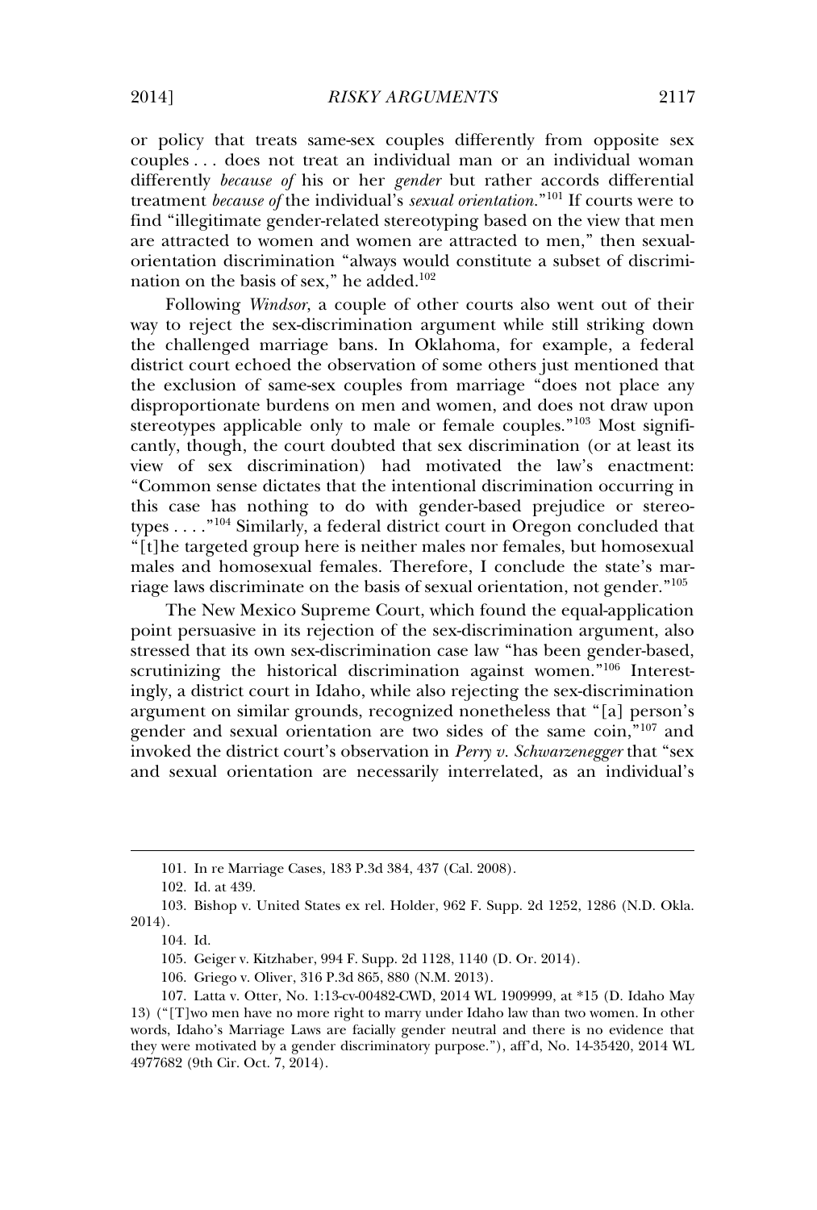or policy that treats same-sex couples differently from opposite sex couples . . . does not treat an individual man or an individual woman differently *because of* his or her *gender* but rather accords differential treatment *because of* the individual's *sexual orientation*."[101] If courts were to find "illegitimate gender-related stereotyping based on the view that men are attracted to women and women are attracted to men," then sexual-orientation discrimination "always would constitute a subset of discrimination on the basis of sex," he added.[102]

Following *Windsor*, a couple of other courts also went out of their way to reject the sex-discrimination argument while still striking down the challenged marriage bans. In Oklahoma, for example, a federal district court echoed the observation of some others just mentioned that the exclusion of same-sex couples from marriage "does not place any disproportionate burdens on men and women, and does not draw upon stereotypes applicable only to male or female couples."[103] Most significantly, though, the court doubted that sex discrimination (or at least its view of sex discrimination) had motivated the law's enactment: "Common sense dictates that the intentional discrimination occurring in this case has nothing to do with gender-based prejudice or stereotypes . . . ."[104] Similarly, a federal district court in Oregon concluded that "[t]he targeted group here is neither males nor females, but homosexual males and homosexual females. Therefore, I conclude the state's marriage laws discriminate on the basis of sexual orientation, not gender."[105]

The New Mexico Supreme Court, which found the equal-application point persuasive in its rejection of the sex-discrimination argument, also stressed that its own sex-discrimination case law "has been gender-based, scrutinizing the historical discrimination against women."[106] Interestingly, a district court in Idaho, while also rejecting the sex-discrimination argument on similar grounds, recognized nonetheless that "[a] person's gender and sexual orientation are two sides of the same coin,"[107] and invoked the district court's observation in *Perry v. Schwarzenegger* that "sex and sexual orientation are necessarily interrelated, as an individual's

---

101. In re Marriage Cases, 183 P.3d 384, 437 (Cal. 2008).

102. Id. at 439.

103. Bishop v. United States ex rel. Holder, 962 F. Supp. 2d 1252, 1286 (N.D. Okla. 2014).

104. Id.

105. Geiger v. Kitzhaber, 994 F. Supp. 2d 1128, 1140 (D. Or. 2014).

106. Griego v. Oliver, 316 P.3d 865, 880 (N.M. 2013).

107. Latta v. Otter, No. 1:13-cv-00482-CWD, 2014 WL 1909999, at *15 (D. Idaho May 13) ("[T]wo men have no more right to marry under Idaho law than two women. In other words, Idaho's Marriage Laws are facially gender neutral and there is no evidence that they were motivated by a gender discriminatory purpose."), aff'd, No. 14-35420, 2014 WL 4977682 (9th Cir. Oct. 7, 2014).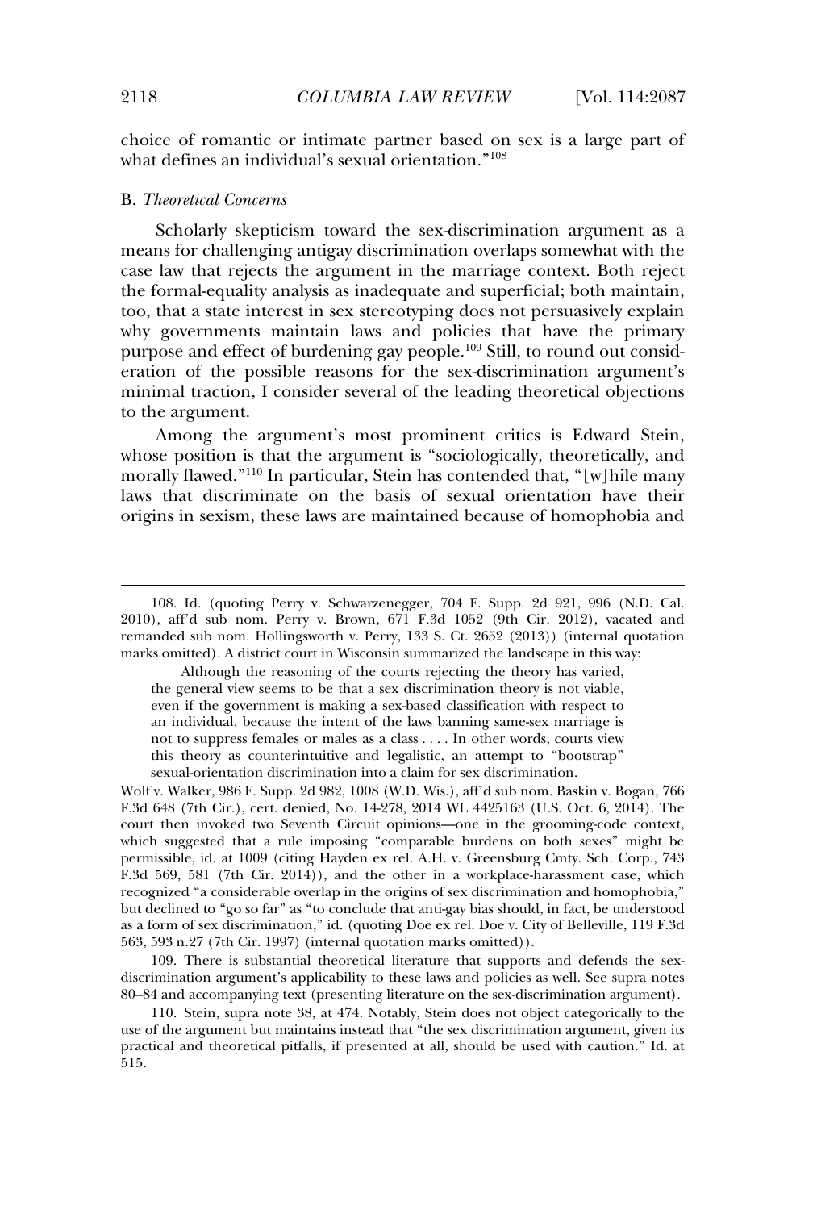choice of romantic or intimate partner based on sex is a large part of what defines an individual's sexual orientation."[108]

### B. *Theoretical Concerns*

Scholarly skepticism toward the sex-discrimination argument as a means for challenging antigay discrimination overlaps somewhat with the case law that rejects the argument in the marriage context. Both reject the formal-equality analysis as inadequate and superficial; both maintain, too, that a state interest in sex stereotyping does not persuasively explain why governments maintain laws and policies that have the primary purpose and effect of burdening gay people.[109] Still, to round out consideration of the possible reasons for the sex-discrimination argument's minimal traction, I consider several of the leading theoretical objections to the argument.

Among the argument's most prominent critics is Edward Stein, whose position is that the argument is "sociologically, theoretically, and morally flawed."[110] In particular, Stein has contended that, "[w]hile many laws that discriminate on the basis of sexual orientation have their origins in sexism, these laws are maintained because of homophobia and

---

108. Id. (quoting Perry v. Schwarzenegger, 704 F. Supp. 2d 921, 996 (N.D. Cal. 2010), aff'd sub nom. Perry v. Brown, 671 F.3d 1052 (9th Cir. 2012), vacated and remanded sub nom. Hollingsworth v. Perry, 133 S. Ct. 2652 (2013)) (internal quotation marks omitted). A district court in Wisconsin summarized the landscape in this way:

> Although the reasoning of the courts rejecting the theory has varied, the general view seems to be that a sex discrimination theory is not viable, even if the government is making a sex-based classification with respect to an individual, because the intent of the laws banning same-sex marriage is not to suppress females or males as a class . . . . In other words, courts view this theory as counterintuitive and legalistic, an attempt to "bootstrap" sexual-orientation discrimination into a claim for sex discrimination.

Wolf v. Walker, 986 F. Supp. 2d 982, 1008 (W.D. Wis.), aff'd sub nom. Baskin v. Bogan, 766 F.3d 648 (7th Cir.), cert. denied, No. 14-278, 2014 WL 4425163 (U.S. Oct. 6, 2014). The court then invoked two Seventh Circuit opinions—one in the grooming-code context, which suggested that a rule imposing "comparable burdens on both sexes" might be permissible, id. at 1009 (citing Hayden ex rel. A.H. v. Greensburg Cmty. Sch. Corp., 743 F.3d 569, 581 (7th Cir. 2014)), and the other in a workplace-harassment case, which recognized "a considerable overlap in the origins of sex discrimination and homophobia," but declined to "go so far" as "to conclude that anti-gay bias should, in fact, be understood as a form of sex discrimination," id. (quoting Doe ex rel. Doe v. City of Belleville, 119 F.3d 563, 593 n.27 (7th Cir. 1997) (internal quotation marks omitted)).

109. There is substantial theoretical literature that supports and defends the sex-discrimination argument's applicability to these laws and policies as well. See supra notes 80–84 and accompanying text (presenting literature on the sex-discrimination argument).

110. Stein, supra note 38, at 474. Notably, Stein does not object categorically to the use of the argument but maintains instead that "the sex discrimination argument, given its practical and theoretical pitfalls, if presented at all, should be used with caution." Id. at 515.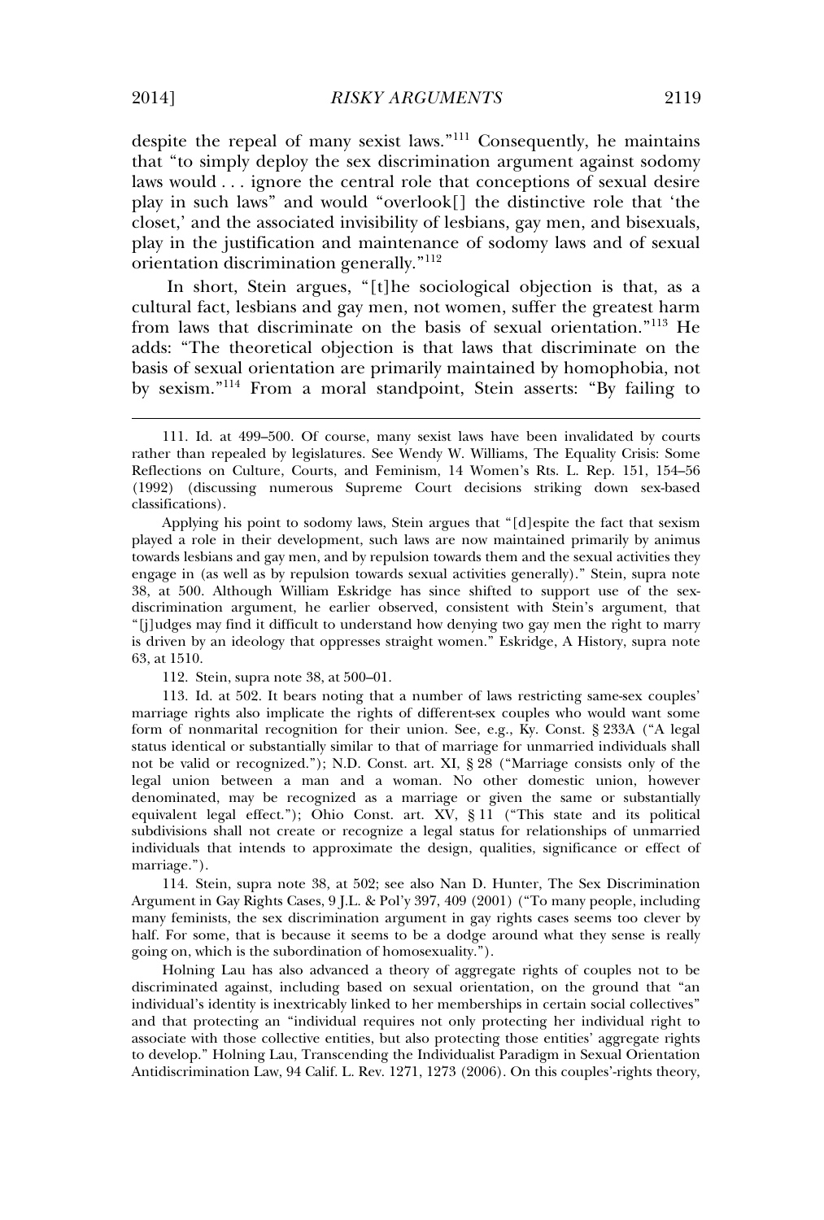despite the repeal of many sexist laws."[111] Consequently, he maintains that "to simply deploy the sex discrimination argument against sodomy laws would . . . ignore the central role that conceptions of sexual desire play in such laws" and would "overlook[] the distinctive role that 'the closet,' and the associated invisibility of lesbians, gay men, and bisexuals, play in the justification and maintenance of sodomy laws and of sexual orientation discrimination generally."[112]

In short, Stein argues, "[t]he sociological objection is that, as a cultural fact, lesbians and gay men, not women, suffer the greatest harm from laws that discriminate on the basis of sexual orientation."[113] He adds: "The theoretical objection is that laws that discriminate on the basis of sexual orientation are primarily maintained by homophobia, not by sexism."[114] From a moral standpoint, Stein asserts: "By failing to

---

111. Id. at 499–500. Of course, many sexist laws have been invalidated by courts rather than repealed by legislatures. See Wendy W. Williams, The Equality Crisis: Some Reflections on Culture, Courts, and Feminism, 14 Women's Rts. L. Rep. 151, 154–56 (1992) (discussing numerous Supreme Court decisions striking down sex-based classifications).

Applying his point to sodomy laws, Stein argues that "[d]espite the fact that sexism played a role in their development, such laws are now maintained primarily by animus towards lesbians and gay men, and by repulsion towards them and the sexual activities they engage in (as well as by repulsion towards sexual activities generally)." Stein, supra note 38, at 500. Although William Eskridge has since shifted to support use of the sex-discrimination argument, he earlier observed, consistent with Stein's argument, that "[j]udges may find it difficult to understand how denying two gay men the right to marry is driven by an ideology that oppresses straight women." Eskridge, A History, supra note 63, at 1510.

112. Stein, supra note 38, at 500–01.

113. Id. at 502. It bears noting that a number of laws restricting same-sex couples' marriage rights also implicate the rights of different-sex couples who would want some form of nonmarital recognition for their union. See, e.g., Ky. Const. § 233A ("A legal status identical or substantially similar to that of marriage for unmarried individuals shall not be valid or recognized."); N.D. Const. art. XI, § 28 ("Marriage consists only of the legal union between a man and a woman. No other domestic union, however denominated, may be recognized as a marriage or given the same or substantially equivalent legal effect."); Ohio Const. art. XV, § 11 ("This state and its political subdivisions shall not create or recognize a legal status for relationships of unmarried individuals that intends to approximate the design, qualities, significance or effect of marriage.").

114. Stein, supra note 38, at 502; see also Nan D. Hunter, The Sex Discrimination Argument in Gay Rights Cases, 9 J.L. & Pol'y 397, 409 (2001) ("To many people, including many feminists, the sex discrimination argument in gay rights cases seems too clever by half. For some, that is because it seems to be a dodge around what they sense is really going on, which is the subordination of homosexuality.").

Holning Lau has also advanced a theory of aggregate rights of couples not to be discriminated against, including based on sexual orientation, on the ground that "an individual's identity is inextricably linked to her memberships in certain social collectives" and that protecting an "individual requires not only protecting her individual right to associate with those collective entities, but also protecting those entities' aggregate rights to develop." Holning Lau, Transcending the Individualist Paradigm in Sexual Orientation Antidiscrimination Law, 94 Calif. L. Rev. 1271, 1273 (2006). On this couples'-rights theory,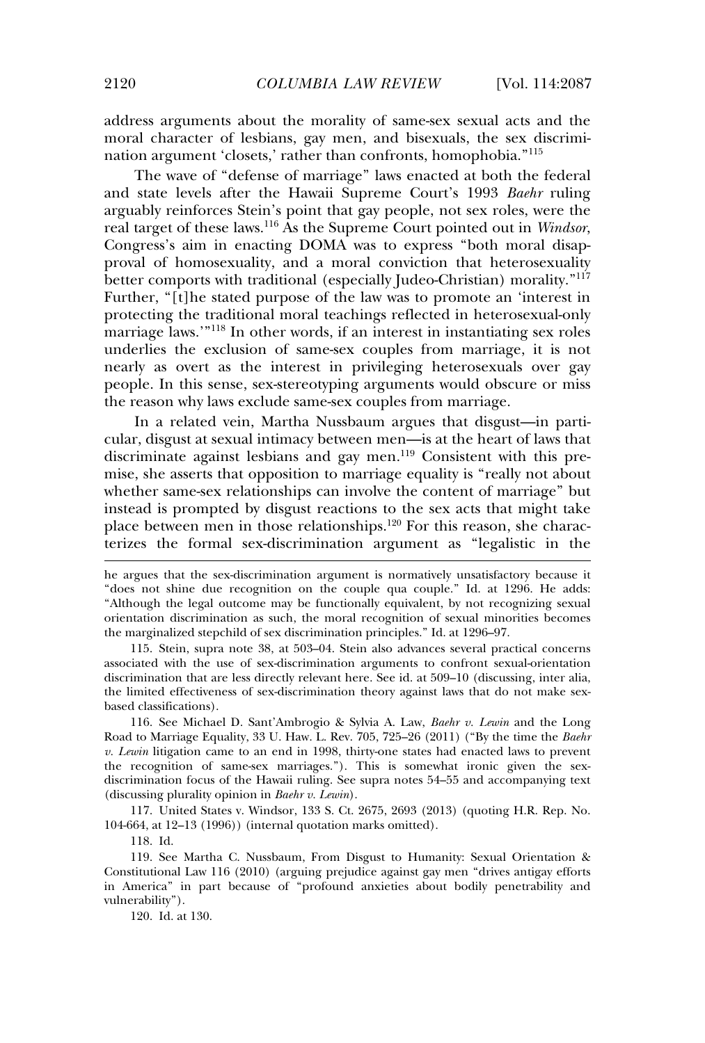address arguments about the morality of same-sex sexual acts and the moral character of lesbians, gay men, and bisexuals, the sex discrimination argument 'closets,' rather than confronts, homophobia."[115]

The wave of "defense of marriage" laws enacted at both the federal and state levels after the Hawaii Supreme Court's 1993 *Baehr* ruling arguably reinforces Stein's point that gay people, not sex roles, were the real target of these laws.[116] As the Supreme Court pointed out in *Windsor*, Congress's aim in enacting DOMA was to express "both moral disapproval of homosexuality, and a moral conviction that heterosexuality better comports with traditional (especially Judeo-Christian) morality."[117] Further, "[t]he stated purpose of the law was to promote an 'interest in protecting the traditional moral teachings reflected in heterosexual-only marriage laws.'"[118] In other words, if an interest in instantiating sex roles underlies the exclusion of same-sex couples from marriage, it is not nearly as overt as the interest in privileging heterosexuals over gay people. In this sense, sex-stereotyping arguments would obscure or miss the reason why laws exclude same-sex couples from marriage.

In a related vein, Martha Nussbaum argues that disgust—in particular, disgust at sexual intimacy between men—is at the heart of laws that discriminate against lesbians and gay men.[119] Consistent with this premise, she asserts that opposition to marriage equality is "really not about whether same-sex relationships can involve the content of marriage" but instead is prompted by disgust reactions to the sex acts that might take place between men in those relationships.[120] For this reason, she characterizes the formal sex-discrimination argument as "legalistic in the

---

he argues that the sex-discrimination argument is normatively unsatisfactory because it "does not shine due recognition on the couple qua couple." Id. at 1296. He adds: "Although the legal outcome may be functionally equivalent, by not recognizing sexual orientation discrimination as such, the moral recognition of sexual minorities becomes the marginalized stepchild of sex discrimination principles." Id. at 1296–97.

115. Stein, supra note 38, at 503–04. Stein also advances several practical concerns associated with the use of sex-discrimination arguments to confront sexual-orientation discrimination that are less directly relevant here. See id. at 509–10 (discussing, inter alia, the limited effectiveness of sex-discrimination theory against laws that do not make sex-based classifications).

116. See Michael D. Sant'Ambrogio & Sylvia A. Law, *Baehr v. Lewin* and the Long Road to Marriage Equality, 33 U. Haw. L. Rev. 705, 725–26 (2011) ("By the time the *Baehr v. Lewin* litigation came to an end in 1998, thirty-one states had enacted laws to prevent the recognition of same-sex marriages."). This is somewhat ironic given the sex-discrimination focus of the Hawaii ruling. See supra notes 54–55 and accompanying text (discussing plurality opinion in *Baehr v. Lewin*).

117. United States v. Windsor, 133 S. Ct. 2675, 2693 (2013) (quoting H.R. Rep. No. 104-664, at 12–13 (1996)) (internal quotation marks omitted).

118. Id.

119. See Martha C. Nussbaum, From Disgust to Humanity: Sexual Orientation & Constitutional Law 116 (2010) (arguing prejudice against gay men "drives antigay efforts in America" in part because of "profound anxieties about bodily penetrability and vulnerability").

120. Id. at 130.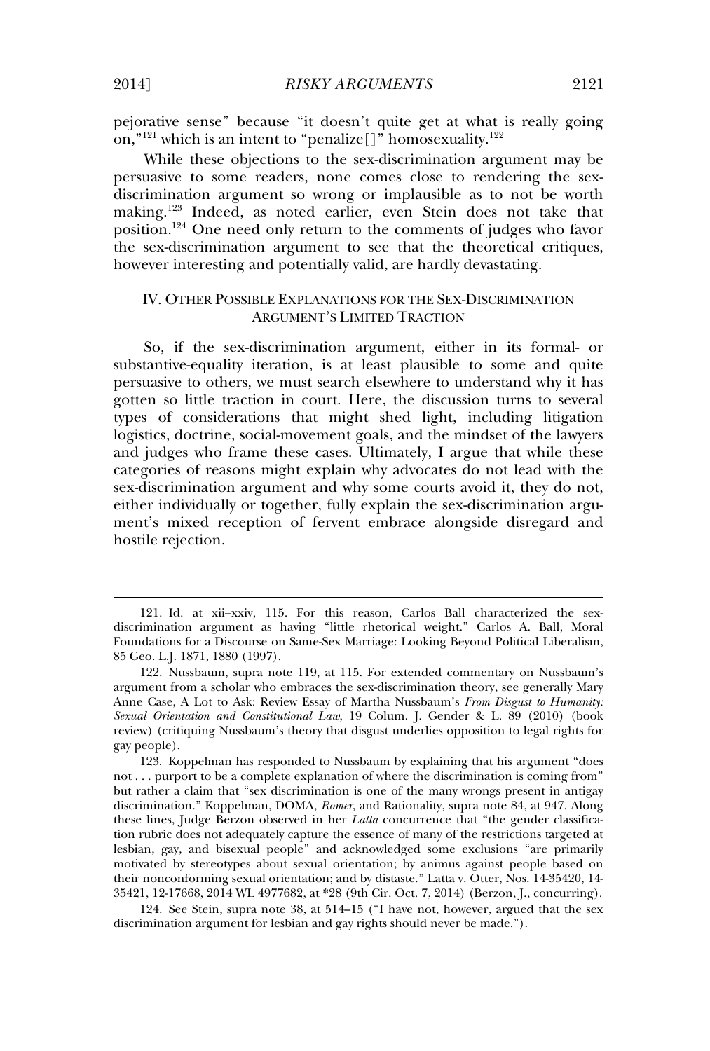pejorative sense" because "it doesn't quite get at what is really going on,"[121] which is an intent to "penalize[]" homosexuality.[122]

While these objections to the sex-discrimination argument may be persuasive to some readers, none comes close to rendering the sex-discrimination argument so wrong or implausible as to not be worth making.[123] Indeed, as noted earlier, even Stein does not take that position.[124] One need only return to the comments of judges who favor the sex-discrimination argument to see that the theoretical critiques, however interesting and potentially valid, are hardly devastating.

## IV. OTHER POSSIBLE EXPLANATIONS FOR THE SEX-DISCRIMINATION ARGUMENT'S LIMITED TRACTION

So, if the sex-discrimination argument, either in its formal- or substantive-equality iteration, is at least plausible to some and quite persuasive to others, we must search elsewhere to understand why it has gotten so little traction in court. Here, the discussion turns to several types of considerations that might shed light, including litigation logistics, doctrine, social-movement goals, and the mindset of the lawyers and judges who frame these cases. Ultimately, I argue that while these categories of reasons might explain why advocates do not lead with the sex-discrimination argument and why some courts avoid it, they do not, either individually or together, fully explain the sex-discrimination argument's mixed reception of fervent embrace alongside disregard and hostile rejection.

---

121. Id. at xii–xxiv, 115. For this reason, Carlos Ball characterized the sex-discrimination argument as having "little rhetorical weight." Carlos A. Ball, Moral Foundations for a Discourse on Same-Sex Marriage: Looking Beyond Political Liberalism, 85 Geo. L.J. 1871, 1880 (1997).

122. Nussbaum, supra note 119, at 115. For extended commentary on Nussbaum's argument from a scholar who embraces the sex-discrimination theory, see generally Mary Anne Case, A Lot to Ask: Review Essay of Martha Nussbaum's *From Disgust to Humanity: Sexual Orientation and Constitutional Law*, 19 Colum. J. Gender & L. 89 (2010) (book review) (critiquing Nussbaum's theory that disgust underlies opposition to legal rights for gay people).

123. Koppelman has responded to Nussbaum by explaining that his argument "does not . . . purport to be a complete explanation of where the discrimination is coming from" but rather a claim that "sex discrimination is one of the many wrongs present in antigay discrimination." Koppelman, DOMA, *Romer*, and Rationality, supra note 84, at 947. Along these lines, Judge Berzon observed in her *Latta* concurrence that "the gender classification rubric does not adequately capture the essence of many of the restrictions targeted at lesbian, gay, and bisexual people" and acknowledged some exclusions "are primarily motivated by stereotypes about sexual orientation; by animus against people based on their nonconforming sexual orientation; and by distaste." Latta v. Otter, Nos. 14-35420, 14-35421, 12-17668, 2014 WL 4977682, at *28 (9th Cir. Oct. 7, 2014) (Berzon, J., concurring).

124. See Stein, supra note 38, at 514–15 ("I have not, however, argued that the sex discrimination argument for lesbian and gay rights should never be made.").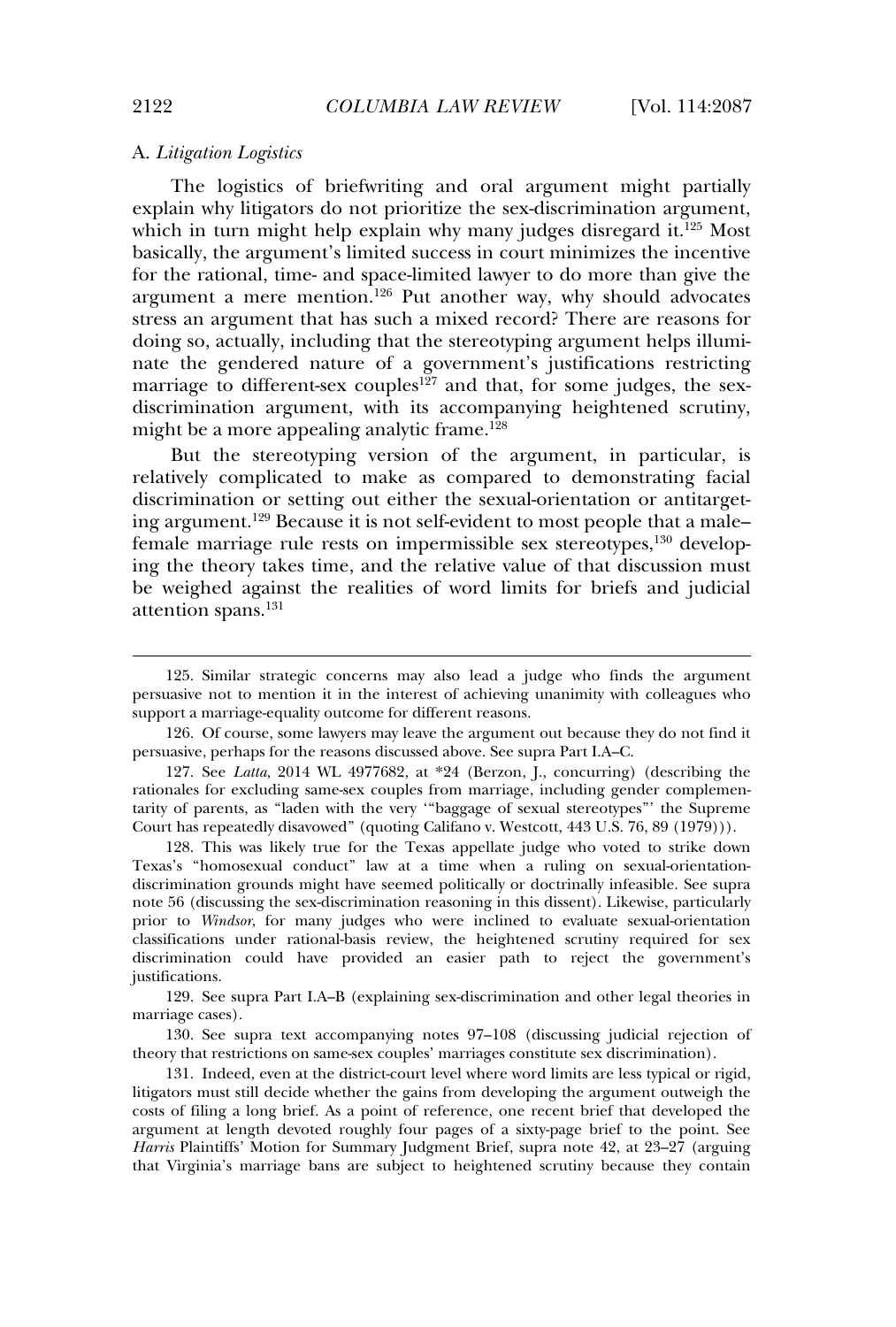### A. *Litigation Logistics*

The logistics of briefwriting and oral argument might partially explain why litigators do not prioritize the sex-discrimination argument, which in turn might help explain why many judges disregard it.[125] Most basically, the argument's limited success in court minimizes the incentive for the rational, time- and space-limited lawyer to do more than give the argument a mere mention.[126] Put another way, why should advocates stress an argument that has such a mixed record? There are reasons for doing so, actually, including that the stereotyping argument helps illuminate the gendered nature of a government's justifications restricting marriage to different-sex couples[127] and that, for some judges, the sex-discrimination argument, with its accompanying heightened scrutiny, might be a more appealing analytic frame.[128]

But the stereotyping version of the argument, in particular, is relatively complicated to make as compared to demonstrating facial discrimination or setting out either the sexual-orientation or antitargeting argument.[129] Because it is not self-evident to most people that a male–female marriage rule rests on impermissible sex stereotypes,[130] developing the theory takes time, and the relative value of that discussion must be weighed against the realities of word limits for briefs and judicial attention spans.[131]

---

125. Similar strategic concerns may also lead a judge who finds the argument persuasive not to mention it in the interest of achieving unanimity with colleagues who support a marriage-equality outcome for different reasons.

126. Of course, some lawyers may leave the argument out because they do not find it persuasive, perhaps for the reasons discussed above. See supra Part I.A–C.

127. See *Latta*, 2014 WL 4977682, at *24 (Berzon, J., concurring) (describing the rationales for excluding same-sex couples from marriage, including gender complementarity of parents, as "laden with the very '"baggage of sexual stereotypes"' the Supreme Court has repeatedly disavowed" (quoting Califano v. Westcott, 443 U.S. 76, 89 (1979))).

128. This was likely true for the Texas appellate judge who voted to strike down Texas's "homosexual conduct" law at a time when a ruling on sexual-orientation-discrimination grounds might have seemed politically or doctrinally infeasible. See supra note 56 (discussing the sex-discrimination reasoning in this dissent). Likewise, particularly prior to *Windsor*, for many judges who were inclined to evaluate sexual-orientation classifications under rational-basis review, the heightened scrutiny required for sex discrimination could have provided an easier path to reject the government's justifications.

129. See supra Part I.A–B (explaining sex-discrimination and other legal theories in marriage cases).

130. See supra text accompanying notes 97–108 (discussing judicial rejection of theory that restrictions on same-sex couples' marriages constitute sex discrimination).

131. Indeed, even at the district-court level where word limits are less typical or rigid, litigators must still decide whether the gains from developing the argument outweigh the costs of filing a long brief. As a point of reference, one recent brief that developed the argument at length devoted roughly four pages of a sixty-page brief to the point. See *Harris* Plaintiffs' Motion for Summary Judgment Brief, supra note 42, at 23–27 (arguing that Virginia's marriage bans are subject to heightened scrutiny because they contain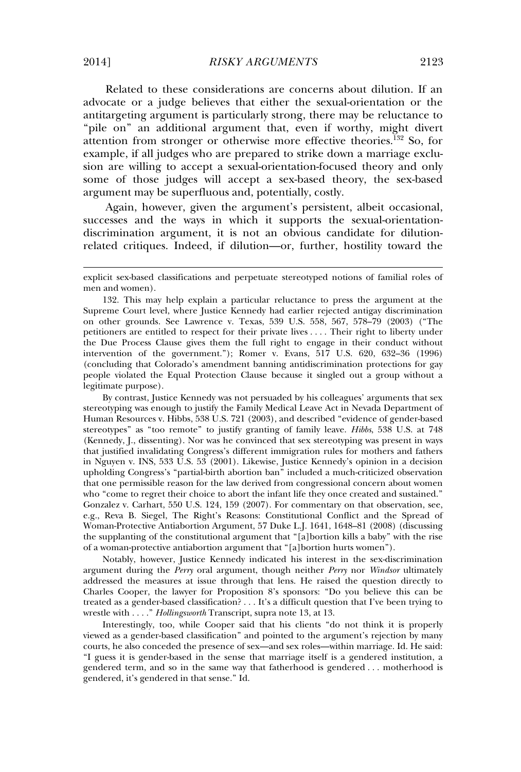Related to these considerations are concerns about dilution. If an advocate or a judge believes that either the sexual-orientation or the antitargeting argument is particularly strong, there may be reluctance to "pile on" an additional argument that, even if worthy, might divert attention from stronger or otherwise more effective theories.[132] So, for example, if all judges who are prepared to strike down a marriage exclusion are willing to accept a sexual-orientation-focused theory and only some of those judges will accept a sex-based theory, the sex-based argument may be superfluous and, potentially, costly.

Again, however, given the argument's persistent, albeit occasional, successes and the ways in which it supports the sexual-orientation-discrimination argument, it is not an obvious candidate for dilution-related critiques. Indeed, if dilution—or, further, hostility toward the

---

explicit sex-based classifications and perpetuate stereotyped notions of familial roles of men and women).

132. This may help explain a particular reluctance to press the argument at the Supreme Court level, where Justice Kennedy had earlier rejected antigay discrimination on other grounds. See Lawrence v. Texas, 539 U.S. 558, 567, 578–79 (2003) ("The petitioners are entitled to respect for their private lives . . . . Their right to liberty under the Due Process Clause gives them the full right to engage in their conduct without intervention of the government."); Romer v. Evans, 517 U.S. 620, 632–36 (1996) (concluding that Colorado's amendment banning antidiscrimination protections for gay people violated the Equal Protection Clause because it singled out a group without a legitimate purpose).

By contrast, Justice Kennedy was not persuaded by his colleagues' arguments that sex stereotyping was enough to justify the Family Medical Leave Act in Nevada Department of Human Resources v. Hibbs, 538 U.S. 721 (2003), and described "evidence of gender-based stereotypes" as "too remote" to justify granting of family leave. *Hibbs*, 538 U.S. at 748 (Kennedy, J., dissenting). Nor was he convinced that sex stereotyping was present in ways that justified invalidating Congress's different immigration rules for mothers and fathers in Nguyen v. INS, 533 U.S. 53 (2001). Likewise, Justice Kennedy's opinion in a decision upholding Congress's "partial-birth abortion ban" included a much-criticized observation that one permissible reason for the law derived from congressional concern about women who "come to regret their choice to abort the infant life they once created and sustained." Gonzalez v. Carhart, 550 U.S. 124, 159 (2007). For commentary on that observation, see, e.g., Reva B. Siegel, The Right's Reasons: Constitutional Conflict and the Spread of Woman-Protective Antiabortion Argument, 57 Duke L.J. 1641, 1648–81 (2008) (discussing the supplanting of the constitutional argument that "[a]bortion kills a baby" with the rise of a woman-protective antiabortion argument that "[a]bortion hurts women").

Notably, however, Justice Kennedy indicated his interest in the sex-discrimination argument during the *Perry* oral argument, though neither *Perry* nor *Windsor* ultimately addressed the measures at issue through that lens. He raised the question directly to Charles Cooper, the lawyer for Proposition 8's sponsors: "Do you believe this can be treated as a gender-based classification? . . . It's a difficult question that I've been trying to wrestle with . . . ." *Hollingsworth* Transcript, supra note 13, at 13.

Interestingly, too, while Cooper said that his clients "do not think it is properly viewed as a gender-based classification" and pointed to the argument's rejection by many courts, he also conceded the presence of sex—and sex roles—within marriage. Id. He said: "I guess it is gender-based in the sense that marriage itself is a gendered institution, a gendered term, and so in the same way that fatherhood is gendered . . . motherhood is gendered, it's gendered in that sense." Id.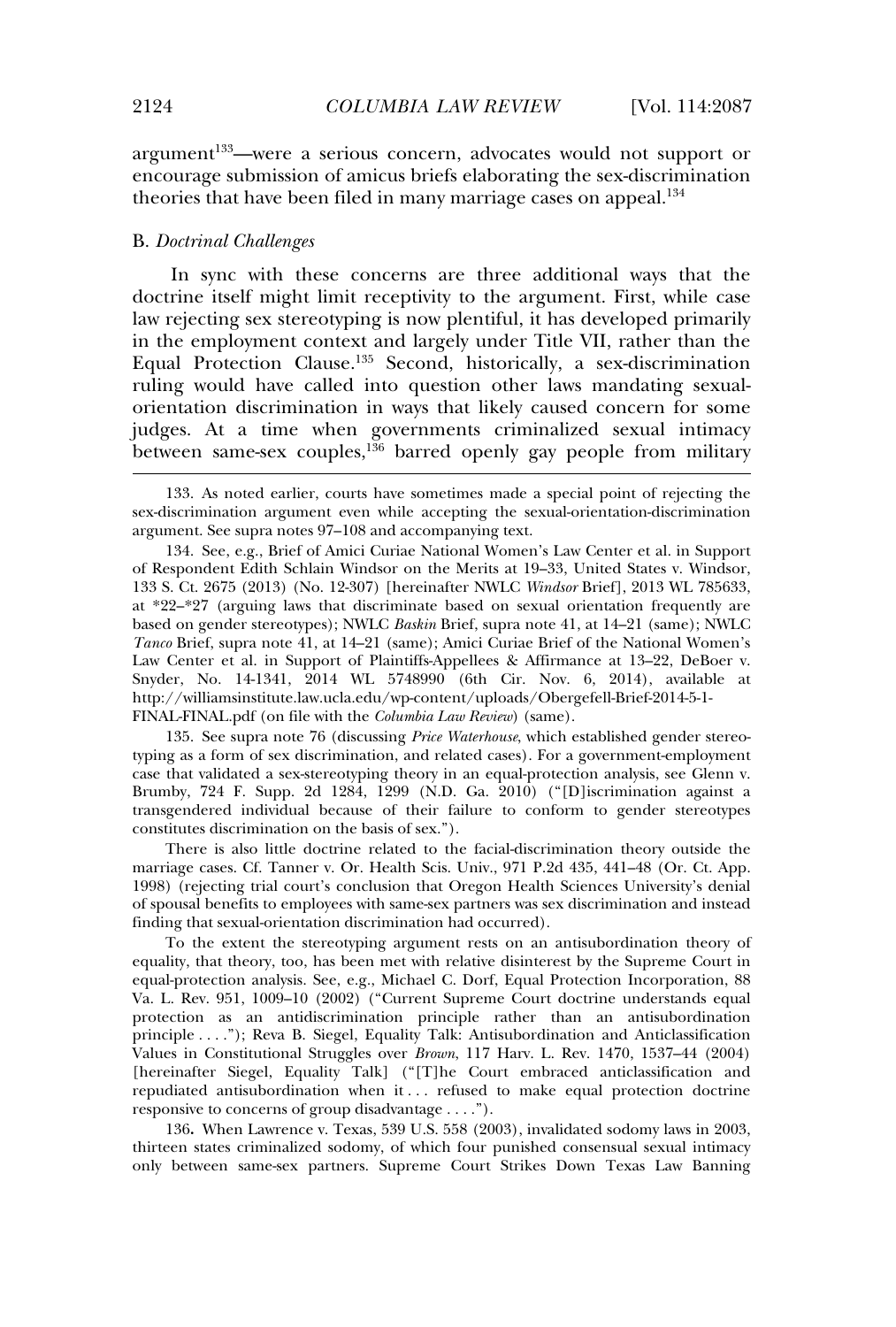argument[133]—were a serious concern, advocates would not support or encourage submission of amicus briefs elaborating the sex-discrimination theories that have been filed in many marriage cases on appeal.[134]

### B. *Doctrinal Challenges*

In sync with these concerns are three additional ways that the doctrine itself might limit receptivity to the argument. First, while case law rejecting sex stereotyping is now plentiful, it has developed primarily in the employment context and largely under Title VII, rather than the Equal Protection Clause.[135] Second, historically, a sex-discrimination ruling would have called into question other laws mandating sexual-orientation discrimination in ways that likely caused concern for some judges. At a time when governments criminalized sexual intimacy between same-sex couples,[136] barred openly gay people from military

---

133. As noted earlier, courts have sometimes made a special point of rejecting the sex-discrimination argument even while accepting the sexual-orientation-discrimination argument. See supra notes 97–108 and accompanying text.

134. See, e.g., Brief of Amici Curiae National Women's Law Center et al. in Support of Respondent Edith Schlain Windsor on the Merits at 19–33, United States v. Windsor, 133 S. Ct. 2675 (2013) (No. 12-307) [hereinafter NWLC *Windsor* Brief], 2013 WL 785633, at *22–*27 (arguing laws that discriminate based on sexual orientation frequently are based on gender stereotypes); NWLC *Baskin* Brief, supra note 41, at 14–21 (same); NWLC *Tanco* Brief, supra note 41, at 14–21 (same); Amici Curiae Brief of the National Women's Law Center et al. in Support of Plaintiffs-Appellees & Affirmance at 13–22, DeBoer v. Snyder, No. 14-1341, 2014 WL 5748990 (6th Cir. Nov. 6, 2014), available at http://williamsinstitute.law.ucla.edu/wp-content/uploads/Obergefell-Brief-2014-5-1-FINAL-FINAL.pdf (on file with the *Columbia Law Review*) (same).

135. See supra note 76 (discussing *Price Waterhouse*, which established gender stereotyping as a form of sex discrimination, and related cases). For a government-employment case that validated a sex-stereotyping theory in an equal-protection analysis, see Glenn v. Brumby, 724 F. Supp. 2d 1284, 1299 (N.D. Ga. 2010) ("[D]iscrimination against a transgendered individual because of their failure to conform to gender stereotypes constitutes discrimination on the basis of sex.").

There is also little doctrine related to the facial-discrimination theory outside the marriage cases. Cf. Tanner v. Or. Health Scis. Univ., 971 P.2d 435, 441–48 (Or. Ct. App. 1998) (rejecting trial court's conclusion that Oregon Health Sciences University's denial of spousal benefits to employees with same-sex partners was sex discrimination and instead finding that sexual-orientation discrimination had occurred).

To the extent the stereotyping argument rests on an antisubordination theory of equality, that theory, too, has been met with relative disinterest by the Supreme Court in equal-protection analysis. See, e.g., Michael C. Dorf, Equal Protection Incorporation, 88 Va. L. Rev. 951, 1009–10 (2002) ("Current Supreme Court doctrine understands equal protection as an antidiscrimination principle rather than an antisubordination principle . . . ."); Reva B. Siegel, Equality Talk: Antisubordination and Anticlassification Values in Constitutional Struggles over *Brown*, 117 Harv. L. Rev. 1470, 1537–44 (2004) [hereinafter Siegel, Equality Talk] ("[T]he Court embraced anticlassification and repudiated antisubordination when it . . . refused to make equal protection doctrine responsive to concerns of group disadvantage . . . .").

136. When Lawrence v. Texas, 539 U.S. 558 (2003), invalidated sodomy laws in 2003, thirteen states criminalized sodomy, of which four punished consensual sexual intimacy only between same-sex partners. Supreme Court Strikes Down Texas Law Banning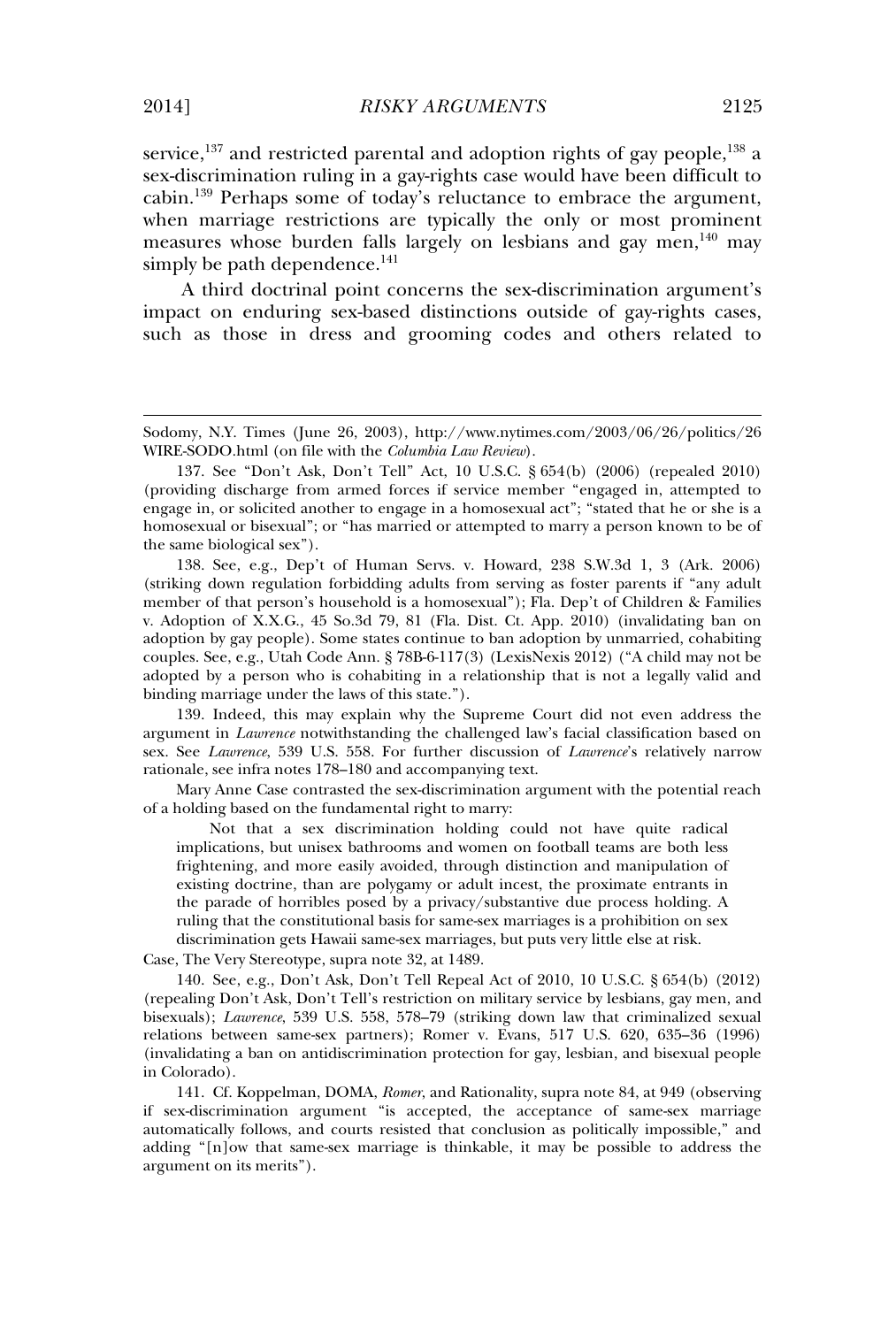service,[137] and restricted parental and adoption rights of gay people,[138] a sex-discrimination ruling in a gay-rights case would have been difficult to cabin.[139] Perhaps some of today's reluctance to embrace the argument, when marriage restrictions are typically the only or most prominent measures whose burden falls largely on lesbians and gay men,[140] may simply be path dependence.[141]

A third doctrinal point concerns the sex-discrimination argument's impact on enduring sex-based distinctions outside of gay-rights cases, such as those in dress and grooming codes and others related to

---

Sodomy, N.Y. Times (June 26, 2003), http://www.nytimes.com/2003/06/26/politics/26WIRE-SODO.html (on file with the *Columbia Law Review*).

137. See "Don't Ask, Don't Tell" Act, 10 U.S.C. § 654(b) (2006) (repealed 2010) (providing discharge from armed forces if service member "engaged in, attempted to engage in, or solicited another to engage in a homosexual act"; "stated that he or she is a homosexual or bisexual"; or "has married or attempted to marry a person known to be of the same biological sex").

138. See, e.g., Dep't of Human Servs. v. Howard, 238 S.W.3d 1, 3 (Ark. 2006) (striking down regulation forbidding adults from serving as foster parents if "any adult member of that person's household is a homosexual"); Fla. Dep't of Children & Families v. Adoption of X.X.G., 45 So.3d 79, 81 (Fla. Dist. Ct. App. 2010) (invalidating ban on adoption by gay people). Some states continue to ban adoption by unmarried, cohabiting couples. See, e.g., Utah Code Ann. § 78B-6-117(3) (LexisNexis 2012) ("A child may not be adopted by a person who is cohabiting in a relationship that is not a legally valid and binding marriage under the laws of this state.").

139. Indeed, this may explain why the Supreme Court did not even address the argument in *Lawrence* notwithstanding the challenged law's facial classification based on sex. See *Lawrence*, 539 U.S. 558. For further discussion of *Lawrence*'s relatively narrow rationale, see infra notes 178–180 and accompanying text.

Mary Anne Case contrasted the sex-discrimination argument with the potential reach of a holding based on the fundamental right to marry:

> Not that a sex discrimination holding could not have quite radical implications, but unisex bathrooms and women on football teams are both less frightening, and more easily avoided, through distinction and manipulation of existing doctrine, than are polygamy or adult incest, the proximate entrants in the parade of horribles posed by a privacy/substantive due process holding. A ruling that the constitutional basis for same-sex marriages is a prohibition on sex discrimination gets Hawaii same-sex marriages, but puts very little else at risk.

Case, The Very Stereotype, supra note 32, at 1489.

140. See, e.g., Don't Ask, Don't Tell Repeal Act of 2010, 10 U.S.C. § 654(b) (2012) (repealing Don't Ask, Don't Tell's restriction on military service by lesbians, gay men, and bisexuals); *Lawrence*, 539 U.S. 558, 578–79 (striking down law that criminalized sexual relations between same-sex partners); Romer v. Evans, 517 U.S. 620, 635–36 (1996) (invalidating a ban on antidiscrimination protection for gay, lesbian, and bisexual people in Colorado).

141. Cf. Koppelman, DOMA, *Romer*, and Rationality, supra note 84, at 949 (observing if sex-discrimination argument "is accepted, the acceptance of same-sex marriage automatically follows, and courts resisted that conclusion as politically impossible," and adding "[n]ow that same-sex marriage is thinkable, it may be possible to address the argument on its merits").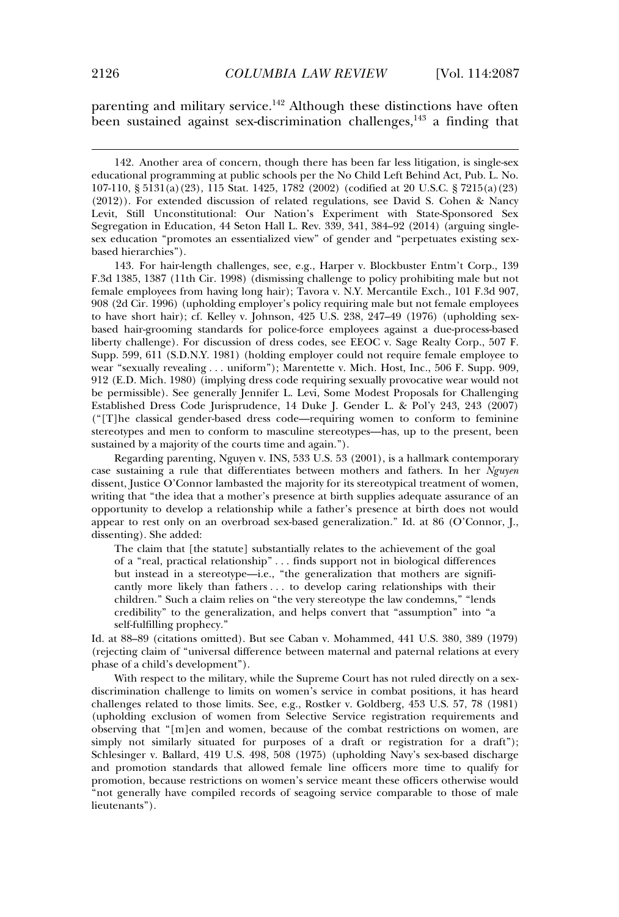parenting and military service.[142] Although these distinctions have often been sustained against sex-discrimination challenges,[143] a finding that

---

142. Another area of concern, though there has been far less litigation, is single-sex educational programming at public schools per the No Child Left Behind Act, Pub. L. No. 107-110, § 5131(a)(23), 115 Stat. 1425, 1782 (2002) (codified at 20 U.S.C. § 7215(a)(23) (2012)). For extended discussion of related regulations, see David S. Cohen & Nancy Levit, Still Unconstitutional: Our Nation's Experiment with State-Sponsored Sex Segregation in Education, 44 Seton Hall L. Rev. 339, 341, 384–92 (2014) (arguing single-sex education "promotes an essentialized view" of gender and "perpetuates existing sex-based hierarchies").

143. For hair-length challenges, see, e.g., Harper v. Blockbuster Entm't Corp., 139 F.3d 1385, 1387 (11th Cir. 1998) (dismissing challenge to policy prohibiting male but not female employees from having long hair); Tavora v. N.Y. Mercantile Exch., 101 F.3d 907, 908 (2d Cir. 1996) (upholding employer's policy requiring male but not female employees to have short hair); cf. Kelley v. Johnson, 425 U.S. 238, 247–49 (1976) (upholding sex-based hair-grooming standards for police-force employees against a due-process-based liberty challenge). For discussion of dress codes, see EEOC v. Sage Realty Corp., 507 F. Supp. 599, 611 (S.D.N.Y. 1981) (holding employer could not require female employee to wear "sexually revealing . . . uniform"); Marentette v. Mich. Host, Inc., 506 F. Supp. 909, 912 (E.D. Mich. 1980) (implying dress code requiring sexually provocative wear would not be permissible). See generally Jennifer L. Levi, Some Modest Proposals for Challenging Established Dress Code Jurisprudence, 14 Duke J. Gender L. & Pol'y 243, 243 (2007) ("[T]he classical gender-based dress code—requiring women to conform to feminine stereotypes and men to conform to masculine stereotypes—has, up to the present, been sustained by a majority of the courts time and again.").

Regarding parenting, Nguyen v. INS, 533 U.S. 53 (2001), is a hallmark contemporary case sustaining a rule that differentiates between mothers and fathers. In her *Nguyen* dissent, Justice O'Connor lambasted the majority for its stereotypical treatment of women, writing that "the idea that a mother's presence at birth supplies adequate assurance of an opportunity to develop a relationship while a father's presence at birth does not would appear to rest only on an overbroad sex-based generalization." Id. at 86 (O'Connor, J., dissenting). She added:

> The claim that [the statute] substantially relates to the achievement of the goal of a "real, practical relationship" . . . finds support not in biological differences but instead in a stereotype—i.e., "the generalization that mothers are significantly more likely than fathers . . . to develop caring relationships with their children." Such a claim relies on "the very stereotype the law condemns," "lends credibility" to the generalization, and helps convert that "assumption" into "a self-fulfilling prophecy."

Id. at 88–89 (citations omitted). But see Caban v. Mohammed, 441 U.S. 380, 389 (1979) (rejecting claim of "universal difference between maternal and paternal relations at every phase of a child's development").

With respect to the military, while the Supreme Court has not ruled directly on a sex-discrimination challenge to limits on women's service in combat positions, it has heard challenges related to those limits. See, e.g., Rostker v. Goldberg, 453 U.S. 57, 78 (1981) (upholding exclusion of women from Selective Service registration requirements and observing that "[m]en and women, because of the combat restrictions on women, are simply not similarly situated for purposes of a draft or registration for a draft"); Schlesinger v. Ballard, 419 U.S. 498, 508 (1975) (upholding Navy's sex-based discharge and promotion standards that allowed female line officers more time to qualify for promotion, because restrictions on women's service meant these officers otherwise would "not generally have compiled records of seagoing service comparable to those of male lieutenants").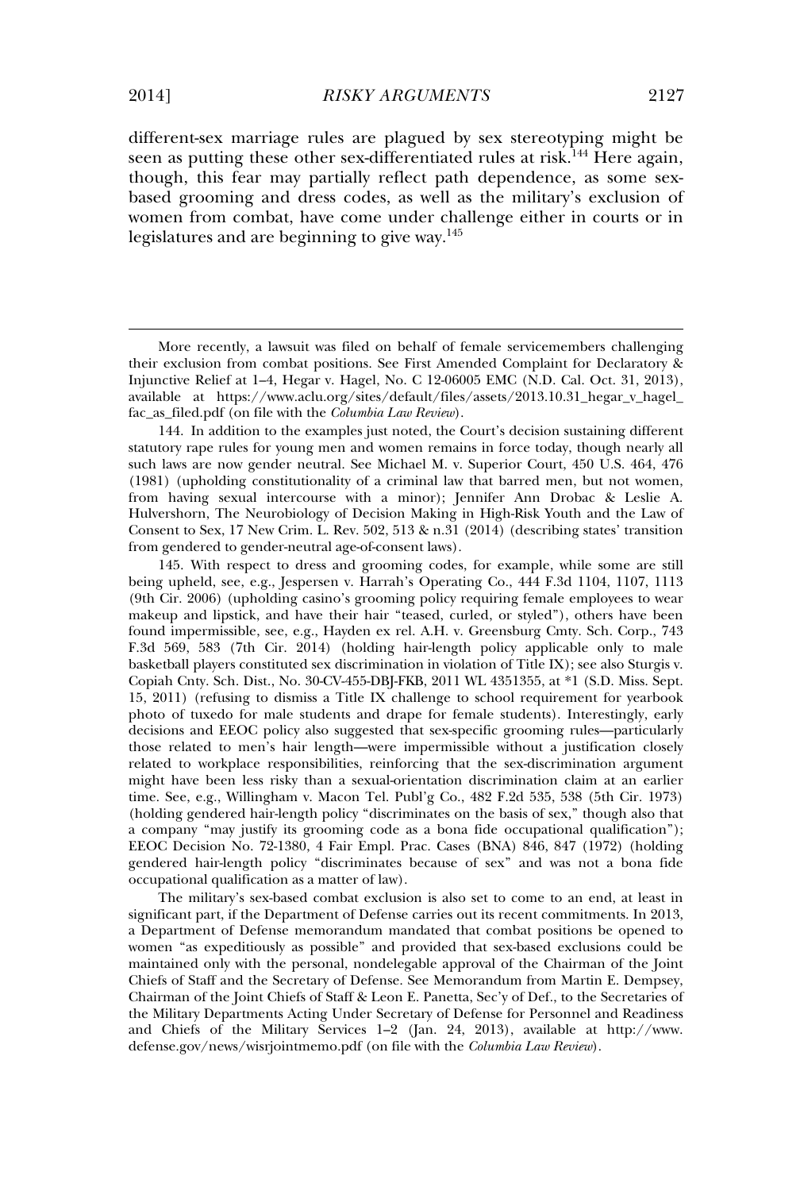different-sex marriage rules are plagued by sex stereotyping might be seen as putting these other sex-differentiated rules at risk.[144] Here again, though, this fear may partially reflect path dependence, as some sex-based grooming and dress codes, as well as the military's exclusion of women from combat, have come under challenge either in courts or in legislatures and are beginning to give way.[145]

---

More recently, a lawsuit was filed on behalf of female servicemembers challenging their exclusion from combat positions. See First Amended Complaint for Declaratory & Injunctive Relief at 1–4, Hegar v. Hagel, No. C 12-06005 EMC (N.D. Cal. Oct. 31, 2013), available at https://www.aclu.org/sites/default/files/assets/2013.10.31_hegar_v_hagel_fac_as_filed.pdf (on file with the *Columbia Law Review*).

144. In addition to the examples just noted, the Court's decision sustaining different statutory rape rules for young men and women remains in force today, though nearly all such laws are now gender neutral. See Michael M. v. Superior Court, 450 U.S. 464, 476 (1981) (upholding constitutionality of a criminal law that barred men, but not women, from having sexual intercourse with a minor); Jennifer Ann Drobac & Leslie A. Hulvershorn, The Neurobiology of Decision Making in High-Risk Youth and the Law of Consent to Sex, 17 New Crim. L. Rev. 502, 513 & n.31 (2014) (describing states' transition from gendered to gender-neutral age-of-consent laws).

145. With respect to dress and grooming codes, for example, while some are still being upheld, see, e.g., Jespersen v. Harrah's Operating Co., 444 F.3d 1104, 1107, 1113 (9th Cir. 2006) (upholding casino's grooming policy requiring female employees to wear makeup and lipstick, and have their hair "teased, curled, or styled"), others have been found impermissible, see, e.g., Hayden ex rel. A.H. v. Greensburg Cmty. Sch. Corp., 743 F.3d 569, 583 (7th Cir. 2014) (holding hair-length policy applicable only to male basketball players constituted sex discrimination in violation of Title IX); see also Sturgis v. Copiah Cnty. Sch. Dist., No. 30-CV-455-DBJ-FKB, 2011 WL 4351355, at *1 (S.D. Miss. Sept. 15, 2011) (refusing to dismiss a Title IX challenge to school requirement for yearbook photo of tuxedo for male students and drape for female students). Interestingly, early decisions and EEOC policy also suggested that sex-specific grooming rules—particularly those related to men's hair length—were impermissible without a justification closely related to workplace responsibilities, reinforcing that the sex-discrimination argument might have been less risky than a sexual-orientation discrimination claim at an earlier time. See, e.g., Willingham v. Macon Tel. Publ'g Co., 482 F.2d 535, 538 (5th Cir. 1973) (holding gendered hair-length policy "discriminates on the basis of sex," though also that a company "may justify its grooming code as a bona fide occupational qualification"); EEOC Decision No. 72-1380, 4 Fair Empl. Prac. Cases (BNA) 846, 847 (1972) (holding gendered hair-length policy "discriminates because of sex" and was not a bona fide occupational qualification as a matter of law).

The military's sex-based combat exclusion is also set to come to an end, at least in significant part, if the Department of Defense carries out its recent commitments. In 2013, a Department of Defense memorandum mandated that combat positions be opened to women "as expeditiously as possible" and provided that sex-based exclusions could be maintained only with the personal, nondelegable approval of the Chairman of the Joint Chiefs of Staff and the Secretary of Defense. See Memorandum from Martin E. Dempsey, Chairman of the Joint Chiefs of Staff & Leon E. Panetta, Sec'y of Def., to the Secretaries of the Military Departments Acting Under Secretary of Defense for Personnel and Readiness and Chiefs of the Military Services 1–2 (Jan. 24, 2013), available at http://www.defense.gov/news/wisrjointmemo.pdf (on file with the *Columbia Law Review*).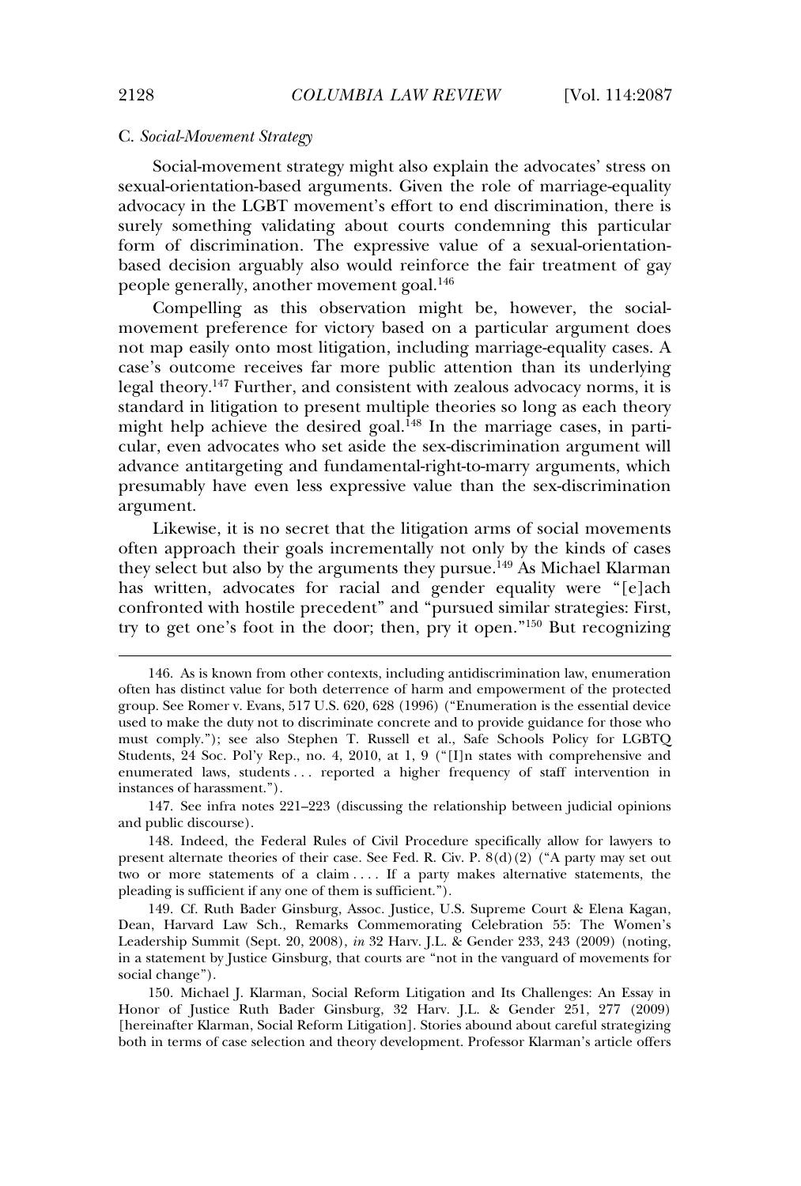### C. *Social-Movement Strategy*

Social-movement strategy might also explain the advocates' stress on sexual-orientation-based arguments. Given the role of marriage-equality advocacy in the LGBT movement's effort to end discrimination, there is surely something validating about courts condemning this particular form of discrimination. The expressive value of a sexual-orientation-based decision arguably also would reinforce the fair treatment of gay people generally, another movement goal.[146]

Compelling as this observation might be, however, the social-movement preference for victory based on a particular argument does not map easily onto most litigation, including marriage-equality cases. A case's outcome receives far more public attention than its underlying legal theory.[147] Further, and consistent with zealous advocacy norms, it is standard in litigation to present multiple theories so long as each theory might help achieve the desired goal.[148] In the marriage cases, in particular, even advocates who set aside the sex-discrimination argument will advance antitargeting and fundamental-right-to-marry arguments, which presumably have even less expressive value than the sex-discrimination argument.

Likewise, it is no secret that the litigation arms of social movements often approach their goals incrementally not only by the kinds of cases they select but also by the arguments they pursue.[149] As Michael Klarman has written, advocates for racial and gender equality were "[e]ach confronted with hostile precedent" and "pursued similar strategies: First, try to get one's foot in the door; then, pry it open."[150] But recognizing

---

146. As is known from other contexts, including antidiscrimination law, enumeration often has distinct value for both deterrence of harm and empowerment of the protected group. See Romer v. Evans, 517 U.S. 620, 628 (1996) ("Enumeration is the essential device used to make the duty not to discriminate concrete and to provide guidance for those who must comply."); see also Stephen T. Russell et al., Safe Schools Policy for LGBTQ Students, 24 Soc. Pol'y Rep., no. 4, 2010, at 1, 9 ("[I]n states with comprehensive and enumerated laws, students . . . reported a higher frequency of staff intervention in instances of harassment.").

147. See infra notes 221–223 (discussing the relationship between judicial opinions and public discourse).

148. Indeed, the Federal Rules of Civil Procedure specifically allow for lawyers to present alternate theories of their case. See Fed. R. Civ. P. 8(d)(2) ("A party may set out two or more statements of a claim . . . . If a party makes alternative statements, the pleading is sufficient if any one of them is sufficient.").

149. Cf. Ruth Bader Ginsburg, Assoc. Justice, U.S. Supreme Court & Elena Kagan, Dean, Harvard Law Sch., Remarks Commemorating Celebration 55: The Women's Leadership Summit (Sept. 20, 2008), *in* 32 Harv. J.L. & Gender 233, 243 (2009) (noting, in a statement by Justice Ginsburg, that courts are "not in the vanguard of movements for social change").

150. Michael J. Klarman, Social Reform Litigation and Its Challenges: An Essay in Honor of Justice Ruth Bader Ginsburg, 32 Harv. J.L. & Gender 251, 277 (2009) [hereinafter Klarman, Social Reform Litigation]. Stories abound about careful strategizing both in terms of case selection and theory development. Professor Klarman's article offers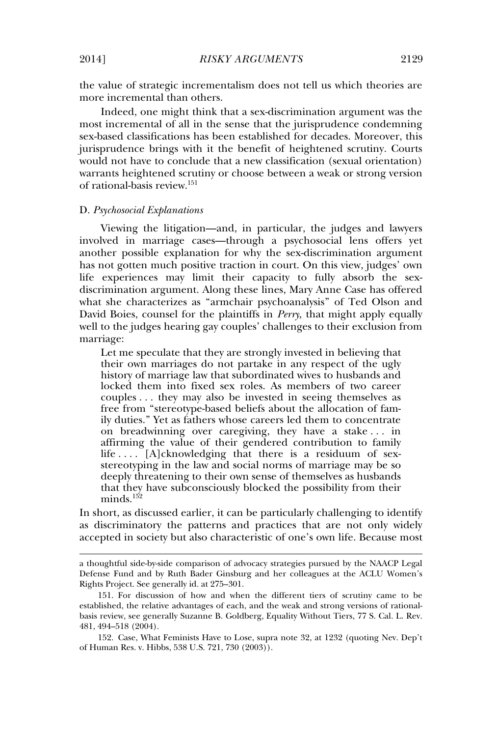the value of strategic incrementalism does not tell us which theories are more incremental than others.

Indeed, one might think that a sex-discrimination argument was the most incremental of all in the sense that the jurisprudence condemning sex-based classifications has been established for decades. Moreover, this jurisprudence brings with it the benefit of heightened scrutiny. Courts would not have to conclude that a new classification (sexual orientation) warrants heightened scrutiny or choose between a weak or strong version of rational-basis review.[151]

### D. *Psychosocial Explanations*

Viewing the litigation—and, in particular, the judges and lawyers involved in marriage cases—through a psychosocial lens offers yet another possible explanation for why the sex-discrimination argument has not gotten much positive traction in court. On this view, judges' own life experiences may limit their capacity to fully absorb the sex-discrimination argument. Along these lines, Mary Anne Case has offered what she characterizes as "armchair psychoanalysis" of Ted Olson and David Boies, counsel for the plaintiffs in *Perry*, that might apply equally well to the judges hearing gay couples' challenges to their exclusion from marriage:

> Let me speculate that they are strongly invested in believing that their own marriages do not partake in any respect of the ugly history of marriage law that subordinated wives to husbands and locked them into fixed sex roles. As members of two career couples . . . they may also be invested in seeing themselves as free from "stereotype-based beliefs about the allocation of family duties." Yet as fathers whose careers led them to concentrate on breadwinning over caregiving, they have a stake . . . in affirming the value of their gendered contribution to family life . . . . [A]cknowledging that there is a residuum of sex-stereotyping in the law and social norms of marriage may be so deeply threatening to their own sense of themselves as husbands that they have subconsciously blocked the possibility from their minds.[152]

In short, as discussed earlier, it can be particularly challenging to identify as discriminatory the patterns and practices that are not only widely accepted in society but also characteristic of one's own life. Because most

---

a thoughtful side-by-side comparison of advocacy strategies pursued by the NAACP Legal Defense Fund and by Ruth Bader Ginsburg and her colleagues at the ACLU Women's Rights Project. See generally id. at 275–301.

151. For discussion of how and when the different tiers of scrutiny came to be established, the relative advantages of each, and the weak and strong versions of rational-basis review, see generally Suzanne B. Goldberg, Equality Without Tiers, 77 S. Cal. L. Rev. 481, 494–518 (2004).

152. Case, What Feminists Have to Lose, supra note 32, at 1232 (quoting Nev. Dep't of Human Res. v. Hibbs, 538 U.S. 721, 730 (2003)).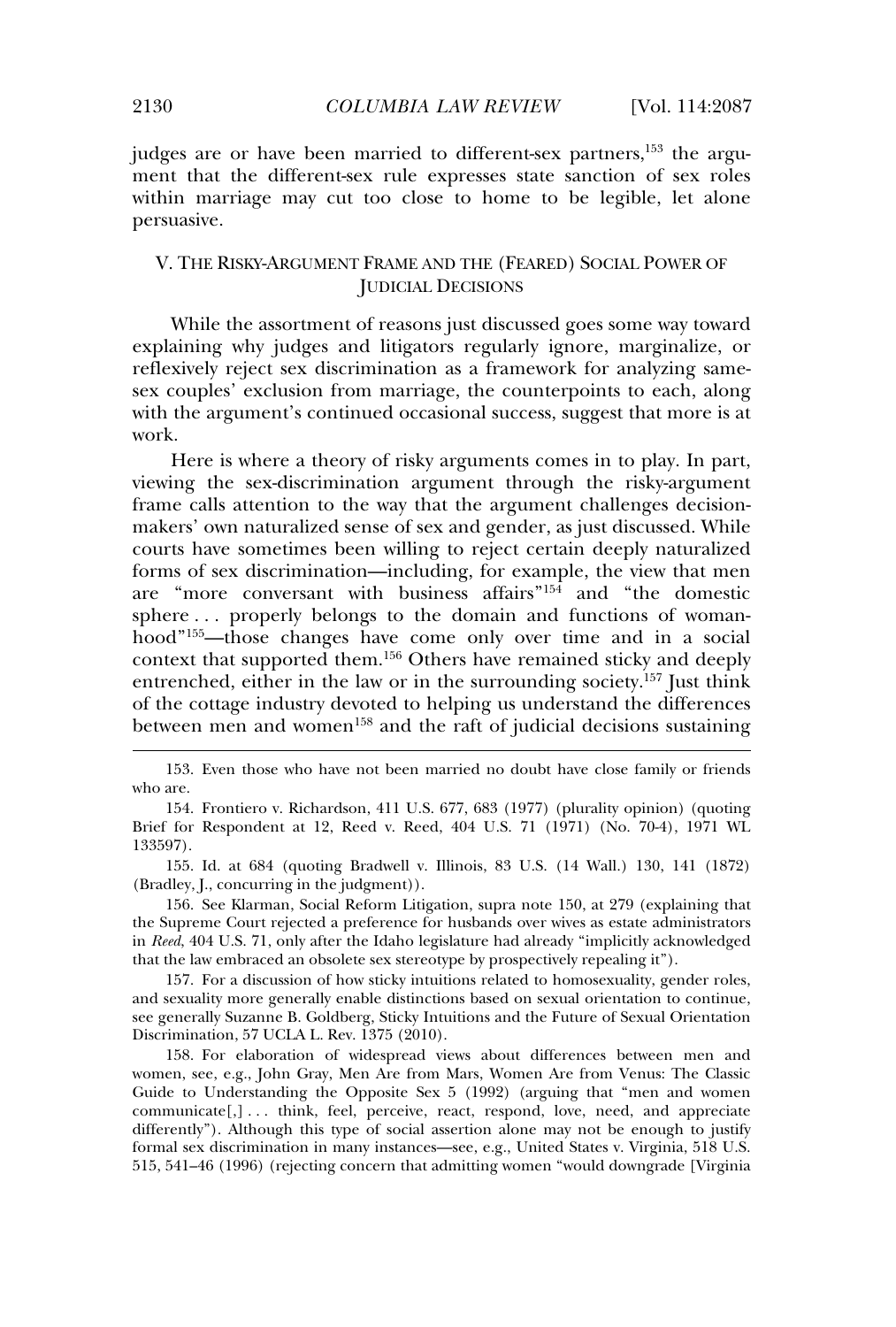judges are or have been married to different-sex partners,[153] the argument that the different-sex rule expresses state sanction of sex roles within marriage may cut too close to home to be legible, let alone persuasive.

## V. The Risky-Argument Frame and the (Feared) Social Power of Judicial Decisions

While the assortment of reasons just discussed goes some way toward explaining why judges and litigators regularly ignore, marginalize, or reflexively reject sex discrimination as a framework for analyzing same-sex couples' exclusion from marriage, the counterpoints to each, along with the argument's continued occasional success, suggest that more is at work.

Here is where a theory of risky arguments comes in to play. In part, viewing the sex-discrimination argument through the risky-argument frame calls attention to the way that the argument challenges decision-makers' own naturalized sense of sex and gender, as just discussed. While courts have sometimes been willing to reject certain deeply naturalized forms of sex discrimination—including, for example, the view that men are "more conversant with business affairs"[154] and "the domestic sphere . . . properly belongs to the domain and functions of womanhood"[155]—those changes have come only over time and in a social context that supported them.[156] Others have remained sticky and deeply entrenched, either in the law or in the surrounding society.[157] Just think of the cottage industry devoted to helping us understand the differences between men and women[158] and the raft of judicial decisions sustaining

---

153. Even those who have not been married no doubt have close family or friends who are.

154. Frontiero v. Richardson, 411 U.S. 677, 683 (1977) (plurality opinion) (quoting Brief for Respondent at 12, Reed v. Reed, 404 U.S. 71 (1971) (No. 70-4), 1971 WL 133597).

155. Id. at 684 (quoting Bradwell v. Illinois, 83 U.S. (14 Wall.) 130, 141 (1872) (Bradley, J., concurring in the judgment)).

156. See Klarman, Social Reform Litigation, supra note 150, at 279 (explaining that the Supreme Court rejected a preference for husbands over wives as estate administrators in *Reed*, 404 U.S. 71, only after the Idaho legislature had already "implicitly acknowledged that the law embraced an obsolete sex stereotype by prospectively repealing it").

157. For a discussion of how sticky intuitions related to homosexuality, gender roles, and sexuality more generally enable distinctions based on sexual orientation to continue, see generally Suzanne B. Goldberg, Sticky Intuitions and the Future of Sexual Orientation Discrimination, 57 UCLA L. Rev. 1375 (2010).

158. For elaboration of widespread views about differences between men and women, see, e.g., John Gray, Men Are from Mars, Women Are from Venus: The Classic Guide to Understanding the Opposite Sex 5 (1992) (arguing that "men and women communicate[,] . . . think, feel, perceive, react, respond, love, need, and appreciate differently"). Although this type of social assertion alone may not be enough to justify formal sex discrimination in many instances—see, e.g., United States v. Virginia, 518 U.S. 515, 541–46 (1996) (rejecting concern that admitting women "would downgrade [Virginia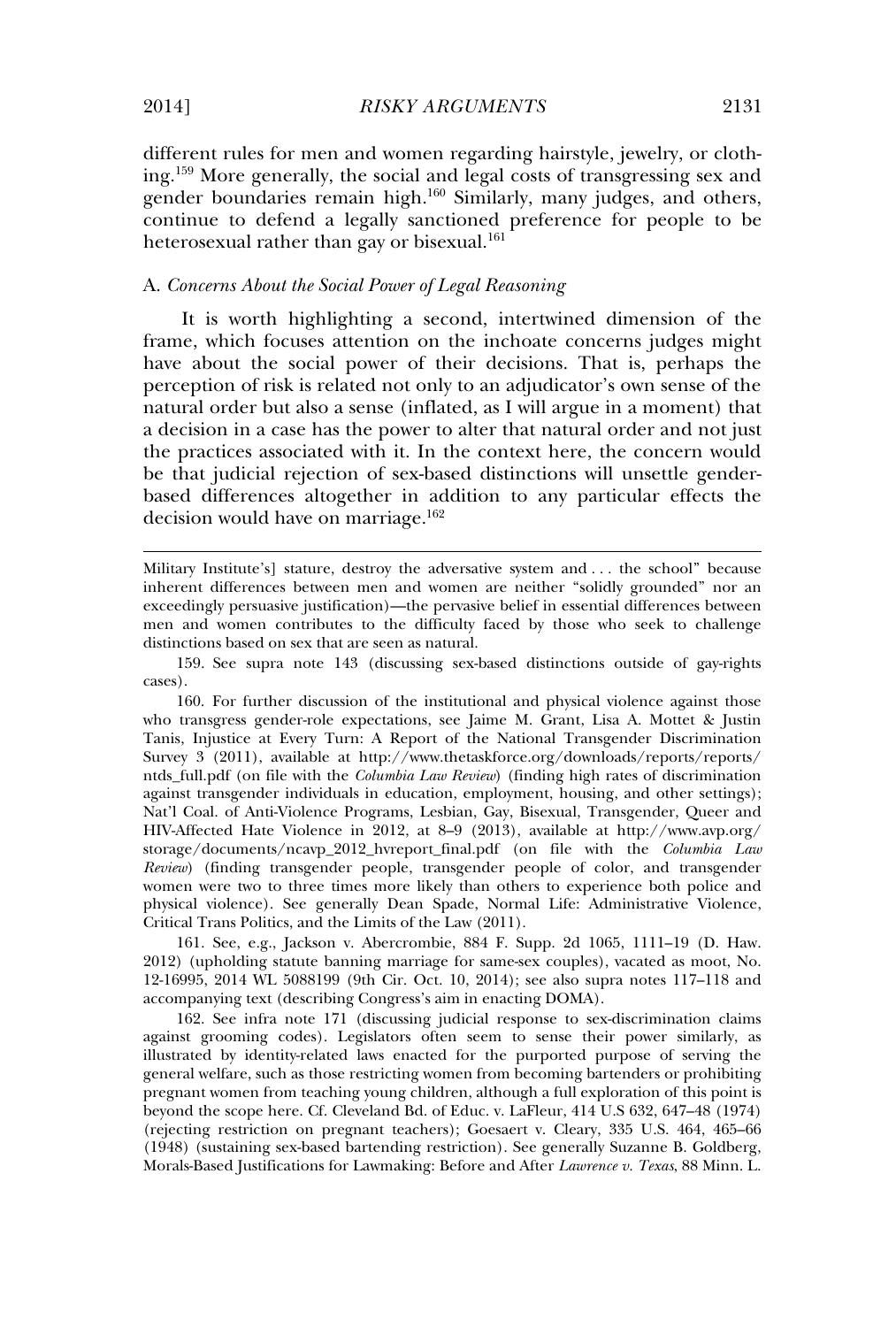different rules for men and women regarding hairstyle, jewelry, or clothing.[159] More generally, the social and legal costs of transgressing sex and gender boundaries remain high.[160] Similarly, many judges, and others, continue to defend a legally sanctioned preference for people to be heterosexual rather than gay or bisexual.[161]

### A. *Concerns About the Social Power of Legal Reasoning*

It is worth highlighting a second, intertwined dimension of the frame, which focuses attention on the inchoate concerns judges might have about the social power of their decisions. That is, perhaps the perception of risk is related not only to an adjudicator's own sense of the natural order but also a sense (inflated, as I will argue in a moment) that a decision in a case has the power to alter that natural order and not just the practices associated with it. In the context here, the concern would be that judicial rejection of sex-based distinctions will unsettle gender-based differences altogether in addition to any particular effects the decision would have on marriage.[162]

---

Military Institute's] stature, destroy the adversative system and . . . the school" because inherent differences between men and women are neither "solidly grounded" nor an exceedingly persuasive justification)—the pervasive belief in essential differences between men and women contributes to the difficulty faced by those who seek to challenge distinctions based on sex that are seen as natural.

159. See supra note 143 (discussing sex-based distinctions outside of gay-rights cases).

160. For further discussion of the institutional and physical violence against those who transgress gender-role expectations, see Jaime M. Grant, Lisa A. Mottet & Justin Tanis, Injustice at Every Turn: A Report of the National Transgender Discrimination Survey 3 (2011), available at http://www.thetaskforce.org/downloads/reports/reports/ntds_full.pdf (on file with the *Columbia Law Review*) (finding high rates of discrimination against transgender individuals in education, employment, housing, and other settings); Nat'l Coal. of Anti-Violence Programs, Lesbian, Gay, Bisexual, Transgender, Queer and HIV-Affected Hate Violence in 2012, at 8–9 (2013), available at http://www.avp.org/storage/documents/ncavp_2012_hvreport_final.pdf (on file with the *Columbia Law Review*) (finding transgender people, transgender people of color, and transgender women were two to three times more likely than others to experience both police and physical violence). See generally Dean Spade, Normal Life: Administrative Violence, Critical Trans Politics, and the Limits of the Law (2011).

161. See, e.g., Jackson v. Abercrombie, 884 F. Supp. 2d 1065, 1111–19 (D. Haw. 2012) (upholding statute banning marriage for same-sex couples), vacated as moot, No. 12-16995, 2014 WL 5088199 (9th Cir. Oct. 10, 2014); see also supra notes 117–118 and accompanying text (describing Congress's aim in enacting DOMA).

162. See infra note 171 (discussing judicial response to sex-discrimination claims against grooming codes). Legislators often seem to sense their power similarly, as illustrated by identity-related laws enacted for the purported purpose of serving the general welfare, such as those restricting women from becoming bartenders or prohibiting pregnant women from teaching young children, although a full exploration of this point is beyond the scope here. Cf. Cleveland Bd. of Educ. v. LaFleur, 414 U.S 632, 647–48 (1974) (rejecting restriction on pregnant teachers); Goesaert v. Cleary, 335 U.S. 464, 465–66 (1948) (sustaining sex-based bartending restriction). See generally Suzanne B. Goldberg, Morals-Based Justifications for Lawmaking: Before and After *Lawrence v. Texas*, 88 Minn. L.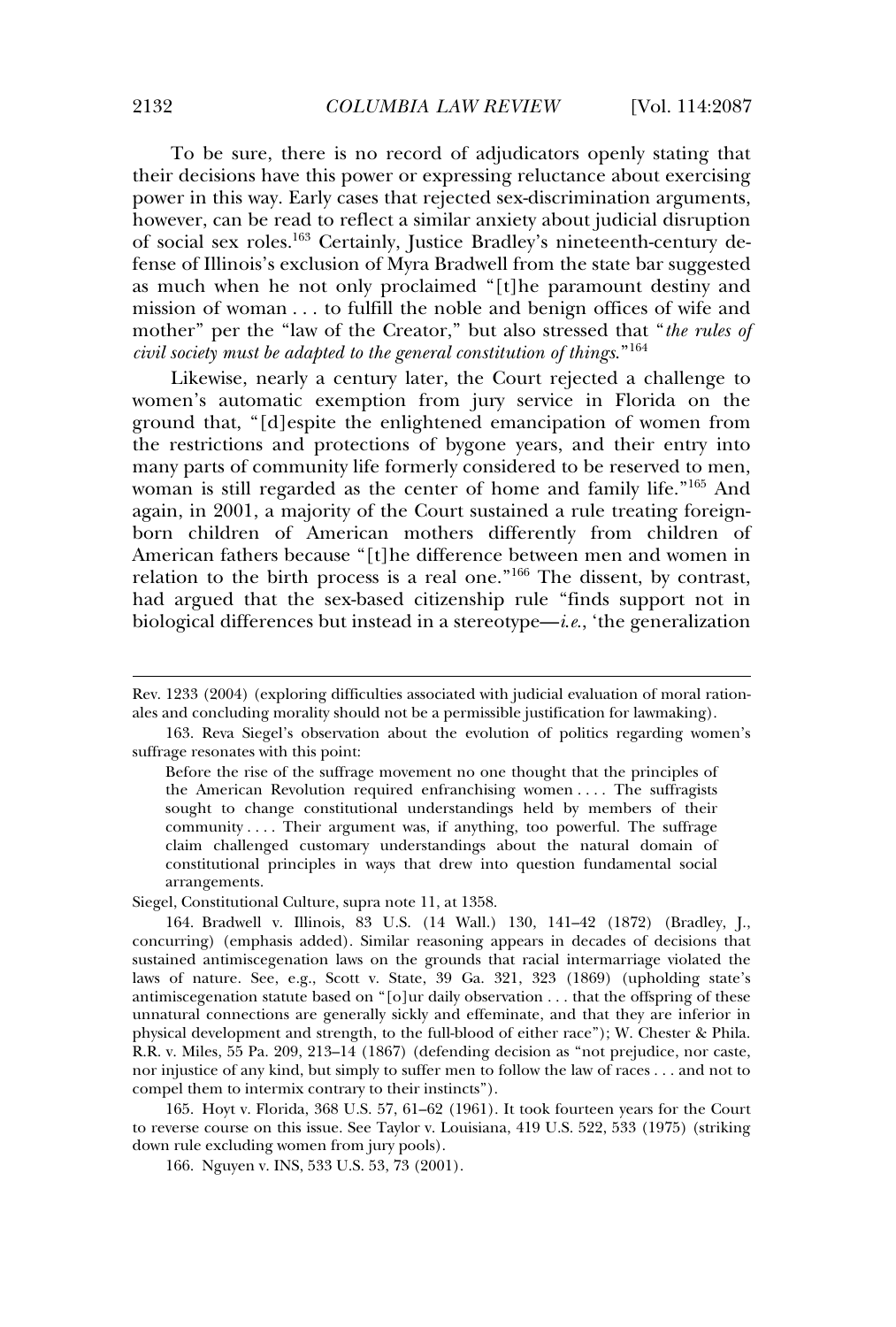To be sure, there is no record of adjudicators openly stating that their decisions have this power or expressing reluctance about exercising power in this way. Early cases that rejected sex-discrimination arguments, however, can be read to reflect a similar anxiety about judicial disruption of social sex roles.[163] Certainly, Justice Bradley's nineteenth-century defense of Illinois's exclusion of Myra Bradwell from the state bar suggested as much when he not only proclaimed "[t]he paramount destiny and mission of woman . . . to fulfill the noble and benign offices of wife and mother" per the "law of the Creator," but also stressed that "*the rules of civil society must be adapted to the general constitution of things*."[164]

Likewise, nearly a century later, the Court rejected a challenge to women's automatic exemption from jury service in Florida on the ground that, "[d]espite the enlightened emancipation of women from the restrictions and protections of bygone years, and their entry into many parts of community life formerly considered to be reserved to men, woman is still regarded as the center of home and family life."[165] And again, in 2001, a majority of the Court sustained a rule treating foreign-born children of American mothers differently from children of American fathers because "[t]he difference between men and women in relation to the birth process is a real one."[166] The dissent, by contrast, had argued that the sex-based citizenship rule "finds support not in biological differences but instead in a stereotype—*i.e.*, 'the generalization

---

Rev. 1233 (2004) (exploring difficulties associated with judicial evaluation of moral rationales and concluding morality should not be a permissible justification for lawmaking).

163. Reva Siegel's observation about the evolution of politics regarding women's suffrage resonates with this point:

> Before the rise of the suffrage movement no one thought that the principles of the American Revolution required enfranchising women . . . . The suffragists sought to change constitutional understandings held by members of their community . . . . Their argument was, if anything, too powerful. The suffrage claim challenged customary understandings about the natural domain of constitutional principles in ways that drew into question fundamental social arrangements.

Siegel, Constitutional Culture, supra note 11, at 1358.

164. Bradwell v. Illinois, 83 U.S. (14 Wall.) 130, 141–42 (1872) (Bradley, J., concurring) (emphasis added). Similar reasoning appears in decades of decisions that sustained antimiscegenation laws on the grounds that racial intermarriage violated the laws of nature. See, e.g., Scott v. State, 39 Ga. 321, 323 (1869) (upholding state's antimiscegenation statute based on "[o]ur daily observation . . . that the offspring of these unnatural connections are generally sickly and effeminate, and that they are inferior in physical development and strength, to the full-blood of either race"); W. Chester & Phila. R.R. v. Miles, 55 Pa. 209, 213–14 (1867) (defending decision as "not prejudice, nor caste, nor injustice of any kind, but simply to suffer men to follow the law of races . . . and not to compel them to intermix contrary to their instincts").

165. Hoyt v. Florida, 368 U.S. 57, 61–62 (1961). It took fourteen years for the Court to reverse course on this issue. See Taylor v. Louisiana, 419 U.S. 522, 533 (1975) (striking down rule excluding women from jury pools).

166. Nguyen v. INS, 533 U.S. 53, 73 (2001).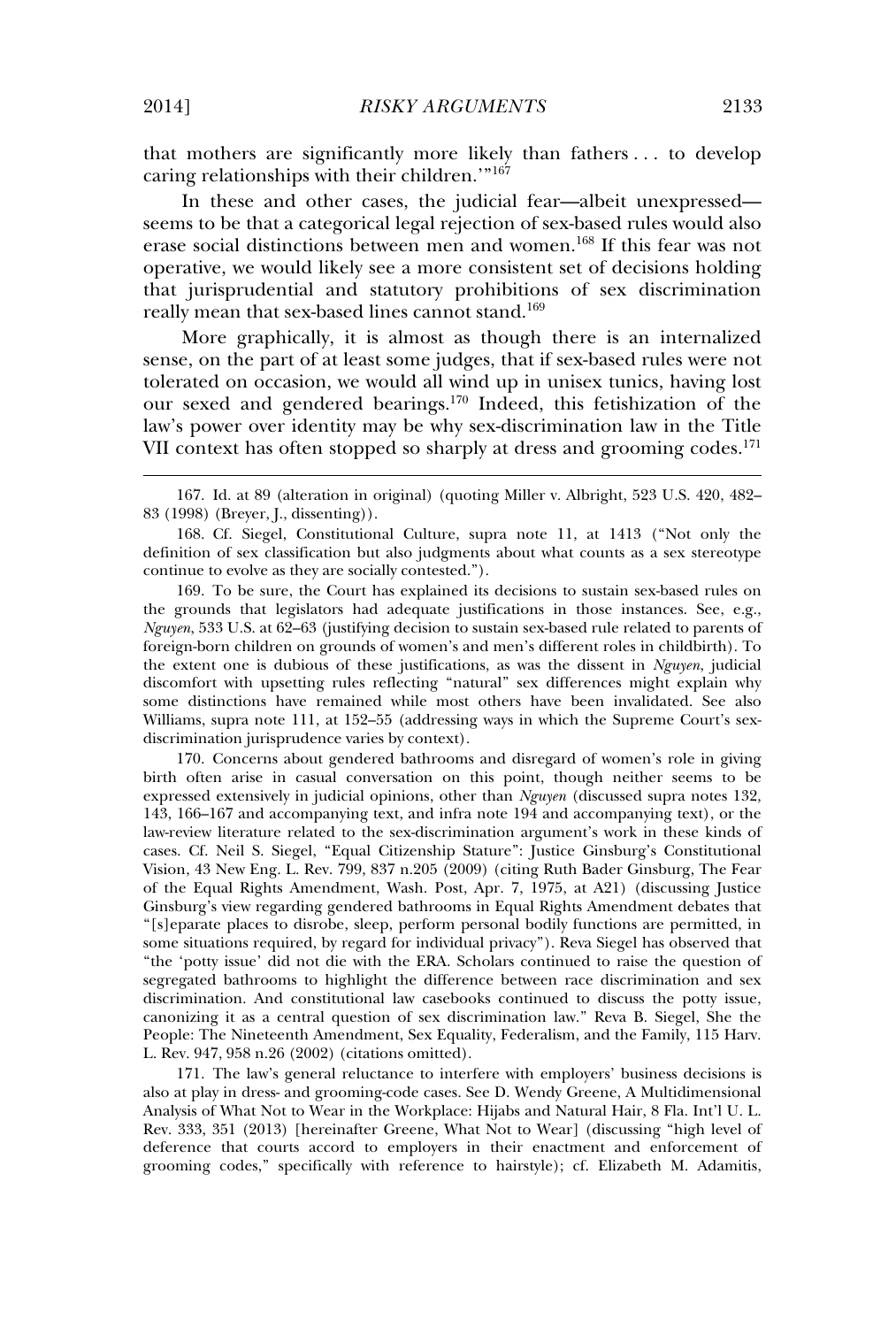that mothers are significantly more likely than fathers . . . to develop caring relationships with their children.'"[167]

In these and other cases, the judicial fear—albeit unexpressed—seems to be that a categorical legal rejection of sex-based rules would also erase social distinctions between men and women.[168] If this fear was not operative, we would likely see a more consistent set of decisions holding that jurisprudential and statutory prohibitions of sex discrimination really mean that sex-based lines cannot stand.[169]

More graphically, it is almost as though there is an internalized sense, on the part of at least some judges, that if sex-based rules were not tolerated on occasion, we would all wind up in unisex tunics, having lost our sexed and gendered bearings.[170] Indeed, this fetishization of the law's power over identity may be why sex-discrimination law in the Title VII context has often stopped so sharply at dress and grooming codes.[171]

---

167. Id. at 89 (alteration in original) (quoting Miller v. Albright, 523 U.S. 420, 482–83 (1998) (Breyer, J., dissenting)).

168. Cf. Siegel, Constitutional Culture, supra note 11, at 1413 ("Not only the definition of sex classification but also judgments about what counts as a sex stereotype continue to evolve as they are socially contested.").

169. To be sure, the Court has explained its decisions to sustain sex-based rules on the grounds that legislators had adequate justifications in those instances. See, e.g., *Nguyen*, 533 U.S. at 62–63 (justifying decision to sustain sex-based rule related to parents of foreign-born children on grounds of women's and men's different roles in childbirth). To the extent one is dubious of these justifications, as was the dissent in *Nguyen*, judicial discomfort with upsetting rules reflecting "natural" sex differences might explain why some distinctions have remained while most others have been invalidated. See also Williams, supra note 111, at 152–55 (addressing ways in which the Supreme Court's sex-discrimination jurisprudence varies by context).

170. Concerns about gendered bathrooms and disregard of women's role in giving birth often arise in casual conversation on this point, though neither seems to be expressed extensively in judicial opinions, other than *Nguyen* (discussed supra notes 132, 143, 166–167 and accompanying text, and infra note 194 and accompanying text), or the law-review literature related to the sex-discrimination argument's work in these kinds of cases. Cf. Neil S. Siegel, "Equal Citizenship Stature": Justice Ginsburg's Constitutional Vision, 43 New Eng. L. Rev. 799, 837 n.205 (2009) (citing Ruth Bader Ginsburg, The Fear of the Equal Rights Amendment, Wash. Post, Apr. 7, 1975, at A21) (discussing Justice Ginsburg's view regarding gendered bathrooms in Equal Rights Amendment debates that "[s]eparate places to disrobe, sleep, perform personal bodily functions are permitted, in some situations required, by regard for individual privacy"). Reva Siegel has observed that "the 'potty issue' did not die with the ERA. Scholars continued to raise the question of segregated bathrooms to highlight the difference between race discrimination and sex discrimination. And constitutional law casebooks continued to discuss the potty issue, canonizing it as a central question of sex discrimination law." Reva B. Siegel, She the People: The Nineteenth Amendment, Sex Equality, Federalism, and the Family, 115 Harv. L. Rev. 947, 958 n.26 (2002) (citations omitted).

171. The law's general reluctance to interfere with employers' business decisions is also at play in dress- and grooming-code cases. See D. Wendy Greene, A Multidimensional Analysis of What Not to Wear in the Workplace: Hijabs and Natural Hair, 8 Fla. Int'l U. L. Rev. 333, 351 (2013) [hereinafter Greene, What Not to Wear] (discussing "high level of deference that courts accord to employers in their enactment and enforcement of grooming codes," specifically with reference to hairstyle); cf. Elizabeth M. Adamitis,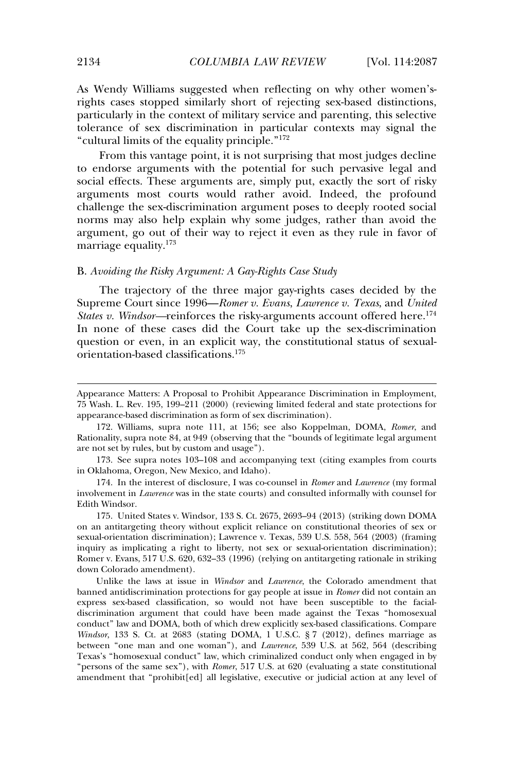As Wendy Williams suggested when reflecting on why other women's-rights cases stopped similarly short of rejecting sex-based distinctions, particularly in the context of military service and parenting, this selective tolerance of sex discrimination in particular contexts may signal the "cultural limits of the equality principle."[172]

From this vantage point, it is not surprising that most judges decline to endorse arguments with the potential for such pervasive legal and social effects. These arguments are, simply put, exactly the sort of risky arguments most courts would rather avoid. Indeed, the profound challenge the sex-discrimination argument poses to deeply rooted social norms may also help explain why some judges, rather than avoid the argument, go out of their way to reject it even as they rule in favor of marriage equality.[173]

### B. *Avoiding the Risky Argument: A Gay-Rights Case Study*

The trajectory of the three major gay-rights cases decided by the Supreme Court since 1996—*Romer v. Evans*, *Lawrence v. Texas*, and *United States v. Windsor*—reinforces the risky-arguments account offered here.[174] In none of these cases did the Court take up the sex-discrimination question or even, in an explicit way, the constitutional status of sexual-orientation-based classifications.[175]

---

Appearance Matters: A Proposal to Prohibit Appearance Discrimination in Employment, 75 Wash. L. Rev. 195, 199–211 (2000) (reviewing limited federal and state protections for appearance-based discrimination as form of sex discrimination).

172. Williams, supra note 111, at 156; see also Koppelman, DOMA, *Romer*, and Rationality, supra note 84, at 949 (observing that the "bounds of legitimate legal argument are not set by rules, but by custom and usage").

173. See supra notes 103–108 and accompanying text (citing examples from courts in Oklahoma, Oregon, New Mexico, and Idaho).

174. In the interest of disclosure, I was co-counsel in *Romer* and *Lawrence* (my formal involvement in *Lawrence* was in the state courts) and consulted informally with counsel for Edith Windsor.

175. United States v. Windsor, 133 S. Ct. 2675, 2693–94 (2013) (striking down DOMA on an antitargeting theory without explicit reliance on constitutional theories of sex or sexual-orientation discrimination); Lawrence v. Texas, 539 U.S. 558, 564 (2003) (framing inquiry as implicating a right to liberty, not sex or sexual-orientation discrimination); Romer v. Evans, 517 U.S. 620, 632–33 (1996) (relying on antitargeting rationale in striking down Colorado amendment).

Unlike the laws at issue in *Windsor* and *Lawrence*, the Colorado amendment that banned antidiscrimination protections for gay people at issue in *Romer* did not contain an express sex-based classification, so would not have been susceptible to the facial-discrimination argument that could have been made against the Texas "homosexual conduct" law and DOMA, both of which drew explicitly sex-based classifications. Compare *Windsor*, 133 S. Ct. at 2683 (stating DOMA, 1 U.S.C. § 7 (2012), defines marriage as between "one man and one woman"), and *Lawrence*, 539 U.S. at 562, 564 (describing Texas's "homosexual conduct" law, which criminalized conduct only when engaged in by "persons of the same sex"), with *Romer*, 517 U.S. at 620 (evaluating a state constitutional amendment that "prohibit[ed] all legislative, executive or judicial action at any level of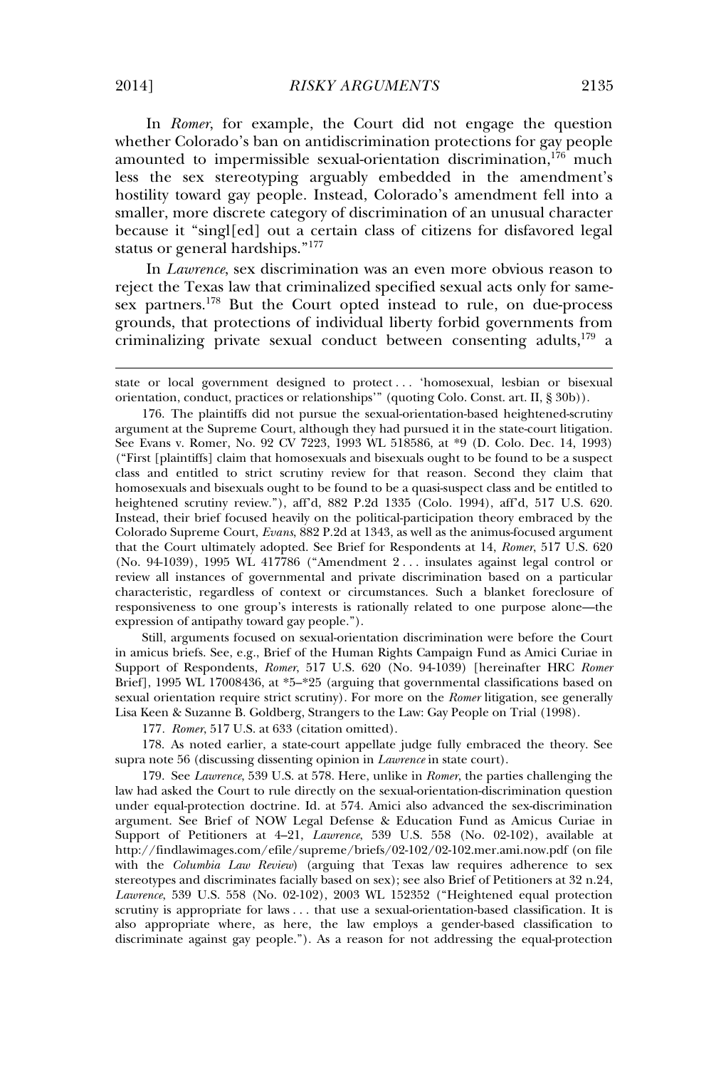In *Romer*, for example, the Court did not engage the question whether Colorado's ban on antidiscrimination protections for gay people amounted to impermissible sexual-orientation discrimination,[176] much less the sex stereotyping arguably embedded in the amendment's hostility toward gay people. Instead, Colorado's amendment fell into a smaller, more discrete category of discrimination of an unusual character because it "singl[ed] out a certain class of citizens for disfavored legal status or general hardships."[177]

In *Lawrence*, sex discrimination was an even more obvious reason to reject the Texas law that criminalized specified sexual acts only for same-sex partners.[178] But the Court opted instead to rule, on due-process grounds, that protections of individual liberty forbid governments from criminalizing private sexual conduct between consenting adults,[179] a

---

state or local government designed to protect . . . 'homosexual, lesbian or bisexual orientation, conduct, practices or relationships'" (quoting Colo. Const. art. II, § 30b)).

176. The plaintiffs did not pursue the sexual-orientation-based heightened-scrutiny argument at the Supreme Court, although they had pursued it in the state-court litigation. See Evans v. Romer, No. 92 CV 7223, 1993 WL 518586, at *9 (D. Colo. Dec. 14, 1993) ("First [plaintiffs] claim that homosexuals and bisexuals ought to be found to be a suspect class and entitled to strict scrutiny review for that reason. Second they claim that homosexuals and bisexuals ought to be found to be a quasi-suspect class and be entitled to heightened scrutiny review."), aff'd, 882 P.2d 1335 (Colo. 1994), aff'd, 517 U.S. 620. Instead, their brief focused heavily on the political-participation theory embraced by the Colorado Supreme Court, *Evans*, 882 P.2d at 1343, as well as the animus-focused argument that the Court ultimately adopted. See Brief for Respondents at 14, *Romer*, 517 U.S. 620 (No. 94-1039), 1995 WL 417786 ("Amendment 2 . . . insulates against legal control or review all instances of governmental and private discrimination based on a particular characteristic, regardless of context or circumstances. Such a blanket foreclosure of responsiveness to one group's interests is rationally related to one purpose alone—the expression of antipathy toward gay people.").

Still, arguments focused on sexual-orientation discrimination were before the Court in amicus briefs. See, e.g., Brief of the Human Rights Campaign Fund as Amici Curiae in Support of Respondents, *Romer*, 517 U.S. 620 (No. 94-1039) [hereinafter HRC *Romer* Brief], 1995 WL 17008436, at *5–*25 (arguing that governmental classifications based on sexual orientation require strict scrutiny). For more on the *Romer* litigation, see generally Lisa Keen & Suzanne B. Goldberg, Strangers to the Law: Gay People on Trial (1998).

177. *Romer*, 517 U.S. at 633 (citation omitted).

178. As noted earlier, a state-court appellate judge fully embraced the theory. See supra note 56 (discussing dissenting opinion in *Lawrence* in state court).

179. See *Lawrence*, 539 U.S. at 578. Here, unlike in *Romer*, the parties challenging the law had asked the Court to rule directly on the sexual-orientation-discrimination question under equal-protection doctrine. Id. at 574. Amici also advanced the sex-discrimination argument. See Brief of NOW Legal Defense & Education Fund as Amicus Curiae in Support of Petitioners at 4–21, *Lawrence*, 539 U.S. 558 (No. 02-102), available at http://findlawimages.com/efile/supreme/briefs/02-102/02-102.mer.ami.now.pdf (on file with the *Columbia Law Review*) (arguing that Texas law requires adherence to sex stereotypes and discriminates facially based on sex); see also Brief of Petitioners at 32 n.24, *Lawrence*, 539 U.S. 558 (No. 02-102), 2003 WL 152352 ("Heightened equal protection scrutiny is appropriate for laws . . . that use a sexual-orientation-based classification. It is also appropriate where, as here, the law employs a gender-based classification to discriminate against gay people."). As a reason for not addressing the equal-protection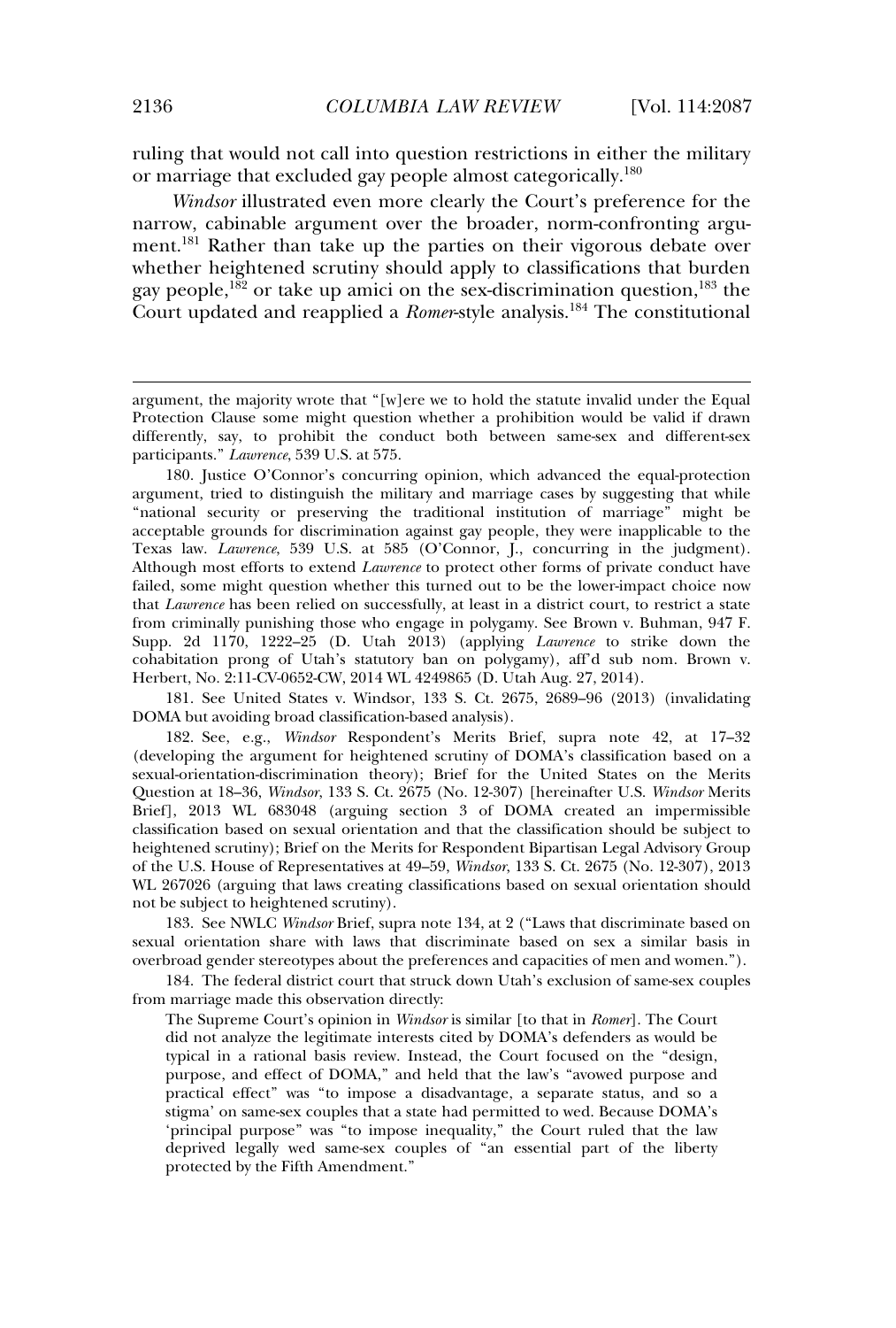ruling that would not call into question restrictions in either the military or marriage that excluded gay people almost categorically.[180]

*Windsor* illustrated even more clearly the Court's preference for the narrow, cabinable argument over the broader, norm-confronting argument.[181] Rather than take up the parties on their vigorous debate over whether heightened scrutiny should apply to classifications that burden gay people,[182] or take up amici on the sex-discrimination question,[183] the Court updated and reapplied a *Romer*-style analysis.[184] The constitutional

---

argument, the majority wrote that "[w]ere we to hold the statute invalid under the Equal Protection Clause some might question whether a prohibition would be valid if drawn differently, say, to prohibit the conduct both between same-sex and different-sex participants." *Lawrence*, 539 U.S. at 575.

180. Justice O'Connor's concurring opinion, which advanced the equal-protection argument, tried to distinguish the military and marriage cases by suggesting that while "national security or preserving the traditional institution of marriage" might be acceptable grounds for discrimination against gay people, they were inapplicable to the Texas law. *Lawrence*, 539 U.S. at 585 (O'Connor, J., concurring in the judgment). Although most efforts to extend *Lawrence* to protect other forms of private conduct have failed, some might question whether this turned out to be the lower-impact choice now that *Lawrence* has been relied on successfully, at least in a district court, to restrict a state from criminally punishing those who engage in polygamy. See Brown v. Buhman, 947 F. Supp. 2d 1170, 1222–25 (D. Utah 2013) (applying *Lawrence* to strike down the cohabitation prong of Utah's statutory ban on polygamy), aff'd sub nom. Brown v. Herbert, No. 2:11-CV-0652-CW, 2014 WL 4249865 (D. Utah Aug. 27, 2014).

181. See United States v. Windsor, 133 S. Ct. 2675, 2689–96 (2013) (invalidating DOMA but avoiding broad classification-based analysis).

182. See, e.g., *Windsor* Respondent's Merits Brief, supra note 42, at 17–32 (developing the argument for heightened scrutiny of DOMA's classification based on a sexual-orientation-discrimination theory); Brief for the United States on the Merits Question at 18–36, *Windsor*, 133 S. Ct. 2675 (No. 12-307) [hereinafter U.S. *Windsor* Merits Brief], 2013 WL 683048 (arguing section 3 of DOMA created an impermissible classification based on sexual orientation and that the classification should be subject to heightened scrutiny); Brief on the Merits for Respondent Bipartisan Legal Advisory Group of the U.S. House of Representatives at 49–59, *Windsor*, 133 S. Ct. 2675 (No. 12-307), 2013 WL 267026 (arguing that laws creating classifications based on sexual orientation should not be subject to heightened scrutiny).

183. See NWLC *Windsor* Brief, supra note 134, at 2 ("Laws that discriminate based on sexual orientation share with laws that discriminate based on sex a similar basis in overbroad gender stereotypes about the preferences and capacities of men and women.").

184. The federal district court that struck down Utah's exclusion of same-sex couples from marriage made this observation directly:

> The Supreme Court's opinion in *Windsor* is similar [to that in *Romer*]. The Court did not analyze the legitimate interests cited by DOMA's defenders as would be typical in a rational basis review. Instead, the Court focused on the "design, purpose, and effect of DOMA," and held that the law's "avowed purpose and practical effect" was "to impose a disadvantage, a separate status, and so a stigma' on same-sex couples that a state had permitted to wed. Because DOMA's 'principal purpose" was "to impose inequality," the Court ruled that the law deprived legally wed same-sex couples of "an essential part of the liberty protected by the Fifth Amendment."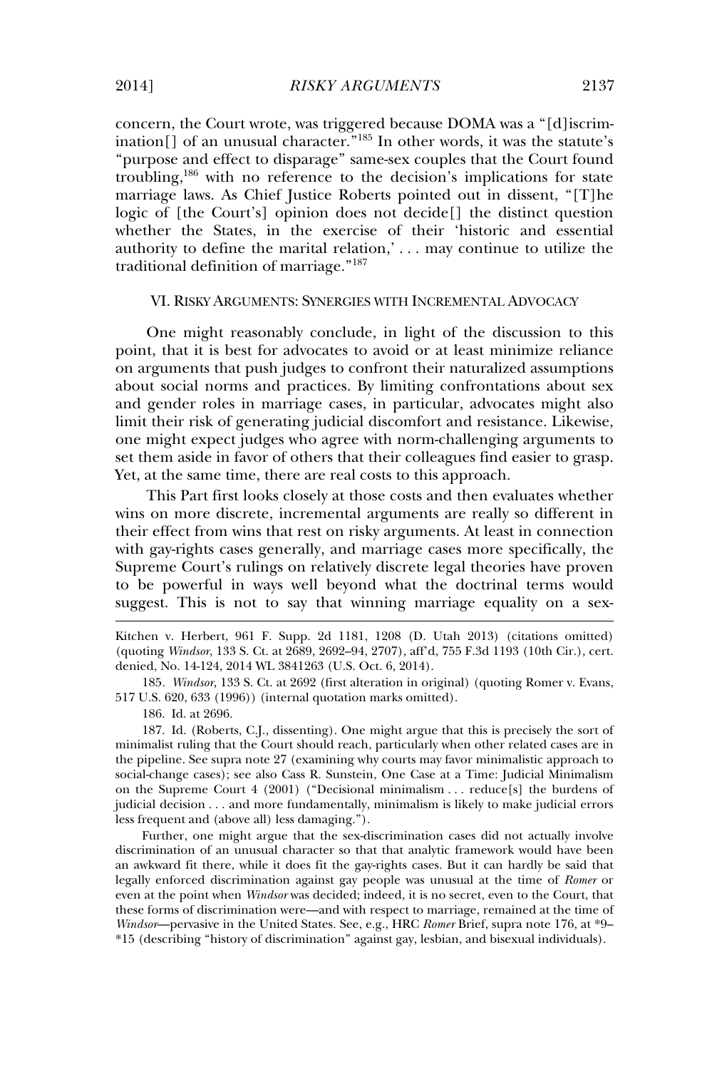concern, the Court wrote, was triggered because DOMA was a "[d]iscrimination[] of an unusual character."[185] In other words, it was the statute's "purpose and effect to disparage" same-sex couples that the Court found troubling,[186] with no reference to the decision's implications for state marriage laws. As Chief Justice Roberts pointed out in dissent, "[T]he logic of [the Court's] opinion does not decide[] the distinct question whether the States, in the exercise of their 'historic and essential authority to define the marital relation,' . . . may continue to utilize the traditional definition of marriage."[187]

## VI. RISKY ARGUMENTS: SYNERGIES WITH INCREMENTAL ADVOCACY

One might reasonably conclude, in light of the discussion to this point, that it is best for advocates to avoid or at least minimize reliance on arguments that push judges to confront their naturalized assumptions about social norms and practices. By limiting confrontations about sex and gender roles in marriage cases, in particular, advocates might also limit their risk of generating judicial discomfort and resistance. Likewise, one might expect judges who agree with norm-challenging arguments to set them aside in favor of others that their colleagues find easier to grasp. Yet, at the same time, there are real costs to this approach.

This Part first looks closely at those costs and then evaluates whether wins on more discrete, incremental arguments are really so different in their effect from wins that rest on risky arguments. At least in connection with gay-rights cases generally, and marriage cases more specifically, the Supreme Court's rulings on relatively discrete legal theories have proven to be powerful in ways well beyond what the doctrinal terms would suggest. This is not to say that winning marriage equality on a sex-

---

Kitchen v. Herbert, 961 F. Supp. 2d 1181, 1208 (D. Utah 2013) (citations omitted) (quoting *Windsor*, 133 S. Ct. at 2689, 2692–94, 2707), aff'd, 755 F.3d 1193 (10th Cir.), cert. denied, No. 14-124, 2014 WL 3841263 (U.S. Oct. 6, 2014).

185. *Windsor*, 133 S. Ct. at 2692 (first alteration in original) (quoting Romer v. Evans, 517 U.S. 620, 633 (1996)) (internal quotation marks omitted).

186. Id. at 2696.

187. Id. (Roberts, C.J., dissenting). One might argue that this is precisely the sort of minimalist ruling that the Court should reach, particularly when other related cases are in the pipeline. See supra note 27 (examining why courts may favor minimalistic approach to social-change cases); see also Cass R. Sunstein, One Case at a Time: Judicial Minimalism on the Supreme Court 4 (2001) ("Decisional minimalism . . . reduce[s] the burdens of judicial decision . . . and more fundamentally, minimalism is likely to make judicial errors less frequent and (above all) less damaging.").

Further, one might argue that the sex-discrimination cases did not actually involve discrimination of an unusual character so that that analytic framework would have been an awkward fit there, while it does fit the gay-rights cases. But it can hardly be said that legally enforced discrimination against gay people was unusual at the time of *Romer* or even at the point when *Windsor* was decided; indeed, it is no secret, even to the Court, that these forms of discrimination were—and with respect to marriage, remained at the time of *Windsor*—pervasive in the United States. See, e.g., HRC *Romer* Brief, supra note 176, at *9–*15 (describing "history of discrimination" against gay, lesbian, and bisexual individuals).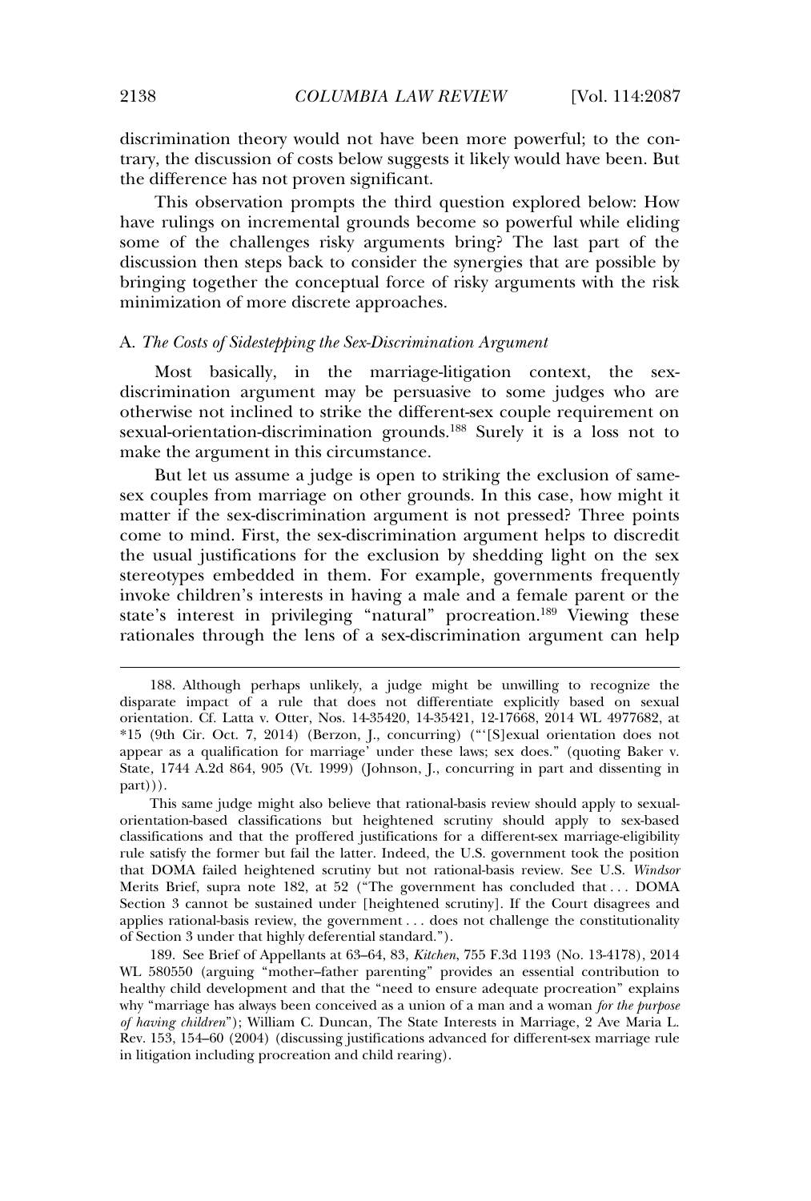discrimination theory would not have been more powerful; to the contrary, the discussion of costs below suggests it likely would have been. But the difference has not proven significant.

This observation prompts the third question explored below: How have rulings on incremental grounds become so powerful while eliding some of the challenges risky arguments bring? The last part of the discussion then steps back to consider the synergies that are possible by bringing together the conceptual force of risky arguments with the risk minimization of more discrete approaches.

### A. *The Costs of Sidestepping the Sex-Discrimination Argument*

Most basically, in the marriage-litigation context, the sex-discrimination argument may be persuasive to some judges who are otherwise not inclined to strike the different-sex couple requirement on sexual-orientation-discrimination grounds.[188] Surely it is a loss not to make the argument in this circumstance.

But let us assume a judge is open to striking the exclusion of same-sex couples from marriage on other grounds. In this case, how might it matter if the sex-discrimination argument is not pressed? Three points come to mind. First, the sex-discrimination argument helps to discredit the usual justifications for the exclusion by shedding light on the sex stereotypes embedded in them. For example, governments frequently invoke children's interests in having a male and a female parent or the state's interest in privileging "natural" procreation.[189] Viewing these rationales through the lens of a sex-discrimination argument can help

---

188. Although perhaps unlikely, a judge might be unwilling to recognize the disparate impact of a rule that does not differentiate explicitly based on sexual orientation. Cf. Latta v. Otter, Nos. 14-35420, 14-35421, 12-17668, 2014 WL 4977682, at *15 (9th Cir. Oct. 7, 2014) (Berzon, J., concurring) ("'[S]exual orientation does not appear as a qualification for marriage' under these laws; sex does." (quoting Baker v. State, 1744 A.2d 864, 905 (Vt. 1999) (Johnson, J., concurring in part and dissenting in part))).

This same judge might also believe that rational-basis review should apply to sexual-orientation-based classifications but heightened scrutiny should apply to sex-based classifications and that the proffered justifications for a different-sex marriage-eligibility rule satisfy the former but fail the latter. Indeed, the U.S. government took the position that DOMA failed heightened scrutiny but not rational-basis review. See U.S. *Windsor* Merits Brief, supra note 182, at 52 ("The government has concluded that . . . DOMA Section 3 cannot be sustained under [heightened scrutiny]. If the Court disagrees and applies rational-basis review, the government . . . does not challenge the constitutionality of Section 3 under that highly deferential standard.").

189. See Brief of Appellants at 63–64, 83, *Kitchen*, 755 F.3d 1193 (No. 13-4178), 2014 WL 580550 (arguing "mother–father parenting" provides an essential contribution to healthy child development and that the "need to ensure adequate procreation" explains why "marriage has always been conceived as a union of a man and a woman *for the purpose of having children*"); William C. Duncan, The State Interests in Marriage, 2 Ave Maria L. Rev. 153, 154–60 (2004) (discussing justifications advanced for different-sex marriage rule in litigation including procreation and child rearing).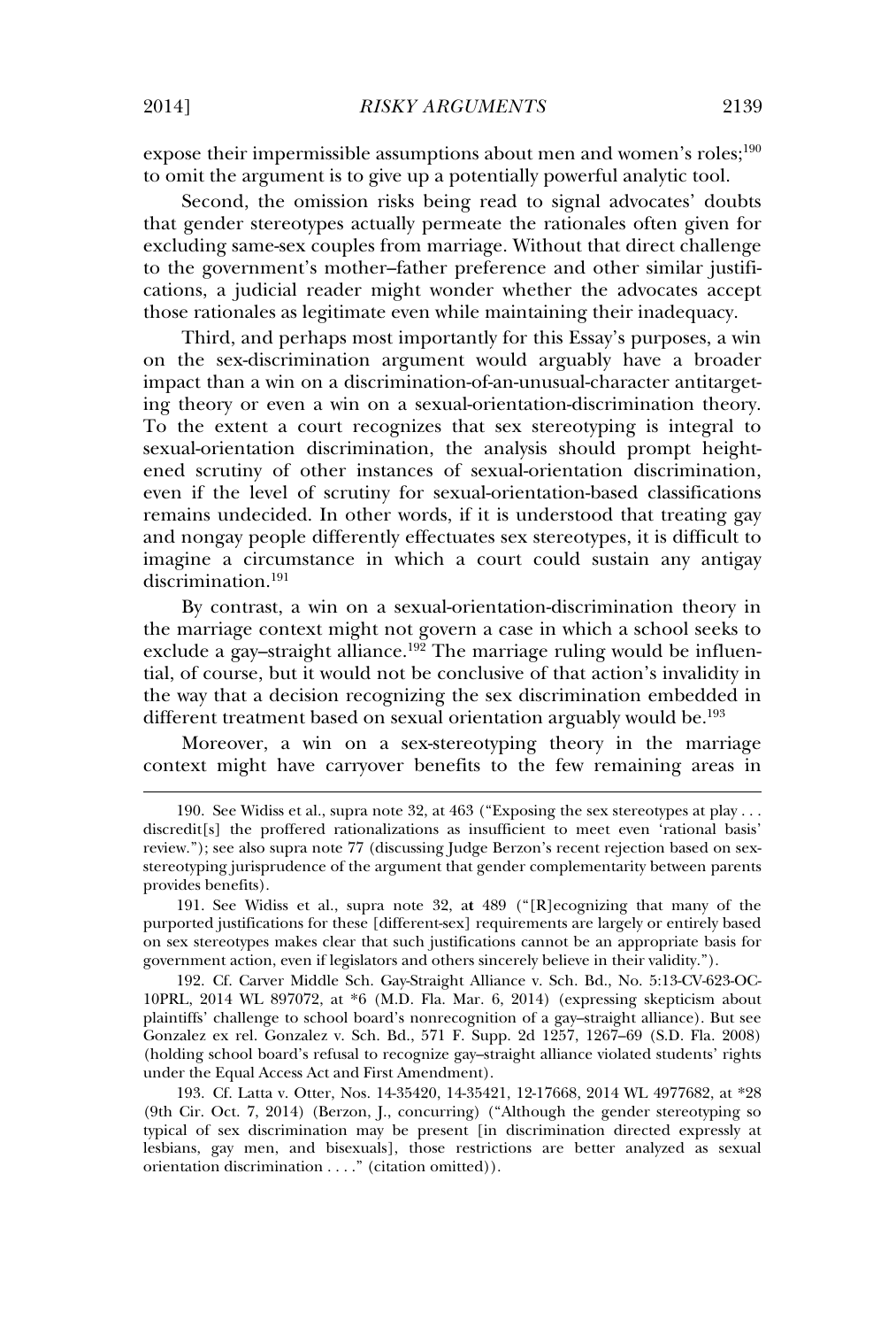expose their impermissible assumptions about men and women's roles;[190] to omit the argument is to give up a potentially powerful analytic tool.

Second, the omission risks being read to signal advocates' doubts that gender stereotypes actually permeate the rationales often given for excluding same-sex couples from marriage. Without that direct challenge to the government's mother–father preference and other similar justifications, a judicial reader might wonder whether the advocates accept those rationales as legitimate even while maintaining their inadequacy.

Third, and perhaps most importantly for this Essay's purposes, a win on the sex-discrimination argument would arguably have a broader impact than a win on a discrimination-of-an-unusual-character antitargeting theory or even a win on a sexual-orientation-discrimination theory. To the extent a court recognizes that sex stereotyping is integral to sexual-orientation discrimination, the analysis should prompt heightened scrutiny of other instances of sexual-orientation discrimination, even if the level of scrutiny for sexual-orientation-based classifications remains undecided. In other words, if it is understood that treating gay and nongay people differently effectuates sex stereotypes, it is difficult to imagine a circumstance in which a court could sustain any antigay discrimination.[191]

By contrast, a win on a sexual-orientation-discrimination theory in the marriage context might not govern a case in which a school seeks to exclude a gay–straight alliance.[192] The marriage ruling would be influential, of course, but it would not be conclusive of that action's invalidity in the way that a decision recognizing the sex discrimination embedded in different treatment based on sexual orientation arguably would be.[193]

Moreover, a win on a sex-stereotyping theory in the marriage context might have carryover benefits to the few remaining areas in

---

190. See Widiss et al., supra note 32, at 463 ("Exposing the sex stereotypes at play . . . discredit[s] the proffered rationalizations as insufficient to meet even 'rational basis' review."); see also supra note 77 (discussing Judge Berzon's recent rejection based on sex-stereotyping jurisprudence of the argument that gender complementarity between parents provides benefits).

191. See Widiss et al., supra note 32, at 489 ("[R]ecognizing that many of the purported justifications for these [different-sex] requirements are largely or entirely based on sex stereotypes makes clear that such justifications cannot be an appropriate basis for government action, even if legislators and others sincerely believe in their validity.").

192. Cf. Carver Middle Sch. Gay-Straight Alliance v. Sch. Bd., No. 5:13-CV-623-OC-10PRL, 2014 WL 897072, at *6 (M.D. Fla. Mar. 6, 2014) (expressing skepticism about plaintiffs' challenge to school board's nonrecognition of a gay–straight alliance). But see Gonzalez ex rel. Gonzalez v. Sch. Bd., 571 F. Supp. 2d 1257, 1267–69 (S.D. Fla. 2008) (holding school board's refusal to recognize gay–straight alliance violated students' rights under the Equal Access Act and First Amendment).

193. Cf. Latta v. Otter, Nos. 14-35420, 14-35421, 12-17668, 2014 WL 4977682, at *28 (9th Cir. Oct. 7, 2014) (Berzon, J., concurring) ("Although the gender stereotyping so typical of sex discrimination may be present [in discrimination directed expressly at lesbians, gay men, and bisexuals], those restrictions are better analyzed as sexual orientation discrimination . . . ." (citation omitted)).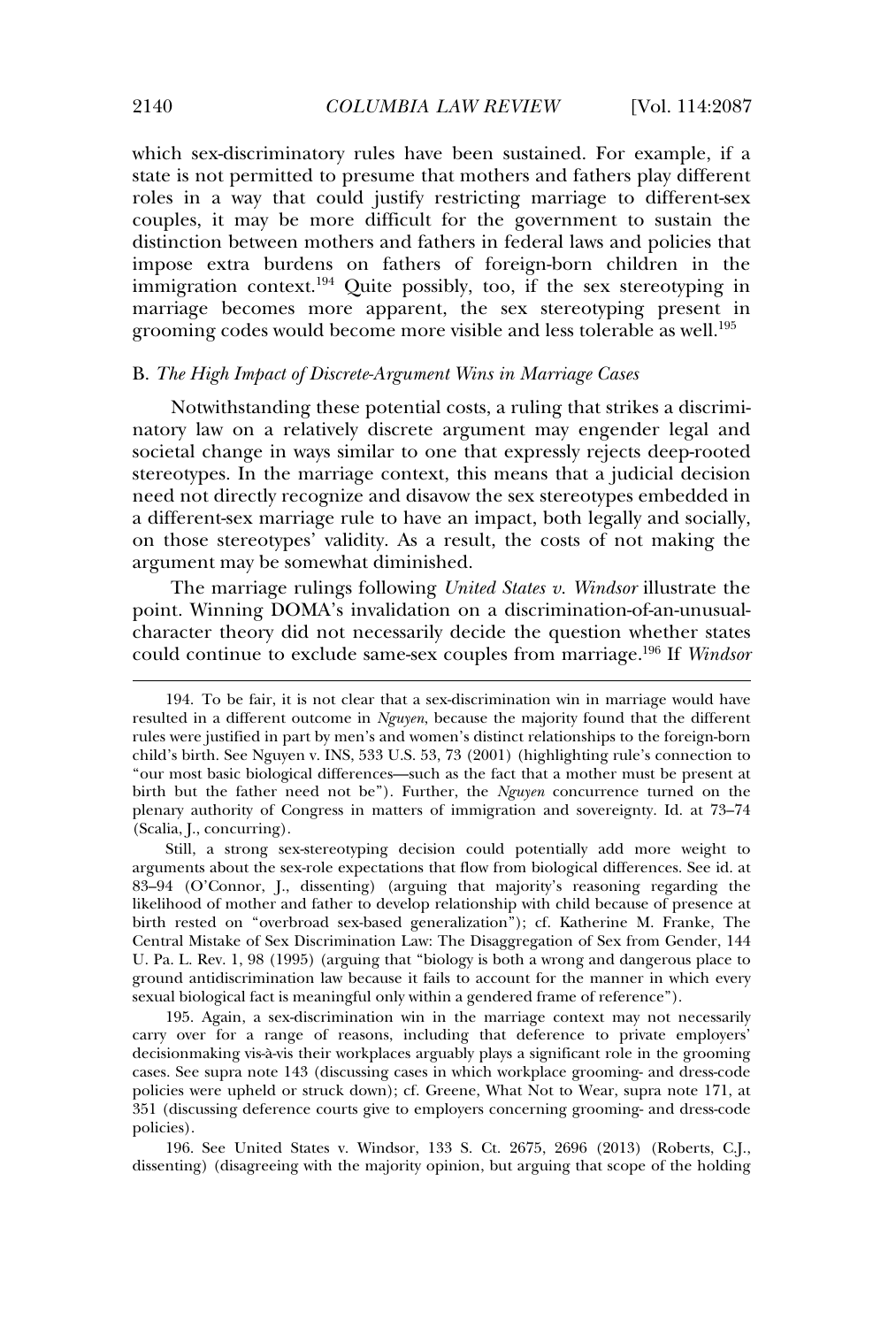which sex-discriminatory rules have been sustained. For example, if a state is not permitted to presume that mothers and fathers play different roles in a way that could justify restricting marriage to different-sex couples, it may be more difficult for the government to sustain the distinction between mothers and fathers in federal laws and policies that impose extra burdens on fathers of foreign-born children in the immigration context.[194] Quite possibly, too, if the sex stereotyping in marriage becomes more apparent, the sex stereotyping present in grooming codes would become more visible and less tolerable as well.[195]

### B. *The High Impact of Discrete-Argument Wins in Marriage Cases*

Notwithstanding these potential costs, a ruling that strikes a discriminatory law on a relatively discrete argument may engender legal and societal change in ways similar to one that expressly rejects deep-rooted stereotypes. In the marriage context, this means that a judicial decision need not directly recognize and disavow the sex stereotypes embedded in a different-sex marriage rule to have an impact, both legally and socially, on those stereotypes' validity. As a result, the costs of not making the argument may be somewhat diminished.

The marriage rulings following *United States v. Windsor* illustrate the point. Winning DOMA's invalidation on a discrimination-of-an-unusual-character theory did not necessarily decide the question whether states could continue to exclude same-sex couples from marriage.[196] If *Windsor*

---

194. To be fair, it is not clear that a sex-discrimination win in marriage would have resulted in a different outcome in *Nguyen*, because the majority found that the different rules were justified in part by men's and women's distinct relationships to the foreign-born child's birth. See Nguyen v. INS, 533 U.S. 53, 73 (2001) (highlighting rule's connection to "our most basic biological differences—such as the fact that a mother must be present at birth but the father need not be"). Further, the *Nguyen* concurrence turned on the plenary authority of Congress in matters of immigration and sovereignty. Id. at 73–74 (Scalia, J., concurring).

Still, a strong sex-stereotyping decision could potentially add more weight to arguments about the sex-role expectations that flow from biological differences. See id. at 83–94 (O'Connor, J., dissenting) (arguing that majority's reasoning regarding the likelihood of mother and father to develop relationship with child because of presence at birth rested on "overbroad sex-based generalization"); cf. Katherine M. Franke, The Central Mistake of Sex Discrimination Law: The Disaggregation of Sex from Gender, 144 U. Pa. L. Rev. 1, 98 (1995) (arguing that "biology is both a wrong and dangerous place to ground antidiscrimination law because it fails to account for the manner in which every sexual biological fact is meaningful only within a gendered frame of reference").

195. Again, a sex-discrimination win in the marriage context may not necessarily carry over for a range of reasons, including that deference to private employers' decisionmaking vis-à-vis their workplaces arguably plays a significant role in the grooming cases. See supra note 143 (discussing cases in which workplace grooming- and dress-code policies were upheld or struck down); cf. Greene, What Not to Wear, supra note 171, at 351 (discussing deference courts give to employers concerning grooming- and dress-code policies).

196. See United States v. Windsor, 133 S. Ct. 2675, 2696 (2013) (Roberts, C.J., dissenting) (disagreeing with the majority opinion, but arguing that scope of the holding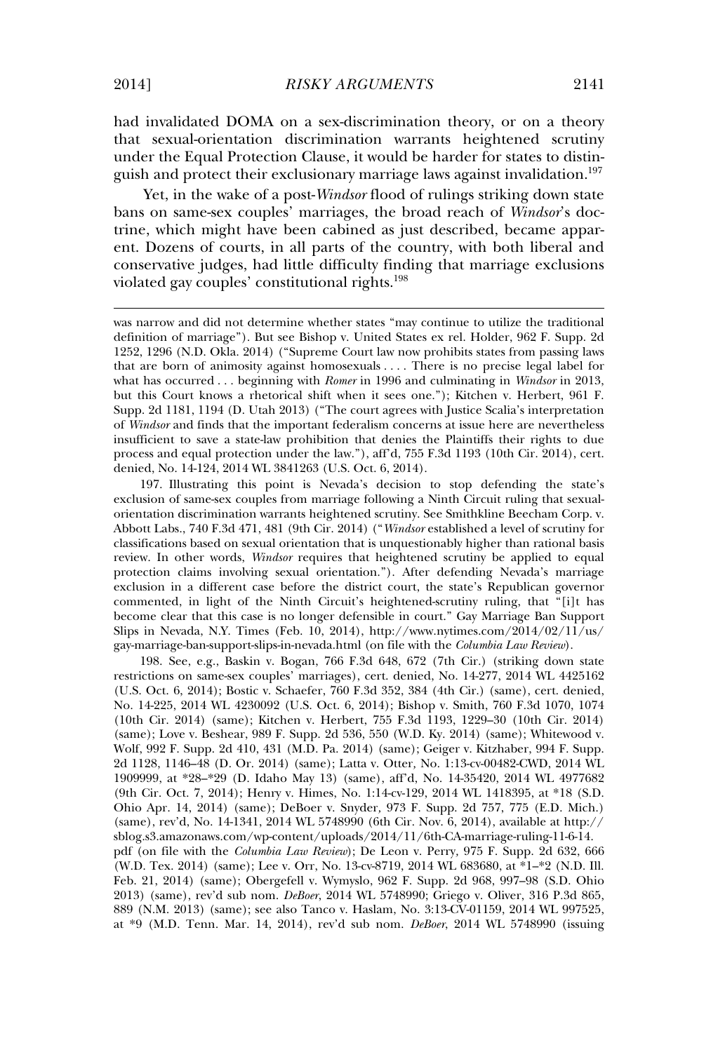had invalidated DOMA on a sex-discrimination theory, or on a theory that sexual-orientation discrimination warrants heightened scrutiny under the Equal Protection Clause, it would be harder for states to distinguish and protect their exclusionary marriage laws against invalidation.[197]

Yet, in the wake of a post-*Windsor* flood of rulings striking down state bans on same-sex couples' marriages, the broad reach of *Windsor*'s doctrine, which might have been cabined as just described, became apparent. Dozens of courts, in all parts of the country, with both liberal and conservative judges, had little difficulty finding that marriage exclusions violated gay couples' constitutional rights.[198]

---

was narrow and did not determine whether states "may continue to utilize the traditional definition of marriage"). But see Bishop v. United States ex rel. Holder, 962 F. Supp. 2d 1252, 1296 (N.D. Okla. 2014) ("Supreme Court law now prohibits states from passing laws that are born of animosity against homosexuals . . . . There is no precise legal label for what has occurred . . . beginning with *Romer* in 1996 and culminating in *Windsor* in 2013, but this Court knows a rhetorical shift when it sees one."); Kitchen v. Herbert, 961 F. Supp. 2d 1181, 1194 (D. Utah 2013) ("The court agrees with Justice Scalia's interpretation of *Windsor* and finds that the important federalism concerns at issue here are nevertheless insufficient to save a state-law prohibition that denies the Plaintiffs their rights to due process and equal protection under the law."), aff'd, 755 F.3d 1193 (10th Cir. 2014), cert. denied, No. 14-124, 2014 WL 3841263 (U.S. Oct. 6, 2014).

197. Illustrating this point is Nevada's decision to stop defending the state's exclusion of same-sex couples from marriage following a Ninth Circuit ruling that sexual-orientation discrimination warrants heightened scrutiny. See Smithkline Beecham Corp. v. Abbott Labs., 740 F.3d 471, 481 (9th Cir. 2014) ("*Windsor* established a level of scrutiny for classifications based on sexual orientation that is unquestionably higher than rational basis review. In other words, *Windsor* requires that heightened scrutiny be applied to equal protection claims involving sexual orientation."). After defending Nevada's marriage exclusion in a different case before the district court, the state's Republican governor commented, in light of the Ninth Circuit's heightened-scrutiny ruling, that "[i]t has become clear that this case is no longer defensible in court." Gay Marriage Ban Support Slips in Nevada, N.Y. Times (Feb. 10, 2014), http://www.nytimes.com/2014/02/11/us/gay-marriage-ban-support-slips-in-nevada.html (on file with the *Columbia Law Review*).

198. See, e.g., Baskin v. Bogan, 766 F.3d 648, 672 (7th Cir.) (striking down state restrictions on same-sex couples' marriages), cert. denied, No. 14-277, 2014 WL 4425162 (U.S. Oct. 6, 2014); Bostic v. Schaefer, 760 F.3d 352, 384 (4th Cir.) (same), cert. denied, No. 14-225, 2014 WL 4230092 (U.S. Oct. 6, 2014); Bishop v. Smith, 760 F.3d 1070, 1074 (10th Cir. 2014) (same); Kitchen v. Herbert, 755 F.3d 1193, 1229–30 (10th Cir. 2014) (same); Love v. Beshear, 989 F. Supp. 2d 536, 550 (W.D. Ky. 2014) (same); Whitewood v. Wolf, 992 F. Supp. 2d 410, 431 (M.D. Pa. 2014) (same); Geiger v. Kitzhaber, 994 F. Supp. 2d 1128, 1146–48 (D. Or. 2014) (same); Latta v. Otter, No. 1:13-cv-00482-CWD, 2014 WL 1909999, at *28–*29 (D. Idaho May 13) (same), aff'd, No. 14-35420, 2014 WL 4977682 (9th Cir. Oct. 7, 2014); Henry v. Himes, No. 1:14-cv-129, 2014 WL 1418395, at *18 (S.D. Ohio Apr. 14, 2014) (same); DeBoer v. Snyder, 973 F. Supp. 2d 757, 775 (E.D. Mich.) (same), rev'd, No. 14-1341, 2014 WL 5748990 (6th Cir. Nov. 6, 2014), available at http://sblog.s3.amazonaws.com/wp-content/uploads/2014/11/6th-CA-marriage-ruling-11-6-14.pdf (on file with the *Columbia Law Review*); De Leon v. Perry, 975 F. Supp. 2d 632, 666 (W.D. Tex. 2014) (same); Lee v. Orr, No. 13-cv-8719, 2014 WL 683680, at *1–*2 (N.D. Ill. Feb. 21, 2014) (same); Obergefell v. Wymyslo, 962 F. Supp. 2d 968, 997–98 (S.D. Ohio 2013) (same), rev'd sub nom. *DeBoer*, 2014 WL 5748990; Griego v. Oliver, 316 P.3d 865, 889 (N.M. 2013) (same); see also Tanco v. Haslam, No. 3:13-CV-01159, 2014 WL 997525, at *9 (M.D. Tenn. Mar. 14, 2014), rev'd sub nom. *DeBoer*, 2014 WL 5748990 (issuing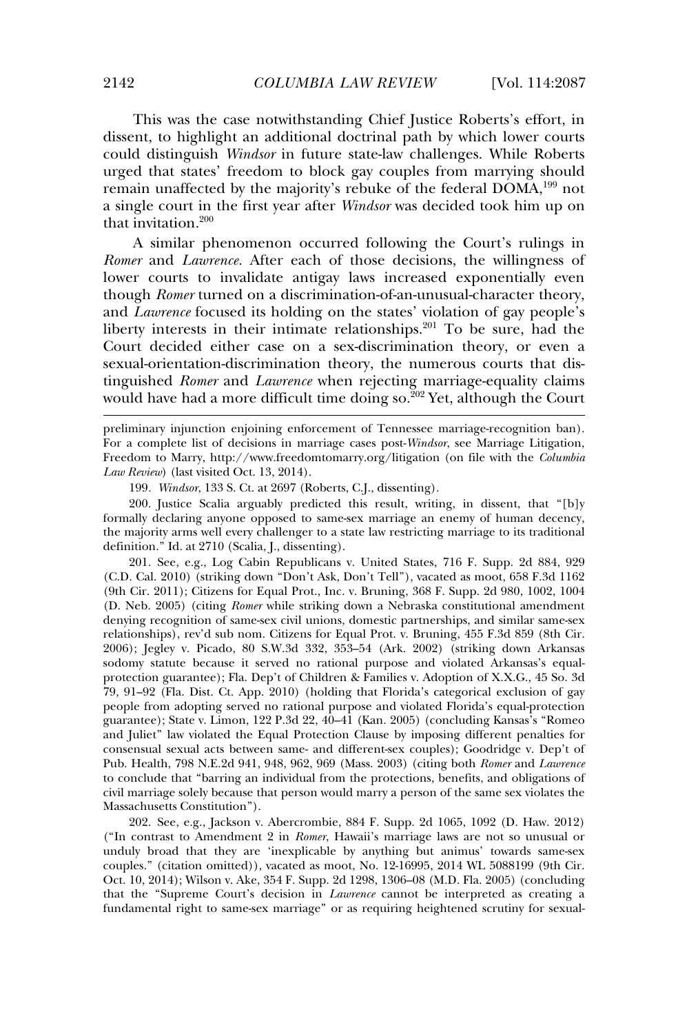This was the case notwithstanding Chief Justice Roberts's effort, in dissent, to highlight an additional doctrinal path by which lower courts could distinguish *Windsor* in future state-law challenges. While Roberts urged that states' freedom to block gay couples from marrying should remain unaffected by the majority's rebuke of the federal DOMA,[199] not a single court in the first year after *Windsor* was decided took him up on that invitation.[200]

A similar phenomenon occurred following the Court's rulings in *Romer* and *Lawrence*. After each of those decisions, the willingness of lower courts to invalidate antigay laws increased exponentially even though *Romer* turned on a discrimination-of-an-unusual-character theory, and *Lawrence* focused its holding on the states' violation of gay people's liberty interests in their intimate relationships.[201] To be sure, had the Court decided either case on a sex-discrimination theory, or even a sexual-orientation-discrimination theory, the numerous courts that distinguished *Romer* and *Lawrence* when rejecting marriage-equality claims would have had a more difficult time doing so.[202] Yet, although the Court

---

preliminary injunction enjoining enforcement of Tennessee marriage-recognition ban). For a complete list of decisions in marriage cases post-*Windsor*, see Marriage Litigation, Freedom to Marry, http://www.freedomtomarry.org/litigation (on file with the *Columbia Law Review*) (last visited Oct. 13, 2014).

199. *Windsor*, 133 S. Ct. at 2697 (Roberts, C.J., dissenting).

200. Justice Scalia arguably predicted this result, writing, in dissent, that "[b]y formally declaring anyone opposed to same-sex marriage an enemy of human decency, the majority arms well every challenger to a state law restricting marriage to its traditional definition." Id. at 2710 (Scalia, J., dissenting).

201. See, e.g., Log Cabin Republicans v. United States, 716 F. Supp. 2d 884, 929 (C.D. Cal. 2010) (striking down "Don't Ask, Don't Tell"), vacated as moot, 658 F.3d 1162 (9th Cir. 2011); Citizens for Equal Prot., Inc. v. Bruning, 368 F. Supp. 2d 980, 1002, 1004 (D. Neb. 2005) (citing *Romer* while striking down a Nebraska constitutional amendment denying recognition of same-sex civil unions, domestic partnerships, and similar same-sex relationships), rev'd sub nom. Citizens for Equal Prot. v. Bruning, 455 F.3d 859 (8th Cir. 2006); Jegley v. Picado, 80 S.W.3d 332, 353–54 (Ark. 2002) (striking down Arkansas sodomy statute because it served no rational purpose and violated Arkansas's equal-protection guarantee); Fla. Dep't of Children & Families v. Adoption of X.X.G., 45 So. 3d 79, 91–92 (Fla. Dist. Ct. App. 2010) (holding that Florida's categorical exclusion of gay people from adopting served no rational purpose and violated Florida's equal-protection guarantee); State v. Limon, 122 P.3d 22, 40–41 (Kan. 2005) (concluding Kansas's "Romeo and Juliet" law violated the Equal Protection Clause by imposing different penalties for consensual sexual acts between same- and different-sex couples); Goodridge v. Dep't of Pub. Health, 798 N.E.2d 941, 948, 962, 969 (Mass. 2003) (citing both *Romer* and *Lawrence* to conclude that "barring an individual from the protections, benefits, and obligations of civil marriage solely because that person would marry a person of the same sex violates the Massachusetts Constitution").

202. See, e.g., Jackson v. Abercrombie, 884 F. Supp. 2d 1065, 1092 (D. Haw. 2012) ("In contrast to Amendment 2 in *Romer*, Hawaii's marriage laws are not so unusual or unduly broad that they are 'inexplicable by anything but animus' towards same-sex couples." (citation omitted)), vacated as moot, No. 12-16995, 2014 WL 5088199 (9th Cir. Oct. 10, 2014); Wilson v. Ake, 354 F. Supp. 2d 1298, 1306–08 (M.D. Fla. 2005) (concluding that the "Supreme Court's decision in *Lawrence* cannot be interpreted as creating a fundamental right to same-sex marriage" or as requiring heightened scrutiny for sexual-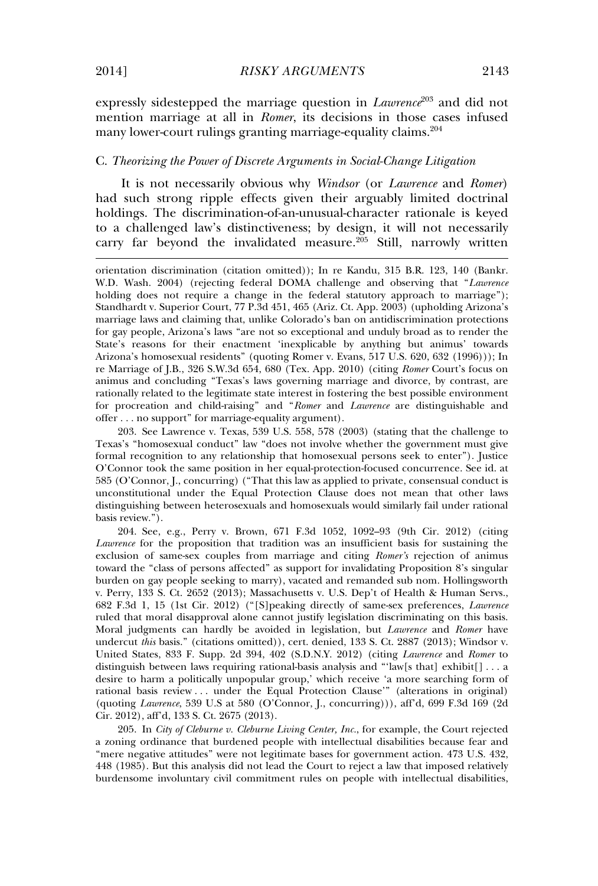expressly sidestepped the marriage question in *Lawrence*[203] and did not mention marriage at all in *Romer*, its decisions in those cases infused many lower-court rulings granting marriage-equality claims.[204]

### C. *Theorizing the Power of Discrete Arguments in Social-Change Litigation*

It is not necessarily obvious why *Windsor* (or *Lawrence* and *Romer*) had such strong ripple effects given their arguably limited doctrinal holdings. The discrimination-of-an-unusual-character rationale is keyed to a challenged law's distinctiveness; by design, it will not necessarily carry far beyond the invalidated measure.[205] Still, narrowly written

---

orientation discrimination (citation omitted)); In re Kandu, 315 B.R. 123, 140 (Bankr. W.D. Wash. 2004) (rejecting federal DOMA challenge and observing that "*Lawrence* holding does not require a change in the federal statutory approach to marriage"); Standhardt v. Superior Court, 77 P.3d 451, 465 (Ariz. Ct. App. 2003) (upholding Arizona's marriage laws and claiming that, unlike Colorado's ban on antidiscrimination protections for gay people, Arizona's laws "are not so exceptional and unduly broad as to render the State's reasons for their enactment 'inexplicable by anything but animus' towards Arizona's homosexual residents" (quoting Romer v. Evans, 517 U.S. 620, 632 (1996))); In re Marriage of J.B., 326 S.W.3d 654, 680 (Tex. App. 2010) (citing *Romer* Court's focus on animus and concluding "Texas's laws governing marriage and divorce, by contrast, are rationally related to the legitimate state interest in fostering the best possible environment for procreation and child-raising" and "*Romer* and *Lawrence* are distinguishable and offer . . . no support" for marriage-equality argument).

203. See Lawrence v. Texas, 539 U.S. 558, 578 (2003) (stating that the challenge to Texas's "homosexual conduct" law "does not involve whether the government must give formal recognition to any relationship that homosexual persons seek to enter"). Justice O'Connor took the same position in her equal-protection-focused concurrence. See id. at 585 (O'Connor, J., concurring) ("That this law as applied to private, consensual conduct is unconstitutional under the Equal Protection Clause does not mean that other laws distinguishing between heterosexuals and homosexuals would similarly fail under rational basis review.").

204. See, e.g., Perry v. Brown, 671 F.3d 1052, 1092–93 (9th Cir. 2012) (citing *Lawrence* for the proposition that tradition was an insufficient basis for sustaining the exclusion of same-sex couples from marriage and citing *Romer's* rejection of animus toward the "class of persons affected" as support for invalidating Proposition 8's singular burden on gay people seeking to marry), vacated and remanded sub nom. Hollingsworth v. Perry, 133 S. Ct. 2652 (2013); Massachusetts v. U.S. Dep't of Health & Human Servs., 682 F.3d 1, 15 (1st Cir. 2012) ("[S]peaking directly of same-sex preferences, *Lawrence* ruled that moral disapproval alone cannot justify legislation discriminating on this basis. Moral judgments can hardly be avoided in legislation, but *Lawrence* and *Romer* have undercut *this* basis." (citations omitted)), cert. denied, 133 S. Ct. 2887 (2013); Windsor v. United States, 833 F. Supp. 2d 394, 402 (S.D.N.Y. 2012) (citing *Lawrence* and *Romer* to distinguish between laws requiring rational-basis analysis and "'law[s that] exhibit[] . . . a desire to harm a politically unpopular group,' which receive 'a more searching form of rational basis review . . . under the Equal Protection Clause'" (alterations in original) (quoting *Lawrence*, 539 U.S at 580 (O'Connor, J., concurring))), aff'd, 699 F.3d 169 (2d Cir. 2012), aff'd, 133 S. Ct. 2675 (2013).

205. In *City of Cleburne v. Cleburne Living Center, Inc.*, for example, the Court rejected a zoning ordinance that burdened people with intellectual disabilities because fear and "mere negative attitudes" were not legitimate bases for government action. 473 U.S. 432, 448 (1985). But this analysis did not lead the Court to reject a law that imposed relatively burdensome involuntary civil commitment rules on people with intellectual disabilities,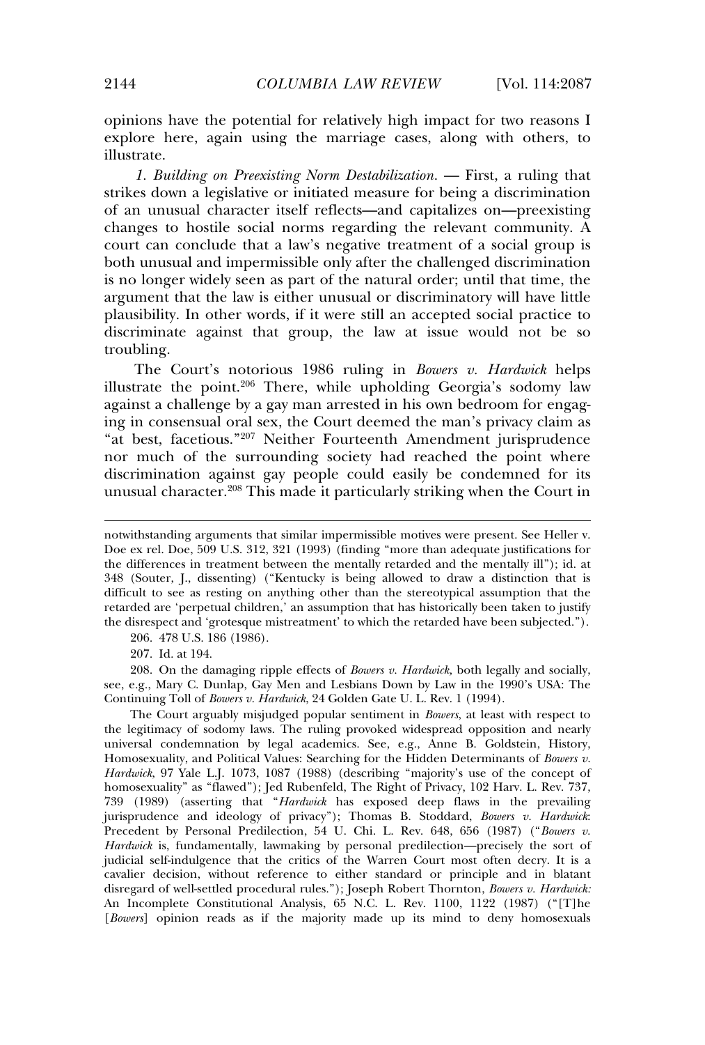opinions have the potential for relatively high impact for two reasons I explore here, again using the marriage cases, along with others, to illustrate.

*1. Building on Preexisting Norm Destabilization.* — First, a ruling that strikes down a legislative or initiated measure for being a discrimination of an unusual character itself reflects—and capitalizes on—preexisting changes to hostile social norms regarding the relevant community. A court can conclude that a law's negative treatment of a social group is both unusual and impermissible only after the challenged discrimination is no longer widely seen as part of the natural order; until that time, the argument that the law is either unusual or discriminatory will have little plausibility. In other words, if it were still an accepted social practice to discriminate against that group, the law at issue would not be so troubling.

The Court's notorious 1986 ruling in *Bowers v. Hardwick* helps illustrate the point.[206] There, while upholding Georgia's sodomy law against a challenge by a gay man arrested in his own bedroom for engaging in consensual oral sex, the Court deemed the man's privacy claim as "at best, facetious."[207] Neither Fourteenth Amendment jurisprudence nor much of the surrounding society had reached the point where discrimination against gay people could easily be condemned for its unusual character.[208] This made it particularly striking when the Court in

---

notwithstanding arguments that similar impermissible motives were present. See Heller v. Doe ex rel. Doe, 509 U.S. 312, 321 (1993) (finding "more than adequate justifications for the differences in treatment between the mentally retarded and the mentally ill"); id. at 348 (Souter, J., dissenting) ("Kentucky is being allowed to draw a distinction that is difficult to see as resting on anything other than the stereotypical assumption that the retarded are 'perpetual children,' an assumption that has historically been taken to justify the disrespect and 'grotesque mistreatment' to which the retarded have been subjected.").

206. 478 U.S. 186 (1986).

207. Id. at 194.

208. On the damaging ripple effects of *Bowers v. Hardwick,* both legally and socially, see, e.g., Mary C. Dunlap, Gay Men and Lesbians Down by Law in the 1990's USA: The Continuing Toll of *Bowers v. Hardwick*, 24 Golden Gate U. L. Rev. 1 (1994).

The Court arguably misjudged popular sentiment in *Bowers*, at least with respect to the legitimacy of sodomy laws. The ruling provoked widespread opposition and nearly universal condemnation by legal academics. See, e.g., Anne B. Goldstein, History, Homosexuality, and Political Values: Searching for the Hidden Determinants of *Bowers v. Hardwick*, 97 Yale L.J. 1073, 1087 (1988) (describing "majority's use of the concept of homosexuality" as "flawed"); Jed Rubenfeld, The Right of Privacy, 102 Harv. L. Rev. 737, 739 (1989) (asserting that "*Hardwick* has exposed deep flaws in the prevailing jurisprudence and ideology of privacy"); Thomas B. Stoddard, *Bowers v. Hardwick*: Precedent by Personal Predilection, 54 U. Chi. L. Rev. 648, 656 (1987) ("*Bowers v. Hardwick* is, fundamentally, lawmaking by personal predilection—precisely the sort of judicial self-indulgence that the critics of the Warren Court most often decry. It is a cavalier decision, without reference to either standard or principle and in blatant disregard of well-settled procedural rules."); Joseph Robert Thornton, *Bowers v. Hardwick:* An Incomplete Constitutional Analysis, 65 N.C. L. Rev. 1100, 1122 (1987) ("[T]he [*Bowers*] opinion reads as if the majority made up its mind to deny homosexuals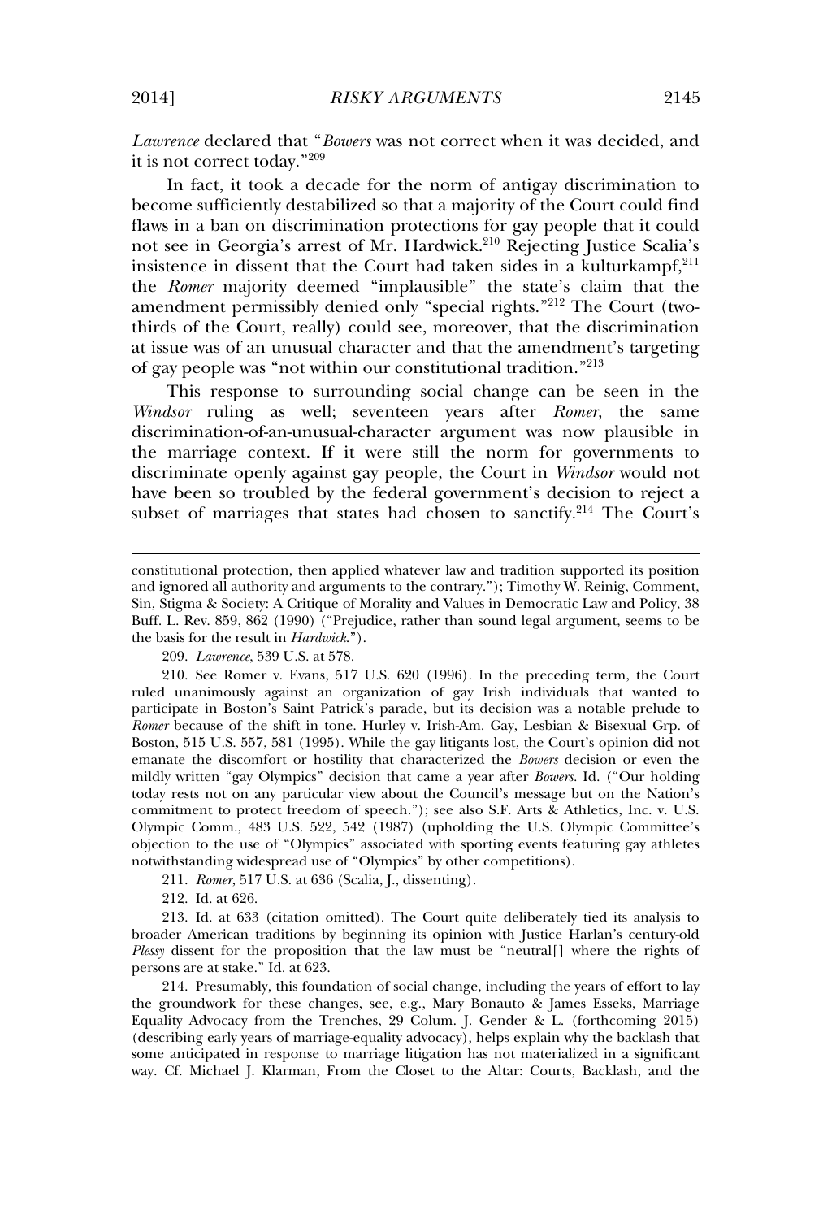*Lawrence* declared that "*Bowers* was not correct when it was decided, and it is not correct today."[209]

In fact, it took a decade for the norm of antigay discrimination to become sufficiently destabilized so that a majority of the Court could find flaws in a ban on discrimination protections for gay people that it could not see in Georgia's arrest of Mr. Hardwick.[210] Rejecting Justice Scalia's insistence in dissent that the Court had taken sides in a kulturkampf,[211] the *Romer* majority deemed "implausible" the state's claim that the amendment permissibly denied only "special rights."[212] The Court (two-thirds of the Court, really) could see, moreover, that the discrimination at issue was of an unusual character and that the amendment's targeting of gay people was "not within our constitutional tradition."[213]

This response to surrounding social change can be seen in the *Windsor* ruling as well; seventeen years after *Romer*, the same discrimination-of-an-unusual-character argument was now plausible in the marriage context. If it were still the norm for governments to discriminate openly against gay people, the Court in *Windsor* would not have been so troubled by the federal government's decision to reject a subset of marriages that states had chosen to sanctify.[214] The Court's

---

constitutional protection, then applied whatever law and tradition supported its position and ignored all authority and arguments to the contrary."); Timothy W. Reinig, Comment, Sin, Stigma & Society: A Critique of Morality and Values in Democratic Law and Policy, 38 Buff. L. Rev. 859, 862 (1990) ("Prejudice, rather than sound legal argument, seems to be the basis for the result in *Hardwick*.").

209. *Lawrence*, 539 U.S. at 578.

210. See Romer v. Evans, 517 U.S. 620 (1996). In the preceding term, the Court ruled unanimously against an organization of gay Irish individuals that wanted to participate in Boston's Saint Patrick's parade, but its decision was a notable prelude to *Romer* because of the shift in tone. Hurley v. Irish-Am. Gay, Lesbian & Bisexual Grp. of Boston, 515 U.S. 557, 581 (1995). While the gay litigants lost, the Court's opinion did not emanate the discomfort or hostility that characterized the *Bowers* decision or even the mildly written "gay Olympics" decision that came a year after *Bowers*. Id. ("Our holding today rests not on any particular view about the Council's message but on the Nation's commitment to protect freedom of speech."); see also S.F. Arts & Athletics, Inc. v. U.S. Olympic Comm., 483 U.S. 522, 542 (1987) (upholding the U.S. Olympic Committee's objection to the use of "Olympics" associated with sporting events featuring gay athletes notwithstanding widespread use of "Olympics" by other competitions).

211. *Romer*, 517 U.S. at 636 (Scalia, J., dissenting).

212. Id. at 626.

213. Id. at 633 (citation omitted). The Court quite deliberately tied its analysis to broader American traditions by beginning its opinion with Justice Harlan's century-old *Plessy* dissent for the proposition that the law must be "neutral[] where the rights of persons are at stake." Id. at 623.

214. Presumably, this foundation of social change, including the years of effort to lay the groundwork for these changes, see, e.g., Mary Bonauto & James Esseks, Marriage Equality Advocacy from the Trenches, 29 Colum. J. Gender & L. (forthcoming 2015) (describing early years of marriage-equality advocacy), helps explain why the backlash that some anticipated in response to marriage litigation has not materialized in a significant way. Cf. Michael J. Klarman, From the Closet to the Altar: Courts, Backlash, and the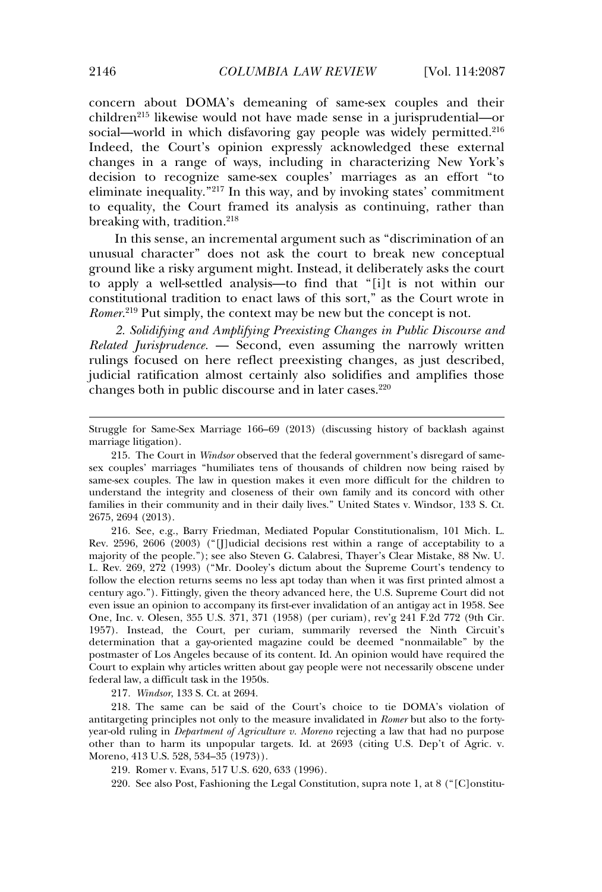concern about DOMA's demeaning of same-sex couples and their children[215] likewise would not have made sense in a jurisprudential—or social—world in which disfavoring gay people was widely permitted.[216] Indeed, the Court's opinion expressly acknowledged these external changes in a range of ways, including in characterizing New York's decision to recognize same-sex couples' marriages as an effort "to eliminate inequality."[217] In this way, and by invoking states' commitment to equality, the Court framed its analysis as continuing, rather than breaking with, tradition.[218]

In this sense, an incremental argument such as "discrimination of an unusual character" does not ask the court to break new conceptual ground like a risky argument might. Instead, it deliberately asks the court to apply a well-settled analysis—to find that "[i]t is not within our constitutional tradition to enact laws of this sort," as the Court wrote in *Romer*.[219] Put simply, the context may be new but the concept is not.

*2. Solidifying and Amplifying Preexisting Changes in Public Discourse and Related Jurisprudence.* — Second, even assuming the narrowly written rulings focused on here reflect preexisting changes, as just described, judicial ratification almost certainly also solidifies and amplifies those changes both in public discourse and in later cases.[220]

---

Struggle for Same-Sex Marriage 166–69 (2013) (discussing history of backlash against marriage litigation).

215. The Court in *Windsor* observed that the federal government's disregard of same-sex couples' marriages "humiliates tens of thousands of children now being raised by same-sex couples. The law in question makes it even more difficult for the children to understand the integrity and closeness of their own family and its concord with other families in their community and in their daily lives." United States v. Windsor, 133 S. Ct. 2675, 2694 (2013).

216. See, e.g., Barry Friedman, Mediated Popular Constitutionalism, 101 Mich. L. Rev. 2596, 2606 (2003) ("[J]udicial decisions rest within a range of acceptability to a majority of the people."); see also Steven G. Calabresi, Thayer's Clear Mistake, 88 Nw. U. L. Rev. 269, 272 (1993) ("Mr. Dooley's dictum about the Supreme Court's tendency to follow the election returns seems no less apt today than when it was first printed almost a century ago."). Fittingly, given the theory advanced here, the U.S. Supreme Court did not even issue an opinion to accompany its first-ever invalidation of an antigay act in 1958. See One, Inc. v. Olesen, 355 U.S. 371, 371 (1958) (per curiam), rev'g 241 F.2d 772 (9th Cir. 1957). Instead, the Court, per curiam, summarily reversed the Ninth Circuit's determination that a gay-oriented magazine could be deemed "nonmailable" by the postmaster of Los Angeles because of its content. Id. An opinion would have required the Court to explain why articles written about gay people were not necessarily obscene under federal law, a difficult task in the 1950s.

217. *Windsor*, 133 S. Ct. at 2694.

218. The same can be said of the Court's choice to tie DOMA's violation of antitargeting principles not only to the measure invalidated in *Romer* but also to the forty-year-old ruling in *Department of Agriculture v. Moreno* rejecting a law that had no purpose other than to harm its unpopular targets. Id. at 2693 (citing U.S. Dep't of Agric. v. Moreno, 413 U.S. 528, 534–35 (1973)).

219. Romer v. Evans, 517 U.S. 620, 633 (1996).

220. See also Post, Fashioning the Legal Constitution, supra note 1, at 8 ("[C]onstitu-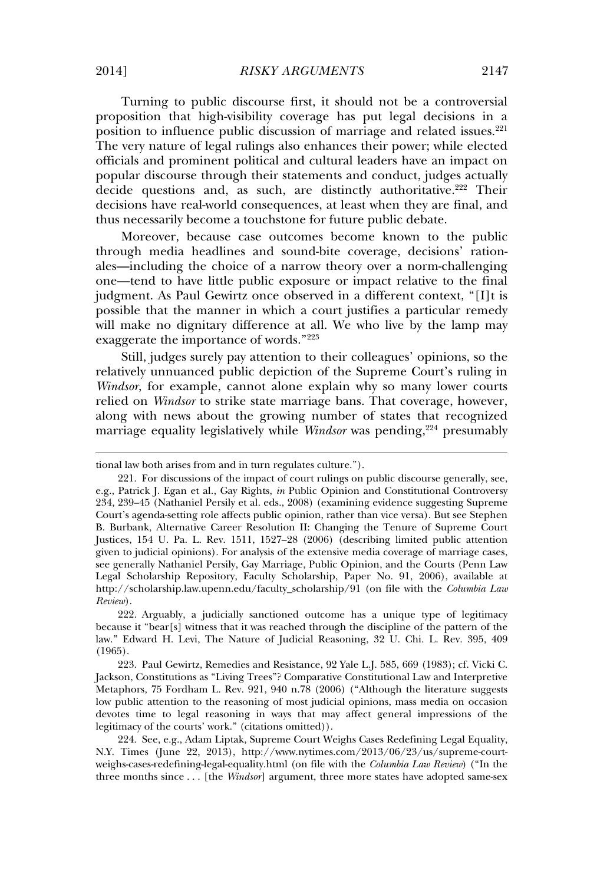Turning to public discourse first, it should not be a controversial proposition that high-visibility coverage has put legal decisions in a position to influence public discussion of marriage and related issues.[221] The very nature of legal rulings also enhances their power; while elected officials and prominent political and cultural leaders have an impact on popular discourse through their statements and conduct, judges actually decide questions and, as such, are distinctly authoritative.[222] Their decisions have real-world consequences, at least when they are final, and thus necessarily become a touchstone for future public debate.

Moreover, because case outcomes become known to the public through media headlines and sound-bite coverage, decisions' rationales—including the choice of a narrow theory over a norm-challenging one—tend to have little public exposure or impact relative to the final judgment. As Paul Gewirtz once observed in a different context, "[I]t is possible that the manner in which a court justifies a particular remedy will make no dignitary difference at all. We who live by the lamp may exaggerate the importance of words."[223]

Still, judges surely pay attention to their colleagues' opinions, so the relatively unnuanced public depiction of the Supreme Court's ruling in *Windsor*, for example, cannot alone explain why so many lower courts relied on *Windsor* to strike state marriage bans. That coverage, however, along with news about the growing number of states that recognized marriage equality legislatively while *Windsor* was pending,[224] presumably

---

tional law both arises from and in turn regulates culture.").

221. For discussions of the impact of court rulings on public discourse generally, see, e.g., Patrick J. Egan et al., Gay Rights, *in* Public Opinion and Constitutional Controversy 234, 239–45 (Nathaniel Persily et al. eds., 2008) (examining evidence suggesting Supreme Court's agenda-setting role affects public opinion, rather than vice versa). But see Stephen B. Burbank, Alternative Career Resolution II: Changing the Tenure of Supreme Court Justices, 154 U. Pa. L. Rev. 1511, 1527–28 (2006) (describing limited public attention given to judicial opinions). For analysis of the extensive media coverage of marriage cases, see generally Nathaniel Persily, Gay Marriage, Public Opinion, and the Courts (Penn Law Legal Scholarship Repository, Faculty Scholarship, Paper No. 91, 2006), available at http://scholarship.law.upenn.edu/faculty_scholarship/91 (on file with the *Columbia Law Review*).

222. Arguably, a judicially sanctioned outcome has a unique type of legitimacy because it "bear[s] witness that it was reached through the discipline of the pattern of the law." Edward H. Levi, The Nature of Judicial Reasoning, 32 U. Chi. L. Rev. 395, 409 (1965).

223. Paul Gewirtz, Remedies and Resistance, 92 Yale L.J. 585, 669 (1983); cf. Vicki C. Jackson, Constitutions as "Living Trees"? Comparative Constitutional Law and Interpretive Metaphors, 75 Fordham L. Rev. 921, 940 n.78 (2006) ("Although the literature suggests low public attention to the reasoning of most judicial opinions, mass media on occasion devotes time to legal reasoning in ways that may affect general impressions of the legitimacy of the courts' work." (citations omitted)).

224. See, e.g., Adam Liptak, Supreme Court Weighs Cases Redefining Legal Equality, N.Y. Times (June 22, 2013), http://www.nytimes.com/2013/06/23/us/supreme-court-weighs-cases-redefining-legal-equality.html (on file with the *Columbia Law Review*) ("In the three months since . . . [the *Windsor*] argument, three more states have adopted same-sex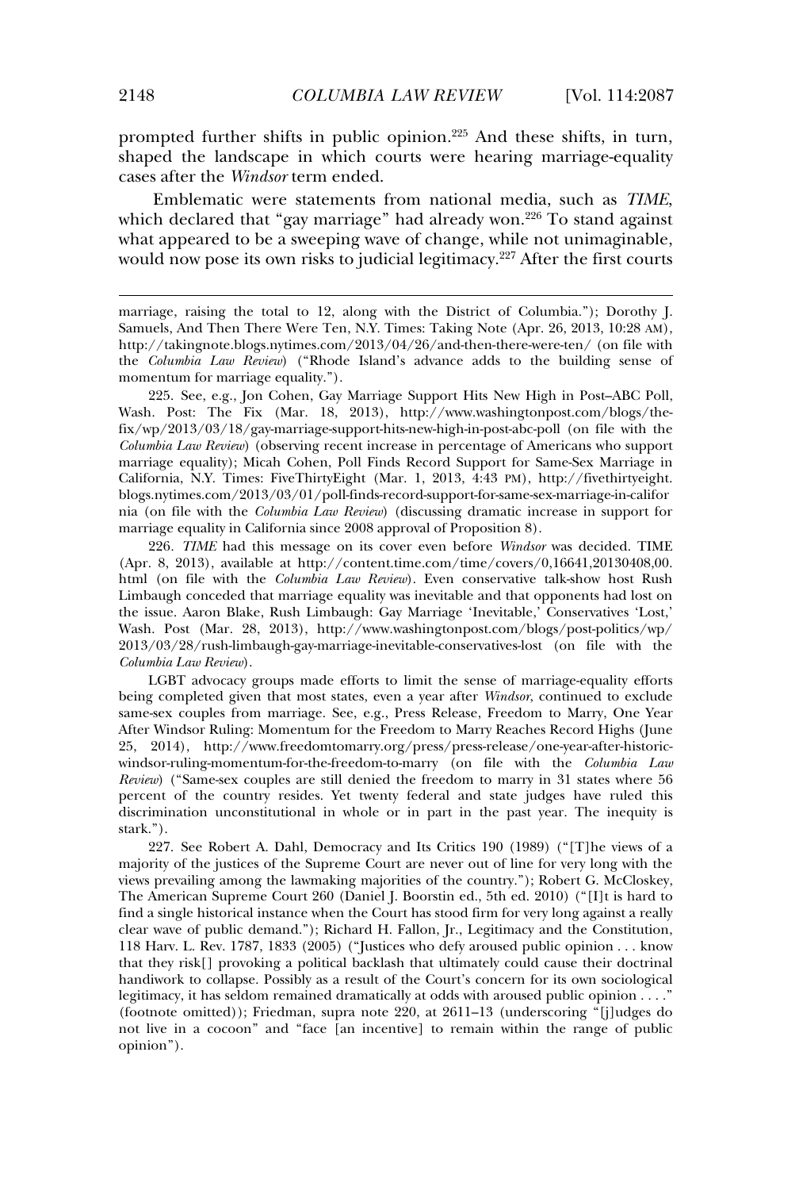prompted further shifts in public opinion.[225] And these shifts, in turn, shaped the landscape in which courts were hearing marriage-equality cases after the *Windsor* term ended.

Emblematic were statements from national media, such as *TIME*, which declared that "gay marriage" had already won.[226] To stand against what appeared to be a sweeping wave of change, while not unimaginable, would now pose its own risks to judicial legitimacy.[227] After the first courts

---

marriage, raising the total to 12, along with the District of Columbia."); Dorothy J. Samuels, And Then There Were Ten, N.Y. Times: Taking Note (Apr. 26, 2013, 10:28 AM), http://takingnote.blogs.nytimes.com/2013/04/26/and-then-there-were-ten/ (on file with the *Columbia Law Review*) ("Rhode Island's advance adds to the building sense of momentum for marriage equality.").

225. See, e.g., Jon Cohen, Gay Marriage Support Hits New High in Post–ABC Poll, Wash. Post: The Fix (Mar. 18, 2013), http://www.washingtonpost.com/blogs/the-fix/wp/2013/03/18/gay-marriage-support-hits-new-high-in-post-abc-poll (on file with the *Columbia Law Review*) (observing recent increase in percentage of Americans who support marriage equality); Micah Cohen, Poll Finds Record Support for Same-Sex Marriage in California, N.Y. Times: FiveThirtyEight (Mar. 1, 2013, 4:43 PM), http://fivethirtyeight.blogs.nytimes.com/2013/03/01/poll-finds-record-support-for-same-sex-marriage-in-california (on file with the *Columbia Law Review*) (discussing dramatic increase in support for marriage equality in California since 2008 approval of Proposition 8).

226. *TIME* had this message on its cover even before *Windsor* was decided. TIME (Apr. 8, 2013), available at http://content.time.com/time/covers/0,16641,20130408,00.html (on file with the *Columbia Law Review*). Even conservative talk-show host Rush Limbaugh conceded that marriage equality was inevitable and that opponents had lost on the issue. Aaron Blake, Rush Limbaugh: Gay Marriage 'Inevitable,' Conservatives 'Lost,' Wash. Post (Mar. 28, 2013), http://www.washingtonpost.com/blogs/post-politics/wp/2013/03/28/rush-limbaugh-gay-marriage-inevitable-conservatives-lost (on file with the *Columbia Law Review*).

LGBT advocacy groups made efforts to limit the sense of marriage-equality efforts being completed given that most states, even a year after *Windsor*, continued to exclude same-sex couples from marriage. See, e.g., Press Release, Freedom to Marry, One Year After Windsor Ruling: Momentum for the Freedom to Marry Reaches Record Highs (June 25, 2014), http://www.freedomtomarry.org/press/press-release/one-year-after-historic-windsor-ruling-momentum-for-the-freedom-to-marry (on file with the *Columbia Law Review*) ("Same-sex couples are still denied the freedom to marry in 31 states where 56 percent of the country resides. Yet twenty federal and state judges have ruled this discrimination unconstitutional in whole or in part in the past year. The inequity is stark.").

227. See Robert A. Dahl, Democracy and Its Critics 190 (1989) ("[T]he views of a majority of the justices of the Supreme Court are never out of line for very long with the views prevailing among the lawmaking majorities of the country."); Robert G. McCloskey, The American Supreme Court 260 (Daniel J. Boorstin ed., 5th ed. 2010) ("[I]t is hard to find a single historical instance when the Court has stood firm for very long against a really clear wave of public demand."); Richard H. Fallon, Jr., Legitimacy and the Constitution, 118 Harv. L. Rev. 1787, 1833 (2005) ("Justices who defy aroused public opinion . . . know that they risk[] provoking a political backlash that ultimately could cause their doctrinal handiwork to collapse. Possibly as a result of the Court's concern for its own sociological legitimacy, it has seldom remained dramatically at odds with aroused public opinion . . . ." (footnote omitted)); Friedman, supra note 220, at 2611–13 (underscoring "[j]udges do not live in a cocoon" and "face [an incentive] to remain within the range of public opinion").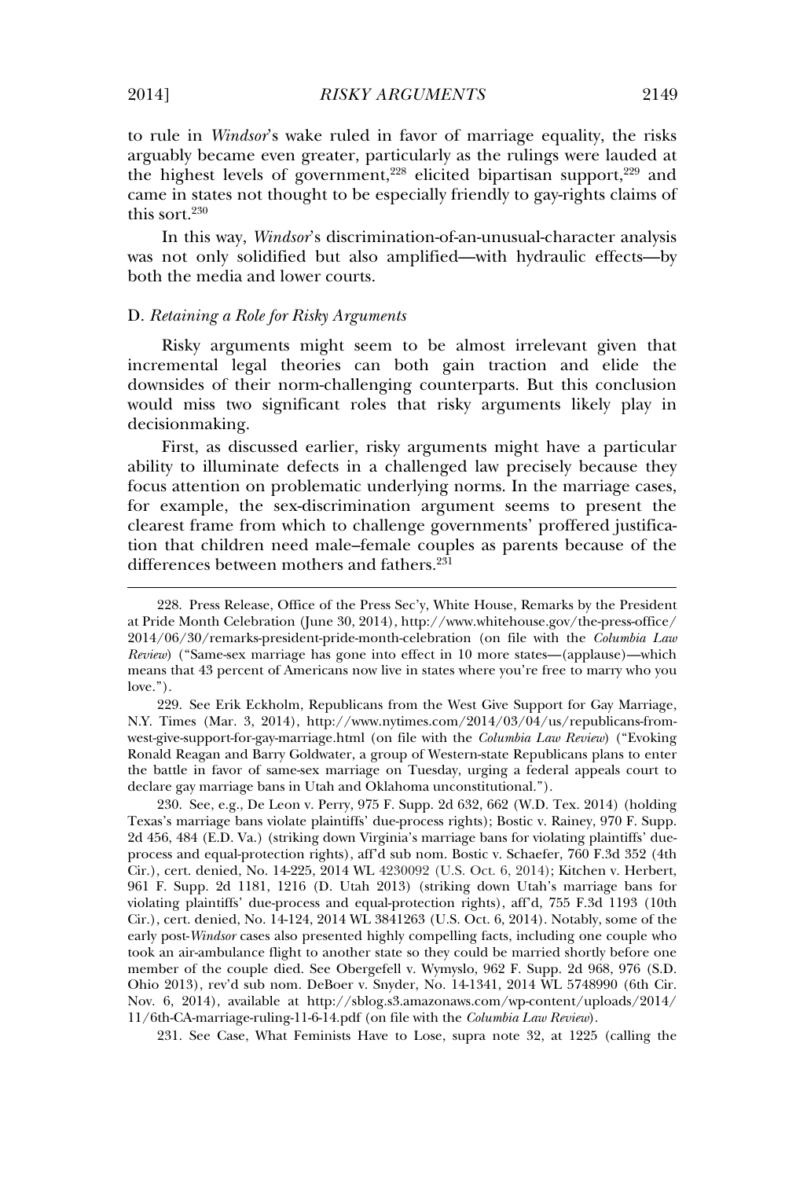to rule in *Windsor*'s wake ruled in favor of marriage equality, the risks arguably became even greater, particularly as the rulings were lauded at the highest levels of government,[228] elicited bipartisan support,[229] and came in states not thought to be especially friendly to gay-rights claims of this sort.[230]

In this way, *Windsor*'s discrimination-of-an-unusual-character analysis was not only solidified but also amplified—with hydraulic effects—by both the media and lower courts.

### D. *Retaining a Role for Risky Arguments*

Risky arguments might seem to be almost irrelevant given that incremental legal theories can both gain traction and elide the downsides of their norm-challenging counterparts. But this conclusion would miss two significant roles that risky arguments likely play in decisionmaking.

First, as discussed earlier, risky arguments might have a particular ability to illuminate defects in a challenged law precisely because they focus attention on problematic underlying norms. In the marriage cases, for example, the sex-discrimination argument seems to present the clearest frame from which to challenge governments' proffered justification that children need male–female couples as parents because of the differences between mothers and fathers.[231]

---

228. Press Release, Office of the Press Sec'y, White House, Remarks by the President at Pride Month Celebration (June 30, 2014), http://www.whitehouse.gov/the-press-office/2014/06/30/remarks-president-pride-month-celebration (on file with the *Columbia Law Review*) ("Same-sex marriage has gone into effect in 10 more states—(applause)—which means that 43 percent of Americans now live in states where you're free to marry who you love.").

229. See Erik Eckholm, Republicans from the West Give Support for Gay Marriage, N.Y. Times (Mar. 3, 2014), http://www.nytimes.com/2014/03/04/us/republicans-from-west-give-support-for-gay-marriage.html (on file with the *Columbia Law Review*) ("Evoking Ronald Reagan and Barry Goldwater, a group of Western-state Republicans plans to enter the battle in favor of same-sex marriage on Tuesday, urging a federal appeals court to declare gay marriage bans in Utah and Oklahoma unconstitutional.").

230. See, e.g., De Leon v. Perry, 975 F. Supp. 2d 632, 662 (W.D. Tex. 2014) (holding Texas's marriage bans violate plaintiffs' due-process rights); Bostic v. Rainey, 970 F. Supp. 2d 456, 484 (E.D. Va.) (striking down Virginia's marriage bans for violating plaintiffs' due-process and equal-protection rights), aff'd sub nom. Bostic v. Schaefer, 760 F.3d 352 (4th Cir.), cert. denied, No. 14-225, 2014 WL 4230092 (U.S. Oct. 6, 2014); Kitchen v. Herbert, 961 F. Supp. 2d 1181, 1216 (D. Utah 2013) (striking down Utah's marriage bans for violating plaintiffs' due-process and equal-protection rights), aff'd, 755 F.3d 1193 (10th Cir.), cert. denied, No. 14-124, 2014 WL 3841263 (U.S. Oct. 6, 2014). Notably, some of the early post-*Windsor* cases also presented highly compelling facts, including one couple who took an air-ambulance flight to another state so they could be married shortly before one member of the couple died. See Obergefell v. Wymyslo, 962 F. Supp. 2d 968, 976 (S.D. Ohio 2013), rev'd sub nom. DeBoer v. Snyder, No. 14-1341, 2014 WL 5748990 (6th Cir. Nov. 6, 2014), available at http://sblog.s3.amazonaws.com/wp-content/uploads/2014/11/6th-CA-marriage-ruling-11-6-14.pdf (on file with the *Columbia Law Review*).

231. See Case, What Feminists Have to Lose, supra note 32, at 1225 (calling the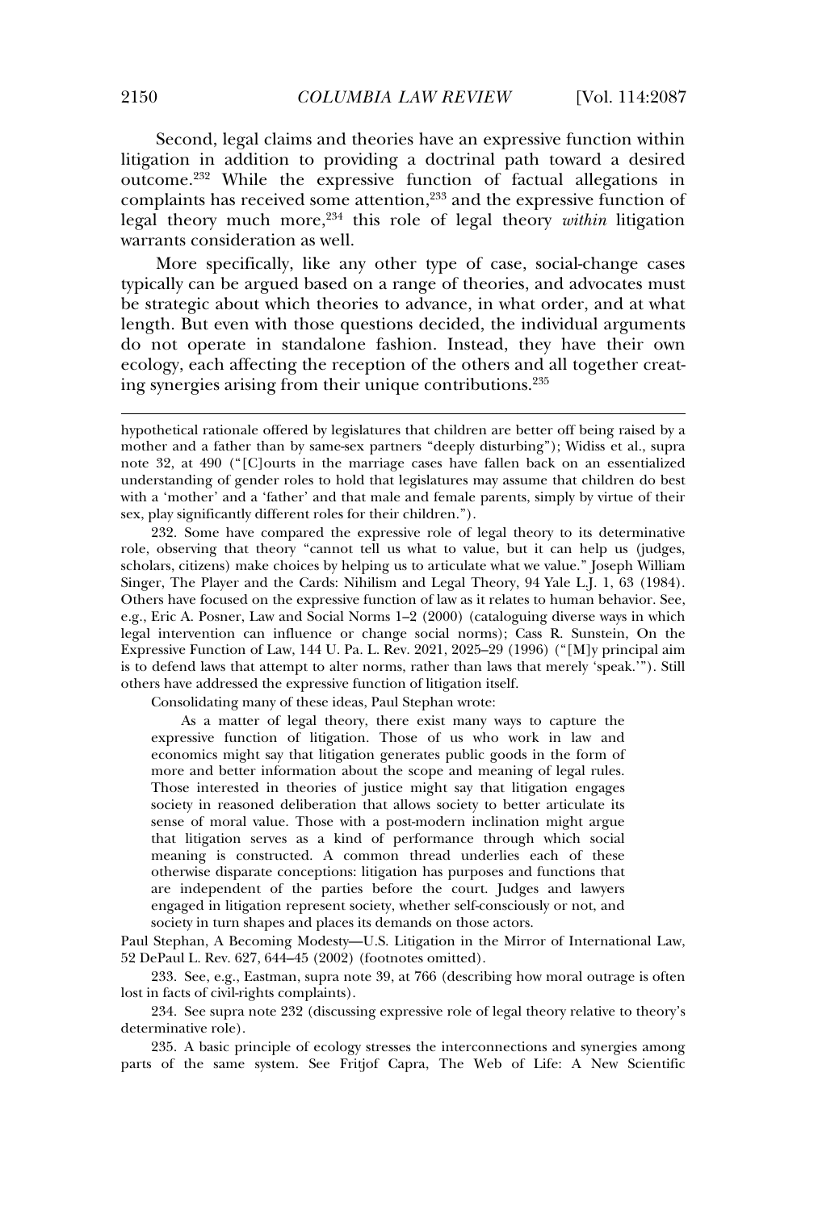Second, legal claims and theories have an expressive function within litigation in addition to providing a doctrinal path toward a desired outcome.[232] While the expressive function of factual allegations in complaints has received some attention,[233] and the expressive function of legal theory much more,[234] this role of legal theory *within* litigation warrants consideration as well.

More specifically, like any other type of case, social-change cases typically can be argued based on a range of theories, and advocates must be strategic about which theories to advance, in what order, and at what length. But even with those questions decided, the individual arguments do not operate in standalone fashion. Instead, they have their own ecology, each affecting the reception of the others and all together creating synergies arising from their unique contributions.[235]

---

hypothetical rationale offered by legislatures that children are better off being raised by a mother and a father than by same-sex partners "deeply disturbing"); Widiss et al., supra note 32, at 490 ("[C]ourts in the marriage cases have fallen back on an essentialized understanding of gender roles to hold that legislatures may assume that children do best with a 'mother' and a 'father' and that male and female parents, simply by virtue of their sex, play significantly different roles for their children.").

232. Some have compared the expressive role of legal theory to its determinative role, observing that theory "cannot tell us what to value, but it can help us (judges, scholars, citizens) make choices by helping us to articulate what we value." Joseph William Singer, The Player and the Cards: Nihilism and Legal Theory, 94 Yale L.J. 1, 63 (1984). Others have focused on the expressive function of law as it relates to human behavior. See, e.g., Eric A. Posner, Law and Social Norms 1–2 (2000) (cataloguing diverse ways in which legal intervention can influence or change social norms); Cass R. Sunstein, On the Expressive Function of Law, 144 U. Pa. L. Rev. 2021, 2025–29 (1996) ("[M]y principal aim is to defend laws that attempt to alter norms, rather than laws that merely 'speak.'"). Still others have addressed the expressive function of litigation itself.

Consolidating many of these ideas, Paul Stephan wrote:

> As a matter of legal theory, there exist many ways to capture the expressive function of litigation. Those of us who work in law and economics might say that litigation generates public goods in the form of more and better information about the scope and meaning of legal rules. Those interested in theories of justice might say that litigation engages society in reasoned deliberation that allows society to better articulate its sense of moral value. Those with a post-modern inclination might argue that litigation serves as a kind of performance through which social meaning is constructed. A common thread underlies each of these otherwise disparate conceptions: litigation has purposes and functions that are independent of the parties before the court. Judges and lawyers engaged in litigation represent society, whether self-consciously or not, and society in turn shapes and places its demands on those actors.

Paul Stephan, A Becoming Modesty—U.S. Litigation in the Mirror of International Law, 52 DePaul L. Rev. 627, 644–45 (2002) (footnotes omitted).

233. See, e.g., Eastman, supra note 39, at 766 (describing how moral outrage is often lost in facts of civil-rights complaints).

234. See supra note 232 (discussing expressive role of legal theory relative to theory's determinative role).

235. A basic principle of ecology stresses the interconnections and synergies among parts of the same system. See Fritjof Capra, The Web of Life: A New Scientific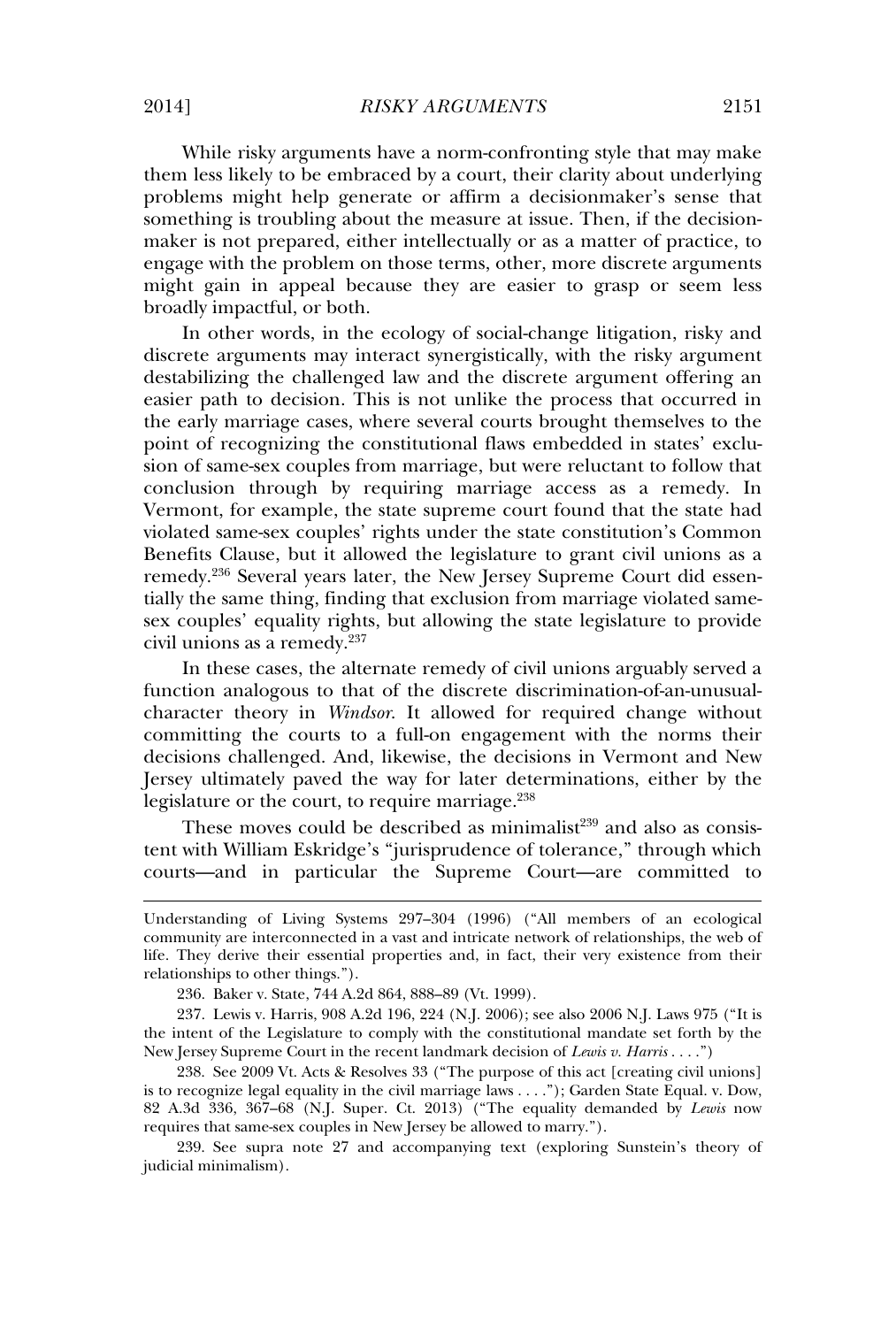While risky arguments have a norm-confronting style that may make them less likely to be embraced by a court, their clarity about underlying problems might help generate or affirm a decisionmaker's sense that something is troubling about the measure at issue. Then, if the decision-maker is not prepared, either intellectually or as a matter of practice, to engage with the problem on those terms, other, more discrete arguments might gain in appeal because they are easier to grasp or seem less broadly impactful, or both.

In other words, in the ecology of social-change litigation, risky and discrete arguments may interact synergistically, with the risky argument destabilizing the challenged law and the discrete argument offering an easier path to decision. This is not unlike the process that occurred in the early marriage cases, where several courts brought themselves to the point of recognizing the constitutional flaws embedded in states' exclusion of same-sex couples from marriage, but were reluctant to follow that conclusion through by requiring marriage access as a remedy. In Vermont, for example, the state supreme court found that the state had violated same-sex couples' rights under the state constitution's Common Benefits Clause, but it allowed the legislature to grant civil unions as a remedy.[236] Several years later, the New Jersey Supreme Court did essentially the same thing, finding that exclusion from marriage violated same-sex couples' equality rights, but allowing the state legislature to provide civil unions as a remedy.[237]

In these cases, the alternate remedy of civil unions arguably served a function analogous to that of the discrete discrimination-of-an-unusual-character theory in *Windsor*. It allowed for required change without committing the courts to a full-on engagement with the norms their decisions challenged. And, likewise, the decisions in Vermont and New Jersey ultimately paved the way for later determinations, either by the legislature or the court, to require marriage.[238]

These moves could be described as minimalist[239] and also as consistent with William Eskridge's "jurisprudence of tolerance," through which courts—and in particular the Supreme Court—are committed to

---

Understanding of Living Systems 297–304 (1996) ("All members of an ecological community are interconnected in a vast and intricate network of relationships, the web of life. They derive their essential properties and, in fact, their very existence from their relationships to other things.").

236. Baker v. State, 744 A.2d 864, 888–89 (Vt. 1999).

237. Lewis v. Harris, 908 A.2d 196, 224 (N.J. 2006); see also 2006 N.J. Laws 975 ("It is the intent of the Legislature to comply with the constitutional mandate set forth by the New Jersey Supreme Court in the recent landmark decision of *Lewis v. Harris* . . . .")

238. See 2009 Vt. Acts & Resolves 33 ("The purpose of this act [creating civil unions] is to recognize legal equality in the civil marriage laws . . . ."); Garden State Equal. v. Dow, 82 A.3d 336, 367–68 (N.J. Super. Ct. 2013) ("The equality demanded by *Lewis* now requires that same-sex couples in New Jersey be allowed to marry.").

239. See supra note 27 and accompanying text (exploring Sunstein's theory of judicial minimalism).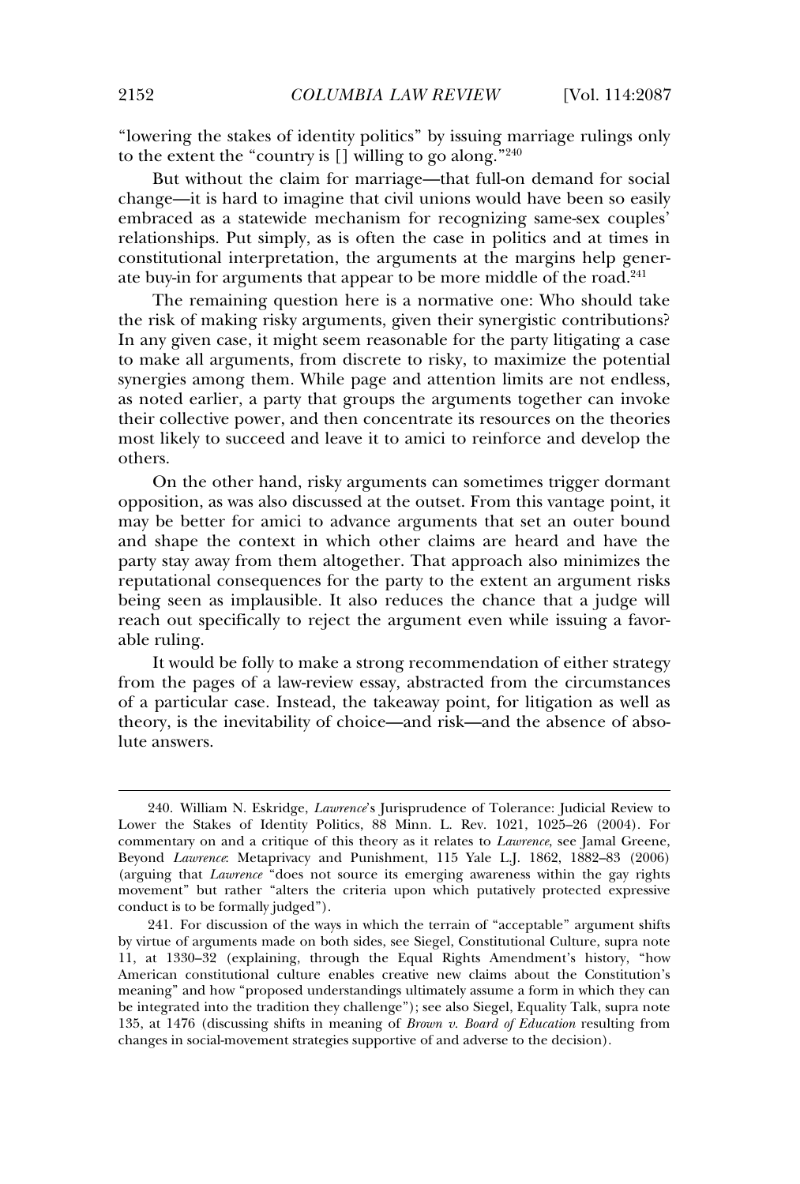"lowering the stakes of identity politics" by issuing marriage rulings only to the extent the "country is [] willing to go along."[240]

But without the claim for marriage—that full-on demand for social change—it is hard to imagine that civil unions would have been so easily embraced as a statewide mechanism for recognizing same-sex couples' relationships. Put simply, as is often the case in politics and at times in constitutional interpretation, the arguments at the margins help generate buy-in for arguments that appear to be more middle of the road.[241]

The remaining question here is a normative one: Who should take the risk of making risky arguments, given their synergistic contributions? In any given case, it might seem reasonable for the party litigating a case to make all arguments, from discrete to risky, to maximize the potential synergies among them. While page and attention limits are not endless, as noted earlier, a party that groups the arguments together can invoke their collective power, and then concentrate its resources on the theories most likely to succeed and leave it to amici to reinforce and develop the others.

On the other hand, risky arguments can sometimes trigger dormant opposition, as was also discussed at the outset. From this vantage point, it may be better for amici to advance arguments that set an outer bound and shape the context in which other claims are heard and have the party stay away from them altogether. That approach also minimizes the reputational consequences for the party to the extent an argument risks being seen as implausible. It also reduces the chance that a judge will reach out specifically to reject the argument even while issuing a favorable ruling.

It would be folly to make a strong recommendation of either strategy from the pages of a law-review essay, abstracted from the circumstances of a particular case. Instead, the takeaway point, for litigation as well as theory, is the inevitability of choice—and risk—and the absence of absolute answers.

---

240. William N. Eskridge, *Lawrence*'s Jurisprudence of Tolerance: Judicial Review to Lower the Stakes of Identity Politics, 88 Minn. L. Rev. 1021, 1025–26 (2004). For commentary on and a critique of this theory as it relates to *Lawrence*, see Jamal Greene, Beyond *Lawrence*: Metaprivacy and Punishment, 115 Yale L.J. 1862, 1882–83 (2006) (arguing that *Lawrence* "does not source its emerging awareness within the gay rights movement" but rather "alters the criteria upon which putatively protected expressive conduct is to be formally judged").

241. For discussion of the ways in which the terrain of "acceptable" argument shifts by virtue of arguments made on both sides, see Siegel, Constitutional Culture, supra note 11, at 1330–32 (explaining, through the Equal Rights Amendment's history, "how American constitutional culture enables creative new claims about the Constitution's meaning" and how "proposed understandings ultimately assume a form in which they can be integrated into the tradition they challenge"); see also Siegel, Equality Talk, supra note 135, at 1476 (discussing shifts in meaning of *Brown v. Board of Education* resulting from changes in social-movement strategies supportive of and adverse to the decision).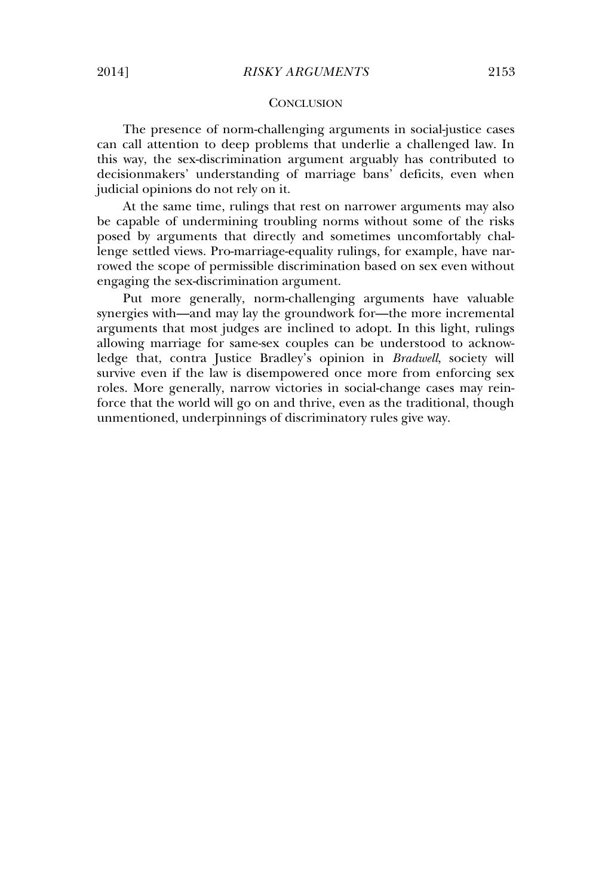## CONCLUSION

The presence of norm-challenging arguments in social-justice cases can call attention to deep problems that underlie a challenged law. In this way, the sex-discrimination argument arguably has contributed to decisionmakers' understanding of marriage bans' deficits, even when judicial opinions do not rely on it.

At the same time, rulings that rest on narrower arguments may also be capable of undermining troubling norms without some of the risks posed by arguments that directly and sometimes uncomfortably challenge settled views. Pro-marriage-equality rulings, for example, have narrowed the scope of permissible discrimination based on sex even without engaging the sex-discrimination argument.

Put more generally, norm-challenging arguments have valuable synergies with—and may lay the groundwork for—the more incremental arguments that most judges are inclined to adopt. In this light, rulings allowing marriage for same-sex couples can be understood to acknowledge that, contra Justice Bradley's opinion in *Bradwell*, society will survive even if the law is disempowered once more from enforcing sex roles. More generally, narrow victories in social-change cases may reinforce that the world will go on and thrive, even as the traditional, though unmentioned, underpinnings of discriminatory rules give way.